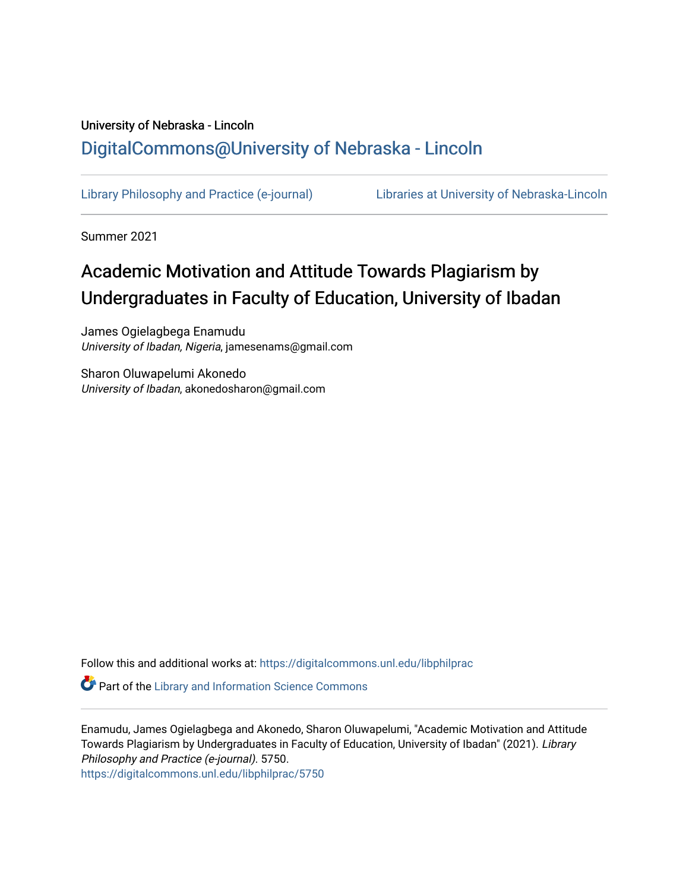University of Nebraska - Lincoln

[DigitalCommons@University of Nebraska - Lincoln](https://digitalcommons.unl.edu)

Library Philosophy and Practice (e-journal) | Libraries at University of Nebraska-Lincoln

Summer 2021

# Academic Motivation and Attitude Towards Plagiarism by Undergraduates in Faculty of Education, University of Ibadan

James Ogielagbega Enamudu
*University of Ibadan, Nigeria*, jamesenams@gmail.com

Sharon Oluwapelumi Akonedo
*University of Ibadan*, akonedosharon@gmail.com

Follow this and additional works at: https://digitalcommons.unl.edu/libphilprac

Part of the Library and Information Science Commons

Enamudu, James Ogielagbega and Akonedo, Sharon Oluwapelumi, "Academic Motivation and Attitude Towards Plagiarism by Undergraduates in Faculty of Education, University of Ibadan" (2021). *Library Philosophy and Practice (e-journal)*. 5750.
https://digitalcommons.unl.edu/libphilprac/5750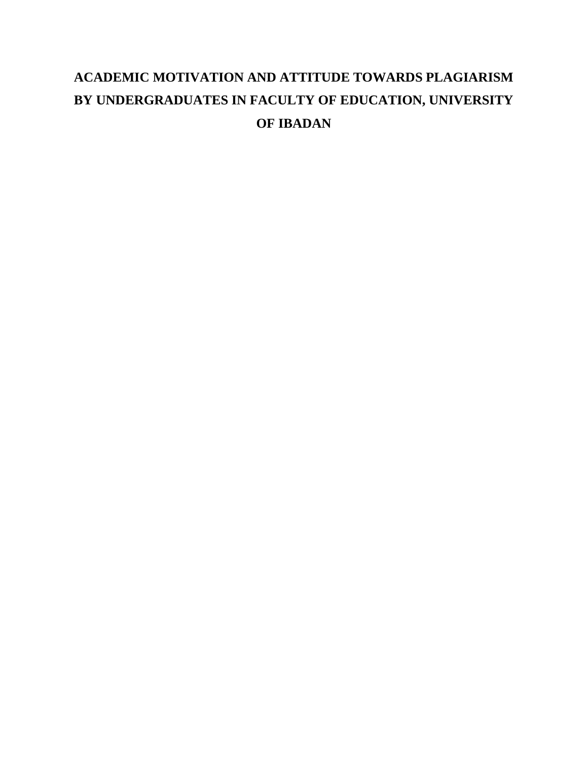# ACADEMIC MOTIVATION AND ATTITUDE TOWARDS PLAGIARISM BY UNDERGRADUATES IN FACULTY OF EDUCATION, UNIVERSITY OF IBADAN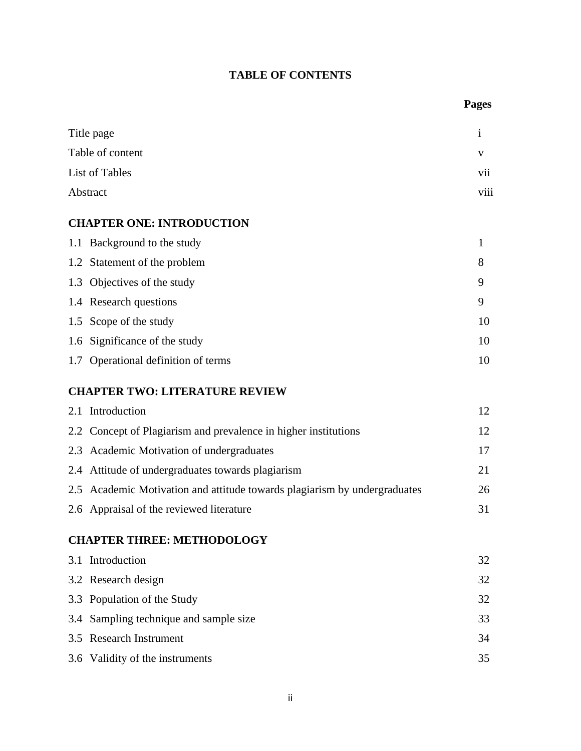# TABLE OF CONTENTS

| | Pages |
|---|---|
| Title page | i |
| Table of content | v |
| List of Tables | vii |
| Abstract | viii |
| **CHAPTER ONE: INTRODUCTION** | |
| 1.1 Background to the study | 1 |
| 1.2 Statement of the problem | 8 |
| 1.3 Objectives of the study | 9 |
| 1.4 Research questions | 9 |
| 1.5 Scope of the study | 10 |
| 1.6 Significance of the study | 10 |
| 1.7 Operational definition of terms | 10 |
| **CHAPTER TWO: LITERATURE REVIEW** | |
| 2.1 Introduction | 12 |
| 2.2 Concept of Plagiarism and prevalence in higher institutions | 12 |
| 2.3 Academic Motivation of undergraduates | 17 |
| 2.4 Attitude of undergraduates towards plagiarism | 21 |
| 2.5 Academic Motivation and attitude towards plagiarism by undergraduates | 26 |
| 2.6 Appraisal of the reviewed literature | 31 |
| **CHAPTER THREE: METHODOLOGY** | |
| 3.1 Introduction | 32 |
| 3.2 Research design | 32 |
| 3.3 Population of the Study | 32 |
| 3.4 Sampling technique and sample size | 33 |
| 3.5 Research Instrument | 34 |
| 3.6 Validity of the instruments | 35 |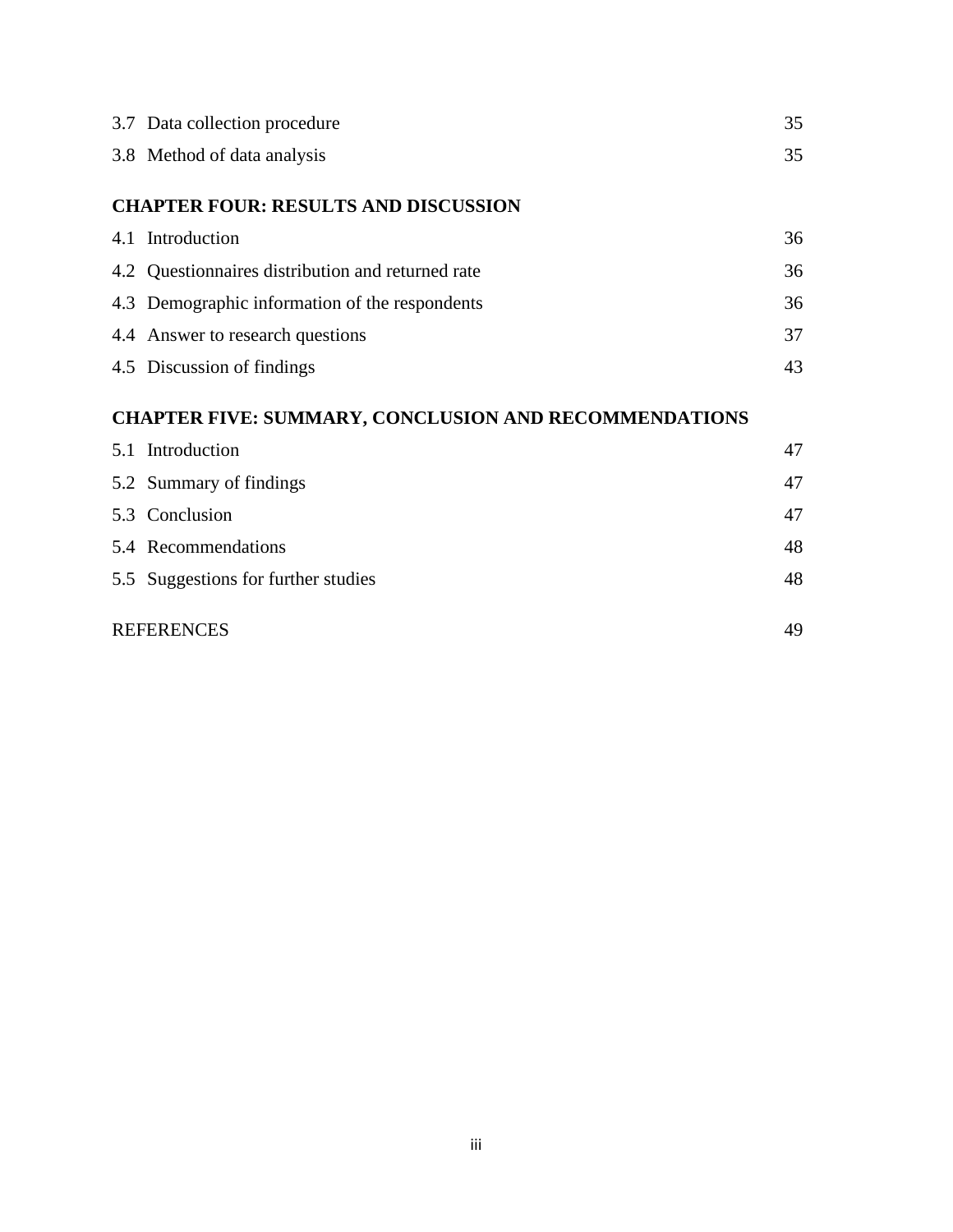| | |
|---|---|
| 3.7 Data collection procedure | 35 |
| 3.8 Method of data analysis | 35 |
| **CHAPTER FOUR: RESULTS AND DISCUSSION** | |
| 4.1 Introduction | 36 |
| 4.2 Questionnaires distribution and returned rate | 36 |
| 4.3 Demographic information of the respondents | 36 |
| 4.4 Answer to research questions | 37 |
| 4.5 Discussion of findings | 43 |
| **CHAPTER FIVE: SUMMARY, CONCLUSION AND RECOMMENDATIONS** | |
| 5.1 Introduction | 47 |
| 5.2 Summary of findings | 47 |
| 5.3 Conclusion | 47 |
| 5.4 Recommendations | 48 |
| 5.5 Suggestions for further studies | 48 |
| REFERENCES | 49 |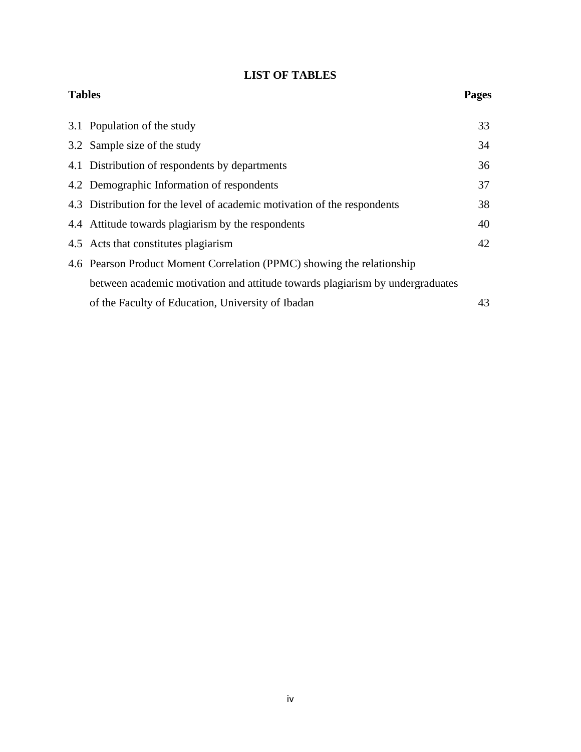# LIST OF TABLES

| Tables | | Pages |
|---|---|---|
| 3.1 | Population of the study | 33 |
| 3.2 | Sample size of the study | 34 |
| 4.1 | Distribution of respondents by departments | 36 |
| 4.2 | Demographic Information of respondents | 37 |
| 4.3 | Distribution for the level of academic motivation of the respondents | 38 |
| 4.4 | Attitude towards plagiarism by the respondents | 40 |
| 4.5 | Acts that constitutes plagiarism | 42 |
| 4.6 | Pearson Product Moment Correlation (PPMC) showing the relationship between academic motivation and attitude towards plagiarism by undergraduates of the Faculty of Education, University of Ibadan | 43 |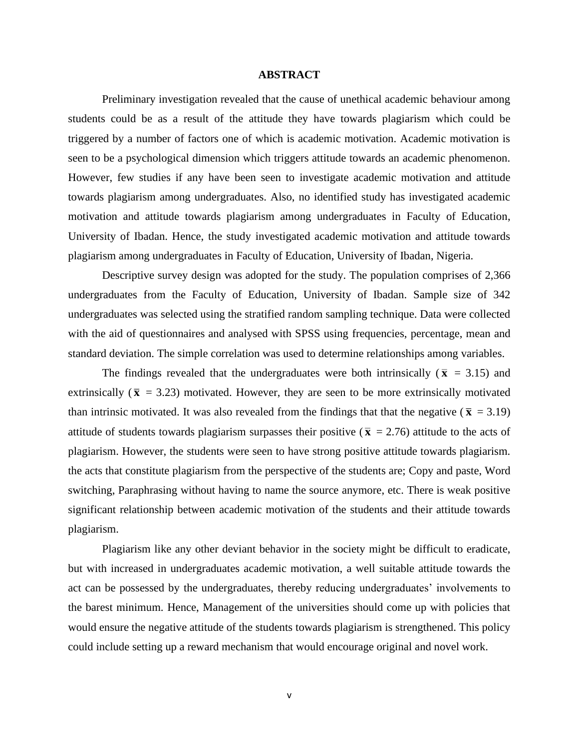# ABSTRACT

Preliminary investigation revealed that the cause of unethical academic behaviour among students could be as a result of the attitude they have towards plagiarism which could be triggered by a number of factors one of which is academic motivation. Academic motivation is seen to be a psychological dimension which triggers attitude towards an academic phenomenon. However, few studies if any have been seen to investigate academic motivation and attitude towards plagiarism among undergraduates. Also, no identified study has investigated academic motivation and attitude towards plagiarism among undergraduates in Faculty of Education, University of Ibadan. Hence, the study investigated academic motivation and attitude towards plagiarism among undergraduates in Faculty of Education, University of Ibadan, Nigeria.

Descriptive survey design was adopted for the study. The population comprises of 2,366 undergraduates from the Faculty of Education, University of Ibadan. Sample size of 342 undergraduates was selected using the stratified random sampling technique. Data were collected with the aid of questionnaires and analysed with SPSS using frequencies, percentage, mean and standard deviation. The simple correlation was used to determine relationships among variables.

The findings revealed that the undergraduates were both intrinsically ($\bar{\mathbf{x}}$ = 3.15) and extrinsically ($\bar{\mathbf{x}}$ = 3.23) motivated. However, they are seen to be more extrinsically motivated than intrinsic motivated. It was also revealed from the findings that that the negative ($\bar{\mathbf{x}}$ = 3.19) attitude of students towards plagiarism surpasses their positive ($\bar{\mathbf{x}}$ = 2.76) attitude to the acts of plagiarism. However, the students were seen to have strong positive attitude towards plagiarism. the acts that constitute plagiarism from the perspective of the students are; Copy and paste, Word switching, Paraphrasing without having to name the source anymore, etc. There is weak positive significant relationship between academic motivation of the students and their attitude towards plagiarism.

Plagiarism like any other deviant behavior in the society might be difficult to eradicate, but with increased in undergraduates academic motivation, a well suitable attitude towards the act can be possessed by the undergraduates, thereby reducing undergraduates' involvements to the barest minimum. Hence, Management of the universities should come up with policies that would ensure the negative attitude of the students towards plagiarism is strengthened. This policy could include setting up a reward mechanism that would encourage original and novel work.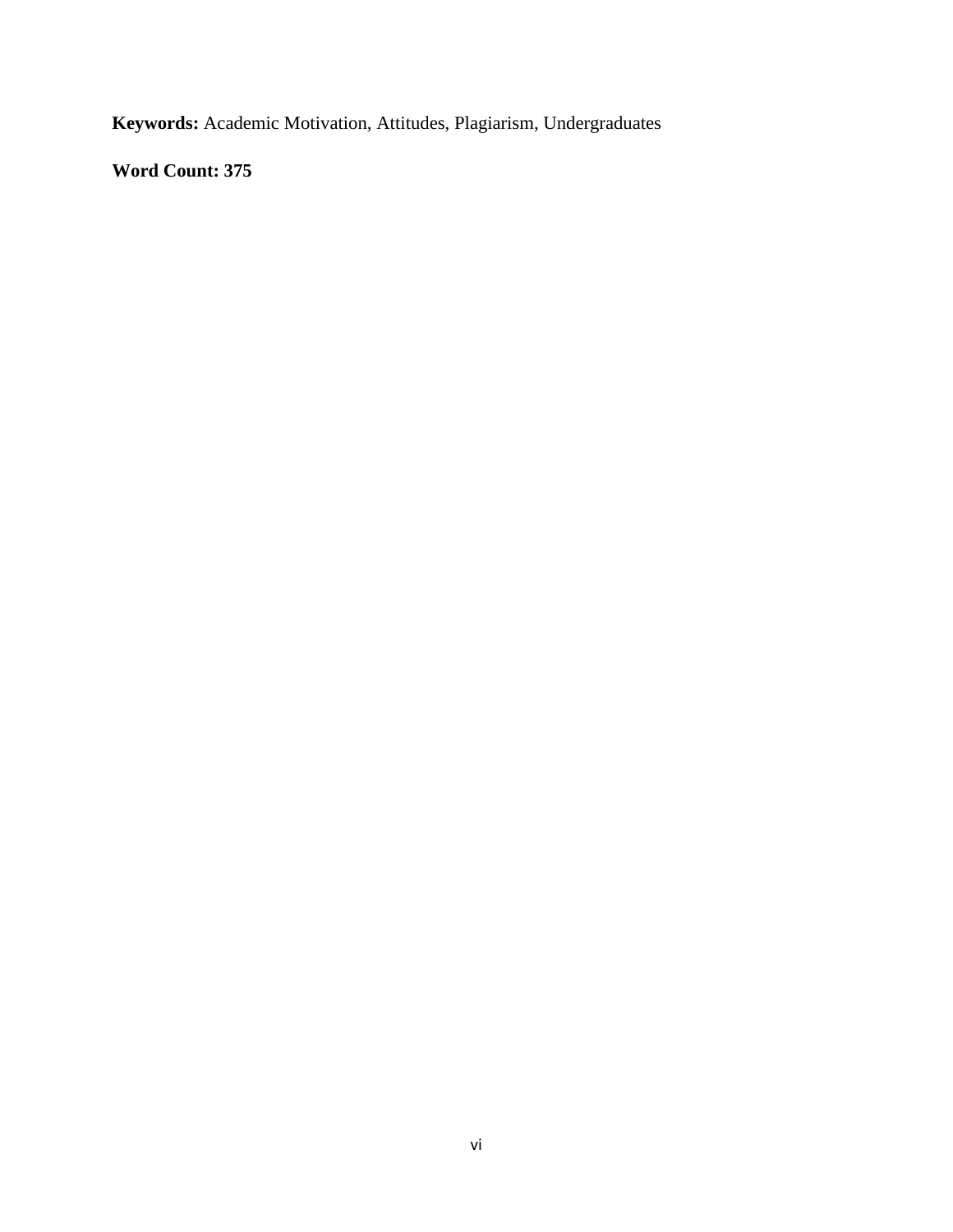**Keywords:** Academic Motivation, Attitudes, Plagiarism, Undergraduates

**Word Count: 375**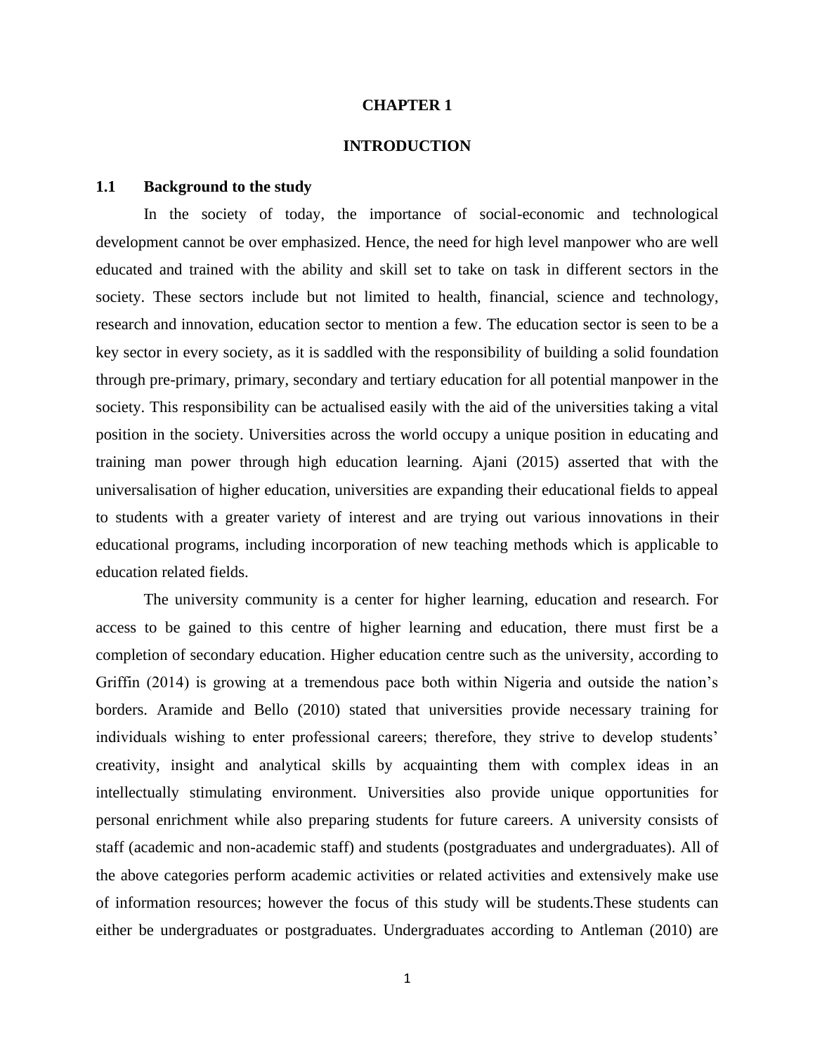# CHAPTER 1

# INTRODUCTION

## 1.1 Background to the study

In the society of today, the importance of social-economic and technological development cannot be over emphasized. Hence, the need for high level manpower who are well educated and trained with the ability and skill set to take on task in different sectors in the society. These sectors include but not limited to health, financial, science and technology, research and innovation, education sector to mention a few. The education sector is seen to be a key sector in every society, as it is saddled with the responsibility of building a solid foundation through pre-primary, primary, secondary and tertiary education for all potential manpower in the society. This responsibility can be actualised easily with the aid of the universities taking a vital position in the society. Universities across the world occupy a unique position in educating and training man power through high education learning. Ajani (2015) asserted that with the universalisation of higher education, universities are expanding their educational fields to appeal to students with a greater variety of interest and are trying out various innovations in their educational programs, including incorporation of new teaching methods which is applicable to education related fields.

The university community is a center for higher learning, education and research. For access to be gained to this centre of higher learning and education, there must first be a completion of secondary education. Higher education centre such as the university, according to Griffin (2014) is growing at a tremendous pace both within Nigeria and outside the nation's borders. Aramide and Bello (2010) stated that universities provide necessary training for individuals wishing to enter professional careers; therefore, they strive to develop students' creativity, insight and analytical skills by acquainting them with complex ideas in an intellectually stimulating environment. Universities also provide unique opportunities for personal enrichment while also preparing students for future careers. A university consists of staff (academic and non-academic staff) and students (postgraduates and undergraduates). All of the above categories perform academic activities or related activities and extensively make use of information resources; however the focus of this study will be students.These students can either be undergraduates or postgraduates. Undergraduates according to Antleman (2010) are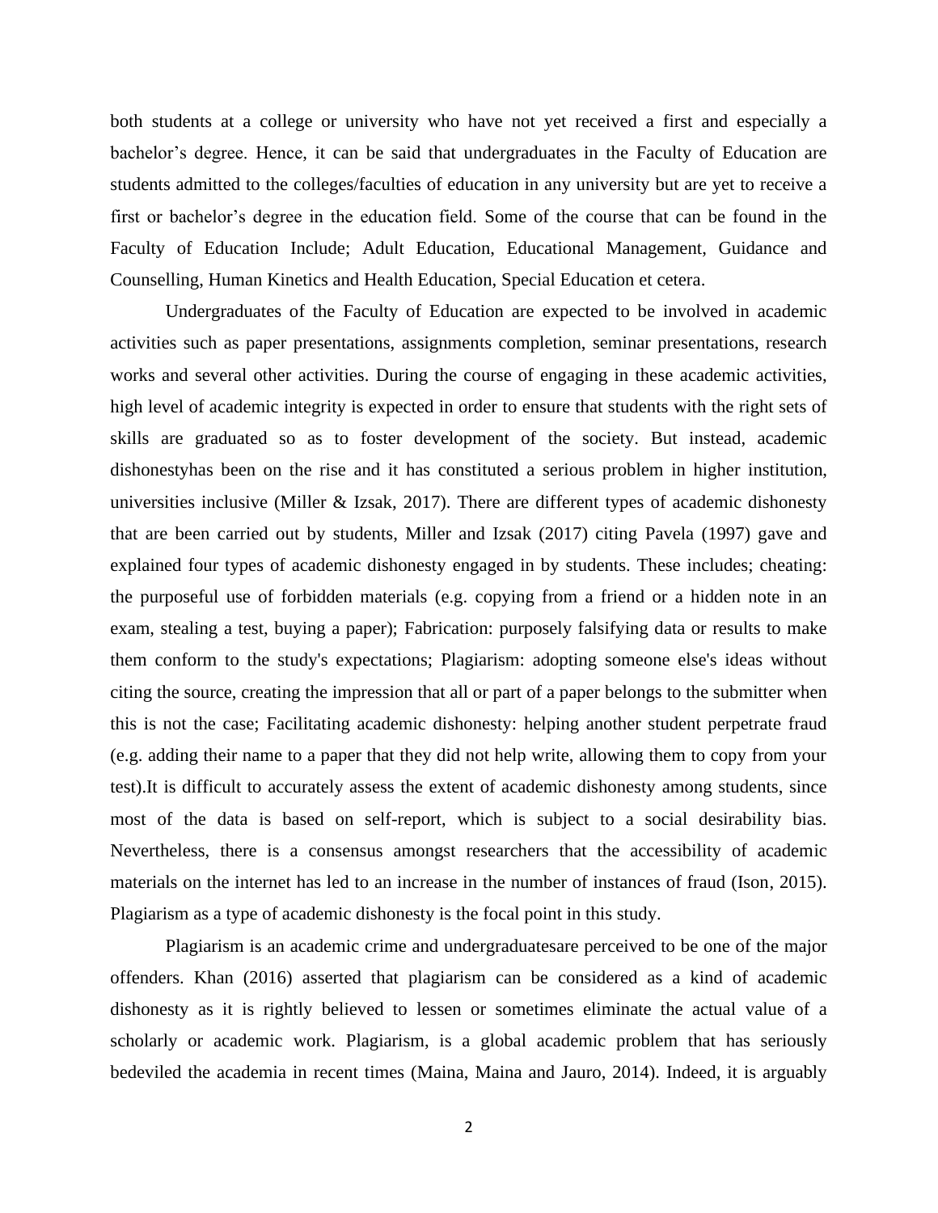both students at a college or university who have not yet received a first and especially a bachelor's degree. Hence, it can be said that undergraduates in the Faculty of Education are students admitted to the colleges/faculties of education in any university but are yet to receive a first or bachelor's degree in the education field. Some of the course that can be found in the Faculty of Education Include; Adult Education, Educational Management, Guidance and Counselling, Human Kinetics and Health Education, Special Education et cetera.

Undergraduates of the Faculty of Education are expected to be involved in academic activities such as paper presentations, assignments completion, seminar presentations, research works and several other activities. During the course of engaging in these academic activities, high level of academic integrity is expected in order to ensure that students with the right sets of skills are graduated so as to foster development of the society. But instead, academic dishonestyhas been on the rise and it has constituted a serious problem in higher institution, universities inclusive (Miller & Izsak, 2017). There are different types of academic dishonesty that are been carried out by students, Miller and Izsak (2017) citing Pavela (1997) gave and explained four types of academic dishonesty engaged in by students. These includes; cheating: the purposeful use of forbidden materials (e.g. copying from a friend or a hidden note in an exam, stealing a test, buying a paper); Fabrication: purposely falsifying data or results to make them conform to the study's expectations; Plagiarism: adopting someone else's ideas without citing the source, creating the impression that all or part of a paper belongs to the submitter when this is not the case; Facilitating academic dishonesty: helping another student perpetrate fraud (e.g. adding their name to a paper that they did not help write, allowing them to copy from your test).It is difficult to accurately assess the extent of academic dishonesty among students, since most of the data is based on self-report, which is subject to a social desirability bias. Nevertheless, there is a consensus amongst researchers that the accessibility of academic materials on the internet has led to an increase in the number of instances of fraud (Ison, 2015). Plagiarism as a type of academic dishonesty is the focal point in this study.

Plagiarism is an academic crime and undergraduatesare perceived to be one of the major offenders. Khan (2016) asserted that plagiarism can be considered as a kind of academic dishonesty as it is rightly believed to lessen or sometimes eliminate the actual value of a scholarly or academic work. Plagiarism, is a global academic problem that has seriously bedeviled the academia in recent times (Maina, Maina and Jauro, 2014). Indeed, it is arguably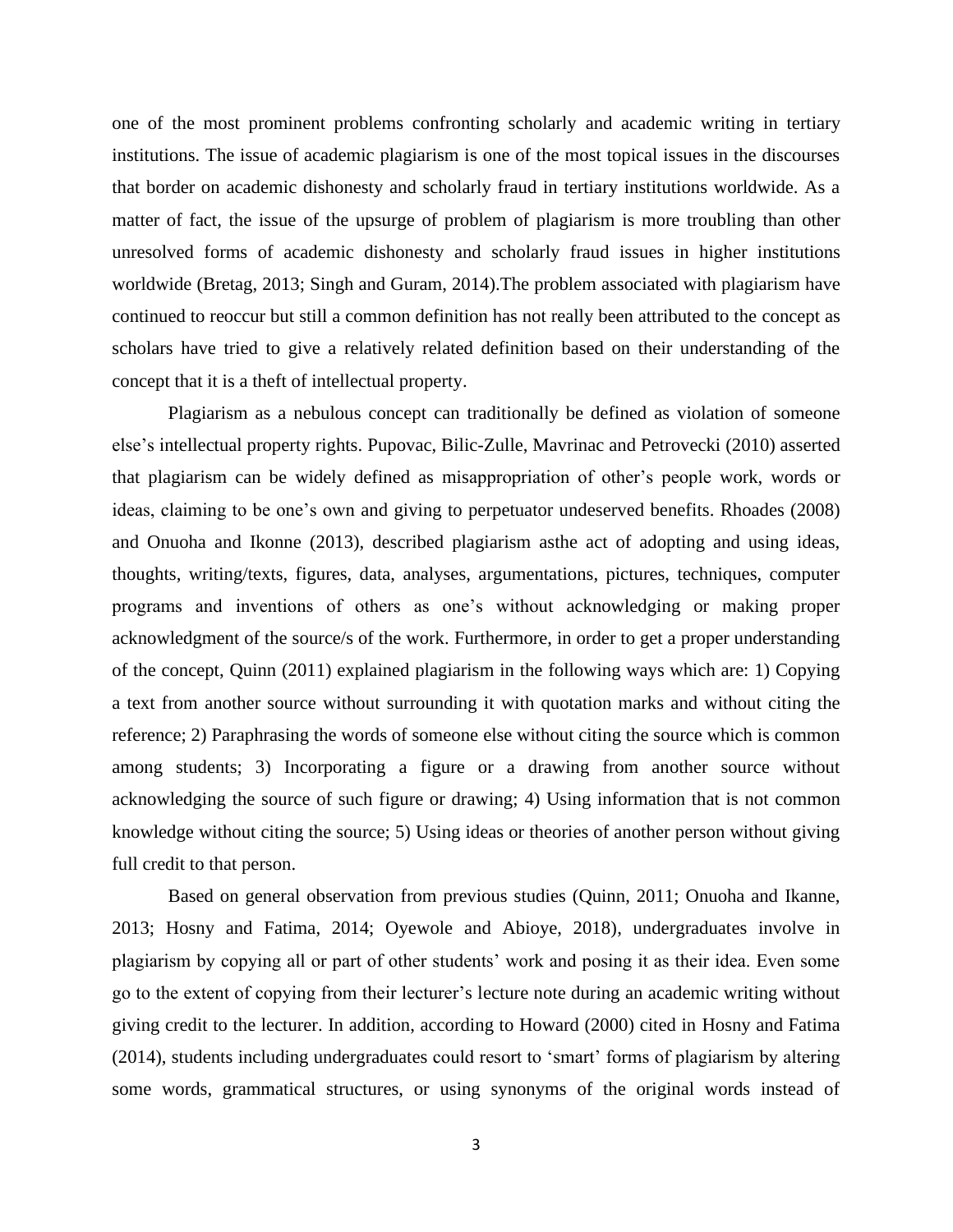one of the most prominent problems confronting scholarly and academic writing in tertiary institutions. The issue of academic plagiarism is one of the most topical issues in the discourses that border on academic dishonesty and scholarly fraud in tertiary institutions worldwide. As a matter of fact, the issue of the upsurge of problem of plagiarism is more troubling than other unresolved forms of academic dishonesty and scholarly fraud issues in higher institutions worldwide (Bretag, 2013; Singh and Guram, 2014).The problem associated with plagiarism have continued to reoccur but still a common definition has not really been attributed to the concept as scholars have tried to give a relatively related definition based on their understanding of the concept that it is a theft of intellectual property.

Plagiarism as a nebulous concept can traditionally be defined as violation of someone else's intellectual property rights. Pupovac, Bilic-Zulle, Mavrinac and Petrovecki (2010) asserted that plagiarism can be widely defined as misappropriation of other's people work, words or ideas, claiming to be one's own and giving to perpetuator undeserved benefits. Rhoades (2008) and Onuoha and Ikonne (2013), described plagiarism asthe act of adopting and using ideas, thoughts, writing/texts, figures, data, analyses, argumentations, pictures, techniques, computer programs and inventions of others as one's without acknowledging or making proper acknowledgment of the source/s of the work. Furthermore, in order to get a proper understanding of the concept, Quinn (2011) explained plagiarism in the following ways which are: 1) Copying a text from another source without surrounding it with quotation marks and without citing the reference; 2) Paraphrasing the words of someone else without citing the source which is common among students; 3) Incorporating a figure or a drawing from another source without acknowledging the source of such figure or drawing; 4) Using information that is not common knowledge without citing the source; 5) Using ideas or theories of another person without giving full credit to that person.

Based on general observation from previous studies (Quinn, 2011; Onuoha and Ikanne, 2013; Hosny and Fatima, 2014; Oyewole and Abioye, 2018), undergraduates involve in plagiarism by copying all or part of other students' work and posing it as their idea. Even some go to the extent of copying from their lecturer's lecture note during an academic writing without giving credit to the lecturer. In addition, according to Howard (2000) cited in Hosny and Fatima (2014), students including undergraduates could resort to 'smart' forms of plagiarism by altering some words, grammatical structures, or using synonyms of the original words instead of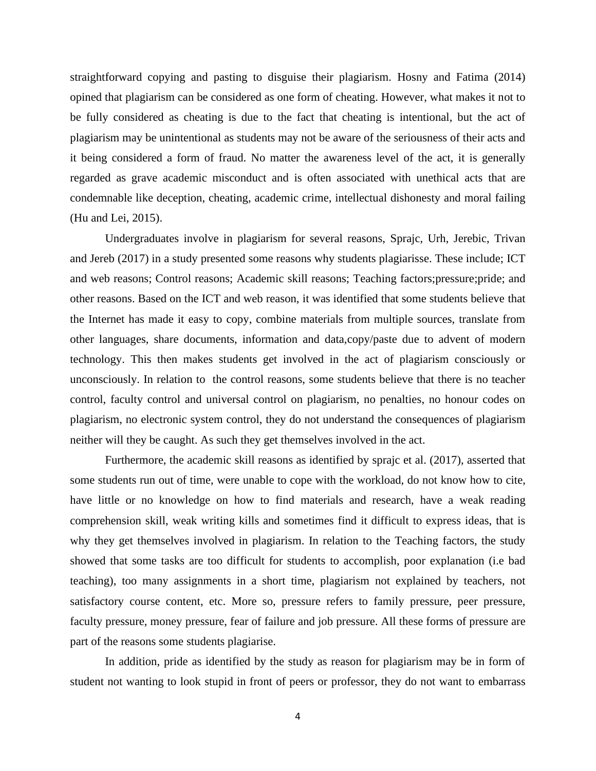straightforward copying and pasting to disguise their plagiarism. Hosny and Fatima (2014) opined that plagiarism can be considered as one form of cheating. However, what makes it not to be fully considered as cheating is due to the fact that cheating is intentional, but the act of plagiarism may be unintentional as students may not be aware of the seriousness of their acts and it being considered a form of fraud. No matter the awareness level of the act, it is generally regarded as grave academic misconduct and is often associated with unethical acts that are condemnable like deception, cheating, academic crime, intellectual dishonesty and moral failing (Hu and Lei, 2015).

Undergraduates involve in plagiarism for several reasons, Sprajc, Urh, Jerebic, Trivan and Jereb (2017) in a study presented some reasons why students plagiarisse. These include; ICT and web reasons; Control reasons; Academic skill reasons; Teaching factors;pressure;pride; and other reasons. Based on the ICT and web reason, it was identified that some students believe that the Internet has made it easy to copy, combine materials from multiple sources, translate from other languages, share documents, information and data,copy/paste due to advent of modern technology. This then makes students get involved in the act of plagiarism consciously or unconsciously. In relation to the control reasons, some students believe that there is no teacher control, faculty control and universal control on plagiarism, no penalties, no honour codes on plagiarism, no electronic system control, they do not understand the consequences of plagiarism neither will they be caught. As such they get themselves involved in the act.

Furthermore, the academic skill reasons as identified by sprajc et al. (2017), asserted that some students run out of time, were unable to cope with the workload, do not know how to cite, have little or no knowledge on how to find materials and research, have a weak reading comprehension skill, weak writing kills and sometimes find it difficult to express ideas, that is why they get themselves involved in plagiarism. In relation to the Teaching factors, the study showed that some tasks are too difficult for students to accomplish, poor explanation (i.e bad teaching), too many assignments in a short time, plagiarism not explained by teachers, not satisfactory course content, etc. More so, pressure refers to family pressure, peer pressure, faculty pressure, money pressure, fear of failure and job pressure. All these forms of pressure are part of the reasons some students plagiarise.

In addition, pride as identified by the study as reason for plagiarism may be in form of student not wanting to look stupid in front of peers or professor, they do not want to embarrass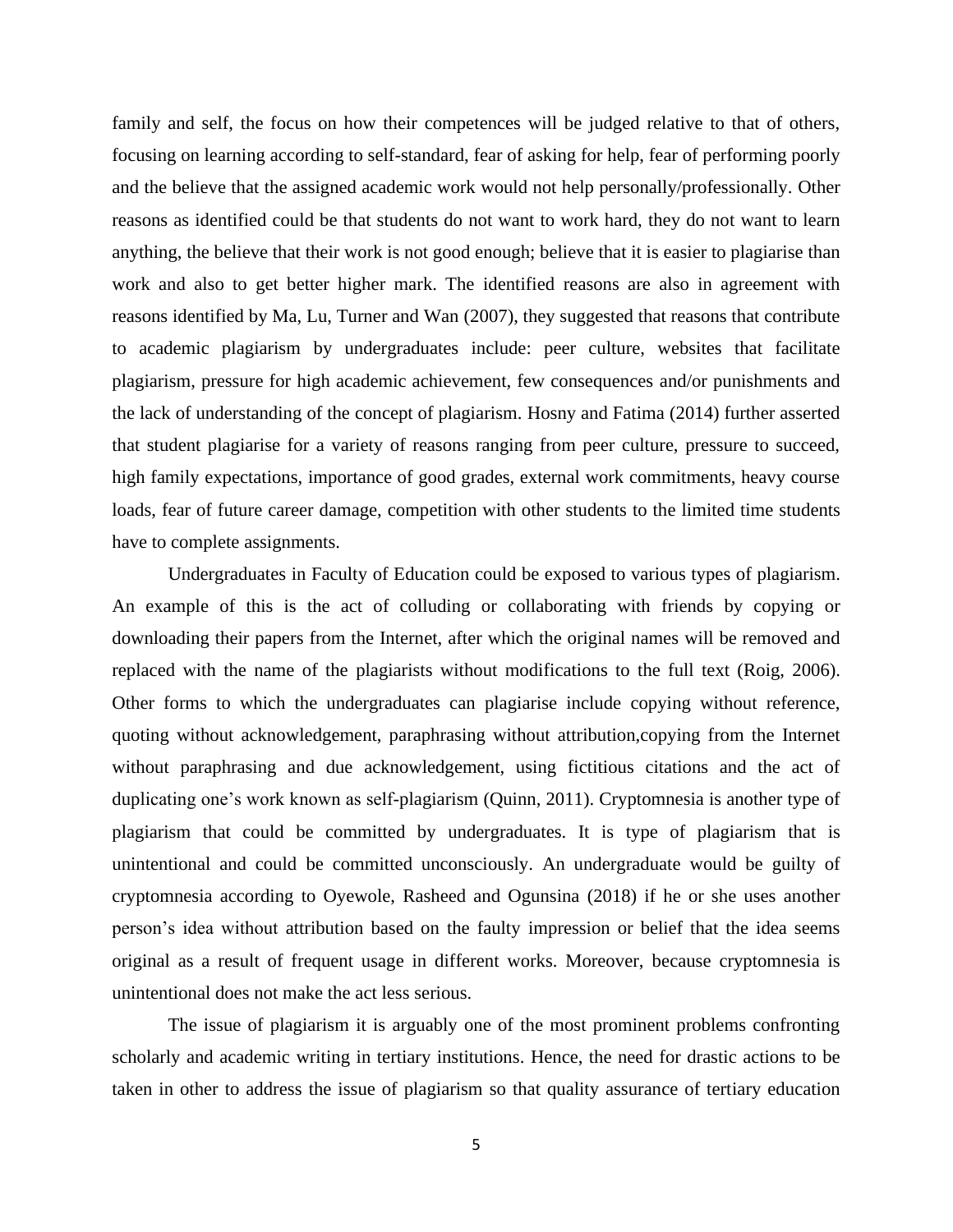family and self, the focus on how their competences will be judged relative to that of others, focusing on learning according to self-standard, fear of asking for help, fear of performing poorly and the believe that the assigned academic work would not help personally/professionally. Other reasons as identified could be that students do not want to work hard, they do not want to learn anything, the believe that their work is not good enough; believe that it is easier to plagiarise than work and also to get better higher mark. The identified reasons are also in agreement with reasons identified by Ma, Lu, Turner and Wan (2007), they suggested that reasons that contribute to academic plagiarism by undergraduates include: peer culture, websites that facilitate plagiarism, pressure for high academic achievement, few consequences and/or punishments and the lack of understanding of the concept of plagiarism. Hosny and Fatima (2014) further asserted that student plagiarise for a variety of reasons ranging from peer culture, pressure to succeed, high family expectations, importance of good grades, external work commitments, heavy course loads, fear of future career damage, competition with other students to the limited time students have to complete assignments.

Undergraduates in Faculty of Education could be exposed to various types of plagiarism. An example of this is the act of colluding or collaborating with friends by copying or downloading their papers from the Internet, after which the original names will be removed and replaced with the name of the plagiarists without modifications to the full text (Roig, 2006). Other forms to which the undergraduates can plagiarise include copying without reference, quoting without acknowledgement, paraphrasing without attribution,copying from the Internet without paraphrasing and due acknowledgement, using fictitious citations and the act of duplicating one's work known as self-plagiarism (Quinn, 2011). Cryptomnesia is another type of plagiarism that could be committed by undergraduates. It is type of plagiarism that is unintentional and could be committed unconsciously. An undergraduate would be guilty of cryptomnesia according to Oyewole, Rasheed and Ogunsina (2018) if he or she uses another person's idea without attribution based on the faulty impression or belief that the idea seems original as a result of frequent usage in different works. Moreover, because cryptomnesia is unintentional does not make the act less serious.

The issue of plagiarism it is arguably one of the most prominent problems confronting scholarly and academic writing in tertiary institutions. Hence, the need for drastic actions to be taken in other to address the issue of plagiarism so that quality assurance of tertiary education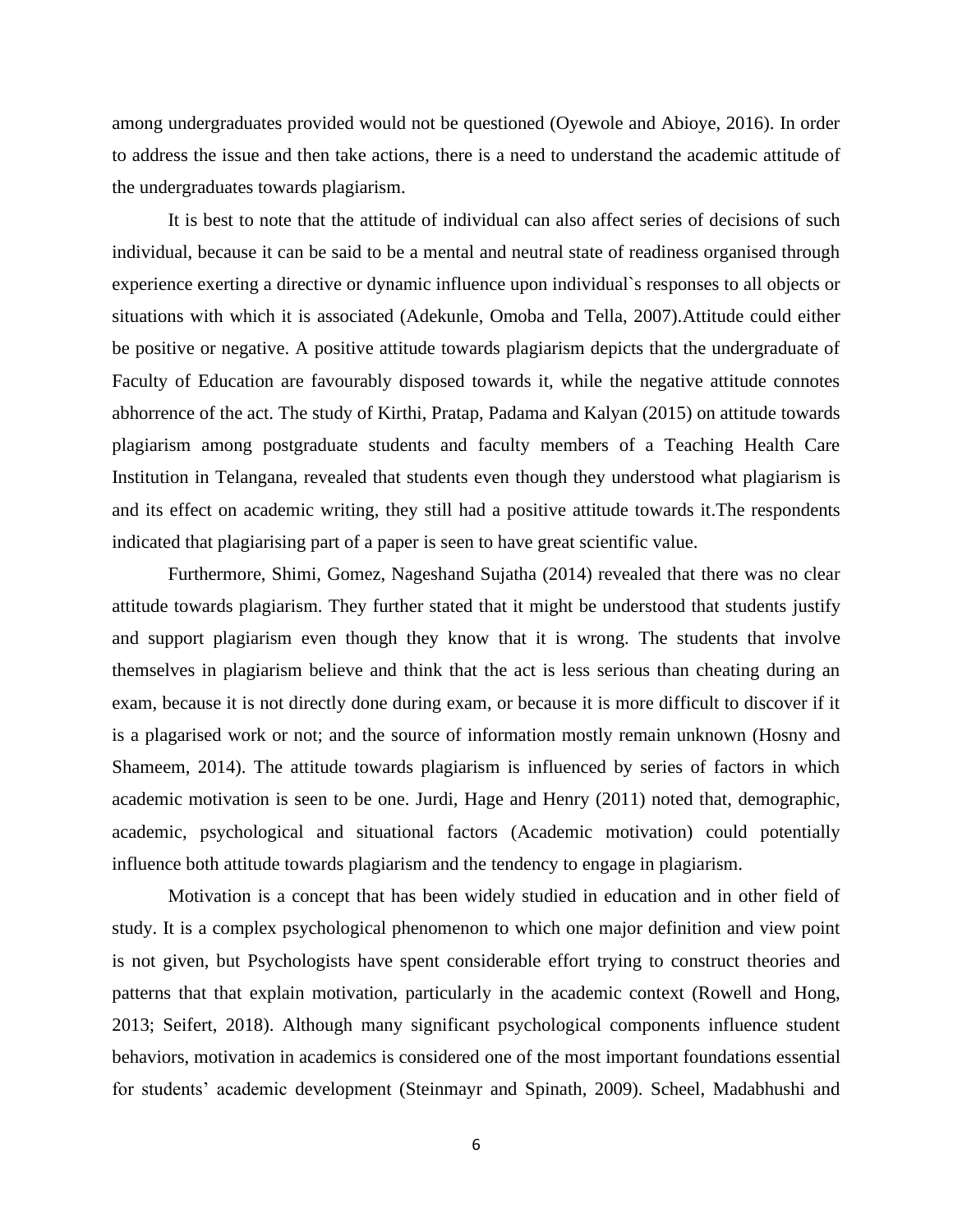among undergraduates provided would not be questioned (Oyewole and Abioye, 2016). In order to address the issue and then take actions, there is a need to understand the academic attitude of the undergraduates towards plagiarism.

It is best to note that the attitude of individual can also affect series of decisions of such individual, because it can be said to be a mental and neutral state of readiness organised through experience exerting a directive or dynamic influence upon individual`s responses to all objects or situations with which it is associated (Adekunle, Omoba and Tella, 2007).Attitude could either be positive or negative. A positive attitude towards plagiarism depicts that the undergraduate of Faculty of Education are favourably disposed towards it, while the negative attitude connotes abhorrence of the act. The study of Kirthi, Pratap, Padama and Kalyan (2015) on attitude towards plagiarism among postgraduate students and faculty members of a Teaching Health Care Institution in Telangana, revealed that students even though they understood what plagiarism is and its effect on academic writing, they still had a positive attitude towards it.The respondents indicated that plagiarising part of a paper is seen to have great scientific value.

Furthermore, Shimi, Gomez, Nageshand Sujatha (2014) revealed that there was no clear attitude towards plagiarism. They further stated that it might be understood that students justify and support plagiarism even though they know that it is wrong. The students that involve themselves in plagiarism believe and think that the act is less serious than cheating during an exam, because it is not directly done during exam, or because it is more difficult to discover if it is a plagarised work or not; and the source of information mostly remain unknown (Hosny and Shameem, 2014). The attitude towards plagiarism is influenced by series of factors in which academic motivation is seen to be one. Jurdi, Hage and Henry (2011) noted that, demographic, academic, psychological and situational factors (Academic motivation) could potentially influence both attitude towards plagiarism and the tendency to engage in plagiarism.

Motivation is a concept that has been widely studied in education and in other field of study. It is a complex psychological phenomenon to which one major definition and view point is not given, but Psychologists have spent considerable effort trying to construct theories and patterns that that explain motivation, particularly in the academic context (Rowell and Hong, 2013; Seifert, 2018). Although many significant psychological components influence student behaviors, motivation in academics is considered one of the most important foundations essential for students' academic development (Steinmayr and Spinath, 2009). Scheel, Madabhushi and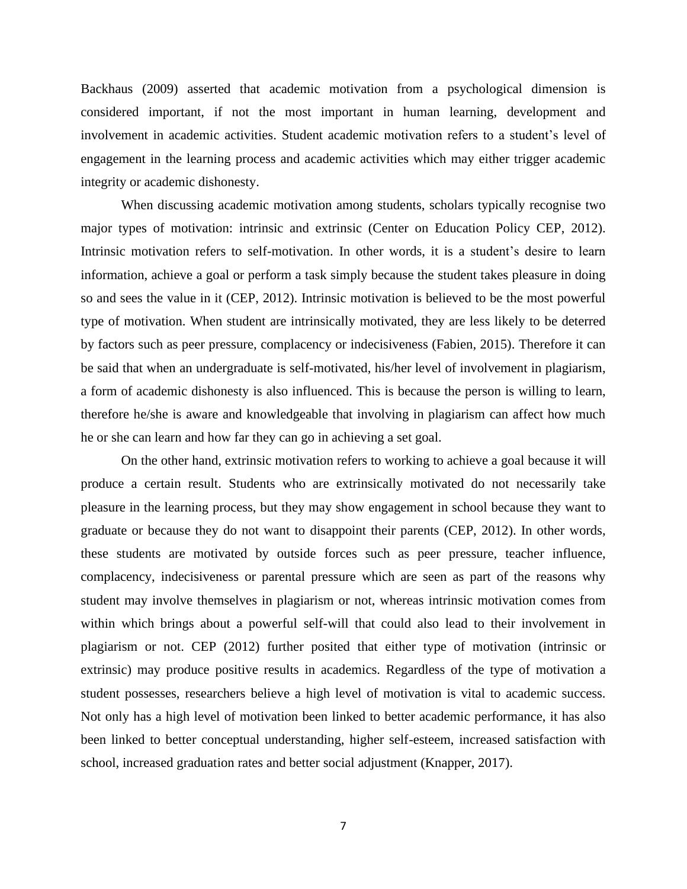Backhaus (2009) asserted that academic motivation from a psychological dimension is considered important, if not the most important in human learning, development and involvement in academic activities. Student academic motivation refers to a student's level of engagement in the learning process and academic activities which may either trigger academic integrity or academic dishonesty.

When discussing academic motivation among students, scholars typically recognise two major types of motivation: intrinsic and extrinsic (Center on Education Policy CEP, 2012). Intrinsic motivation refers to self-motivation. In other words, it is a student's desire to learn information, achieve a goal or perform a task simply because the student takes pleasure in doing so and sees the value in it (CEP, 2012). Intrinsic motivation is believed to be the most powerful type of motivation. When student are intrinsically motivated, they are less likely to be deterred by factors such as peer pressure, complacency or indecisiveness (Fabien, 2015). Therefore it can be said that when an undergraduate is self-motivated, his/her level of involvement in plagiarism, a form of academic dishonesty is also influenced. This is because the person is willing to learn, therefore he/she is aware and knowledgeable that involving in plagiarism can affect how much he or she can learn and how far they can go in achieving a set goal.

On the other hand, extrinsic motivation refers to working to achieve a goal because it will produce a certain result. Students who are extrinsically motivated do not necessarily take pleasure in the learning process, but they may show engagement in school because they want to graduate or because they do not want to disappoint their parents (CEP, 2012). In other words, these students are motivated by outside forces such as peer pressure, teacher influence, complacency, indecisiveness or parental pressure which are seen as part of the reasons why student may involve themselves in plagiarism or not, whereas intrinsic motivation comes from within which brings about a powerful self-will that could also lead to their involvement in plagiarism or not. CEP (2012) further posited that either type of motivation (intrinsic or extrinsic) may produce positive results in academics. Regardless of the type of motivation a student possesses, researchers believe a high level of motivation is vital to academic success. Not only has a high level of motivation been linked to better academic performance, it has also been linked to better conceptual understanding, higher self-esteem, increased satisfaction with school, increased graduation rates and better social adjustment (Knapper, 2017).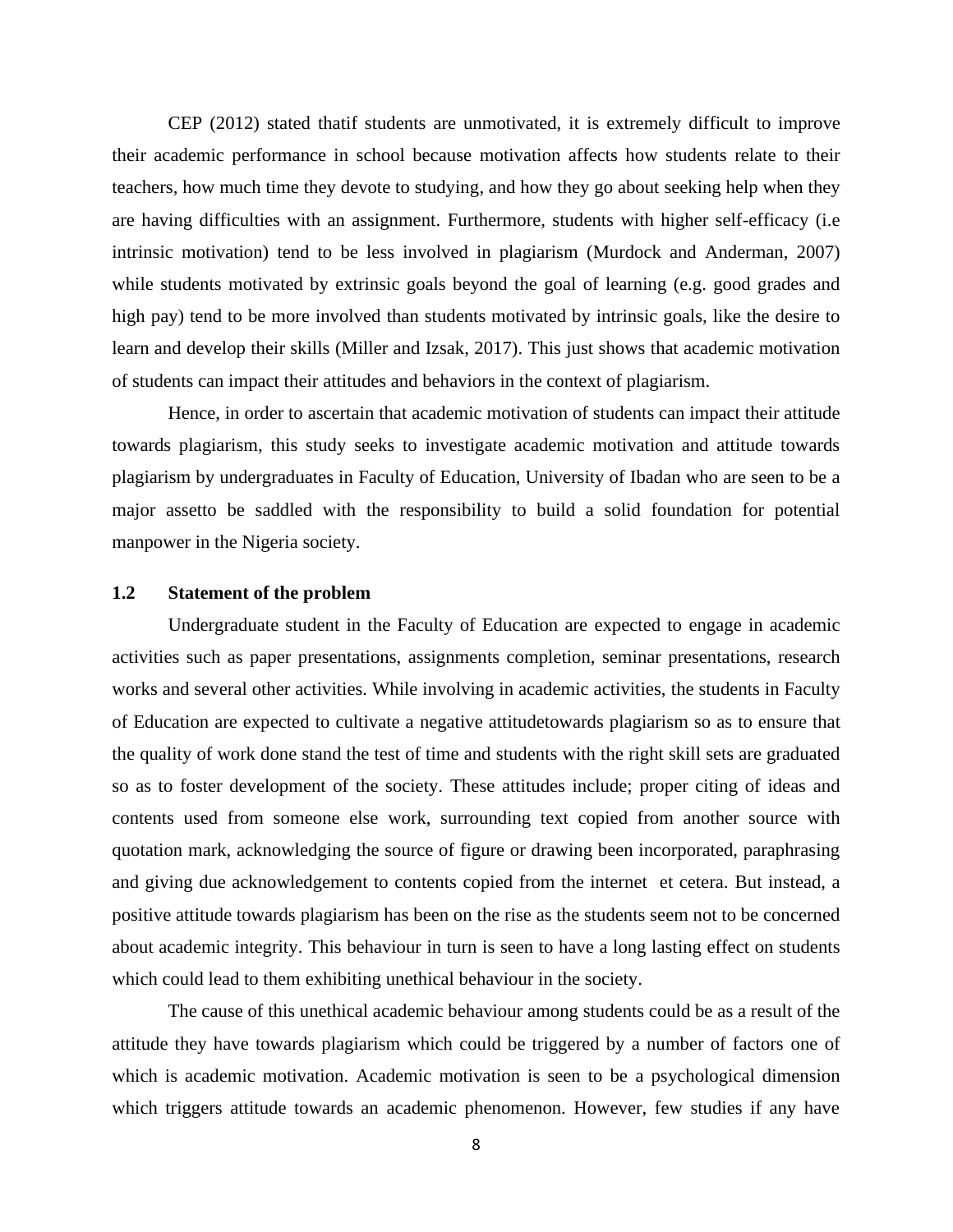CEP (2012) stated thatif students are unmotivated, it is extremely difficult to improve their academic performance in school because motivation affects how students relate to their teachers, how much time they devote to studying, and how they go about seeking help when they are having difficulties with an assignment. Furthermore, students with higher self-efficacy (i.e intrinsic motivation) tend to be less involved in plagiarism (Murdock and Anderman, 2007) while students motivated by extrinsic goals beyond the goal of learning (e.g. good grades and high pay) tend to be more involved than students motivated by intrinsic goals, like the desire to learn and develop their skills (Miller and Izsak, 2017). This just shows that academic motivation of students can impact their attitudes and behaviors in the context of plagiarism.

Hence, in order to ascertain that academic motivation of students can impact their attitude towards plagiarism, this study seeks to investigate academic motivation and attitude towards plagiarism by undergraduates in Faculty of Education, University of Ibadan who are seen to be a major assetto be saddled with the responsibility to build a solid foundation for potential manpower in the Nigeria society.

## 1.2 Statement of the problem

Undergraduate student in the Faculty of Education are expected to engage in academic activities such as paper presentations, assignments completion, seminar presentations, research works and several other activities. While involving in academic activities, the students in Faculty of Education are expected to cultivate a negative attitudetowards plagiarism so as to ensure that the quality of work done stand the test of time and students with the right skill sets are graduated so as to foster development of the society. These attitudes include; proper citing of ideas and contents used from someone else work, surrounding text copied from another source with quotation mark, acknowledging the source of figure or drawing been incorporated, paraphrasing and giving due acknowledgement to contents copied from the internet et cetera. But instead, a positive attitude towards plagiarism has been on the rise as the students seem not to be concerned about academic integrity. This behaviour in turn is seen to have a long lasting effect on students which could lead to them exhibiting unethical behaviour in the society.

The cause of this unethical academic behaviour among students could be as a result of the attitude they have towards plagiarism which could be triggered by a number of factors one of which is academic motivation. Academic motivation is seen to be a psychological dimension which triggers attitude towards an academic phenomenon. However, few studies if any have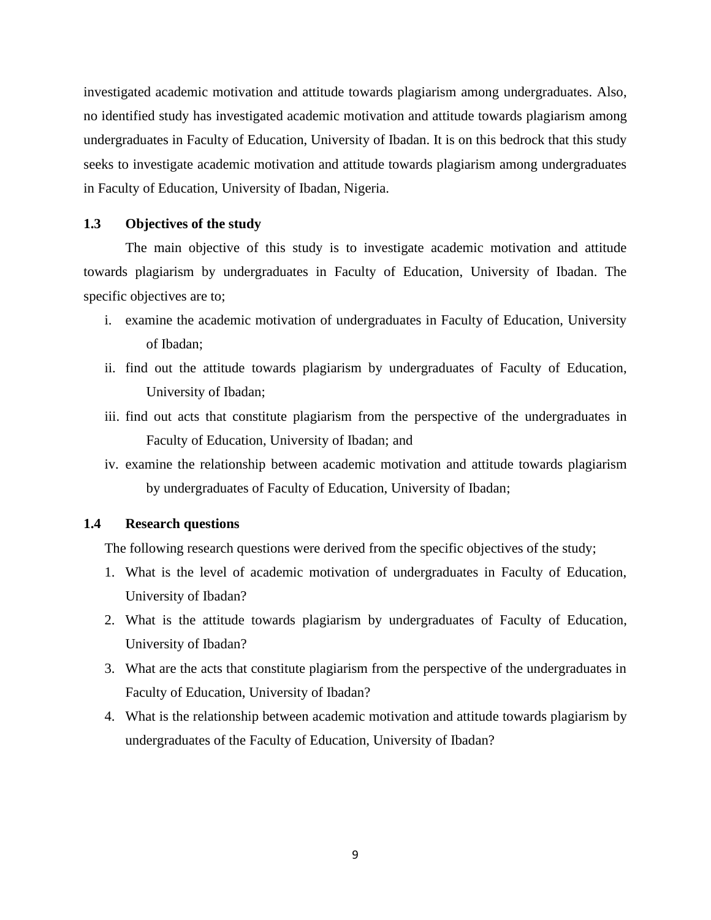investigated academic motivation and attitude towards plagiarism among undergraduates. Also, no identified study has investigated academic motivation and attitude towards plagiarism among undergraduates in Faculty of Education, University of Ibadan. It is on this bedrock that this study seeks to investigate academic motivation and attitude towards plagiarism among undergraduates in Faculty of Education, University of Ibadan, Nigeria.

### 1.3 Objectives of the study

The main objective of this study is to investigate academic motivation and attitude towards plagiarism by undergraduates in Faculty of Education, University of Ibadan. The specific objectives are to;

i. examine the academic motivation of undergraduates in Faculty of Education, University of Ibadan;
ii. find out the attitude towards plagiarism by undergraduates of Faculty of Education, University of Ibadan;
iii. find out acts that constitute plagiarism from the perspective of the undergraduates in Faculty of Education, University of Ibadan; and
iv. examine the relationship between academic motivation and attitude towards plagiarism by undergraduates of Faculty of Education, University of Ibadan;

### 1.4 Research questions

The following research questions were derived from the specific objectives of the study;

1. What is the level of academic motivation of undergraduates in Faculty of Education, University of Ibadan?
2. What is the attitude towards plagiarism by undergraduates of Faculty of Education, University of Ibadan?
3. What are the acts that constitute plagiarism from the perspective of the undergraduates in Faculty of Education, University of Ibadan?
4. What is the relationship between academic motivation and attitude towards plagiarism by undergraduates of the Faculty of Education, University of Ibadan?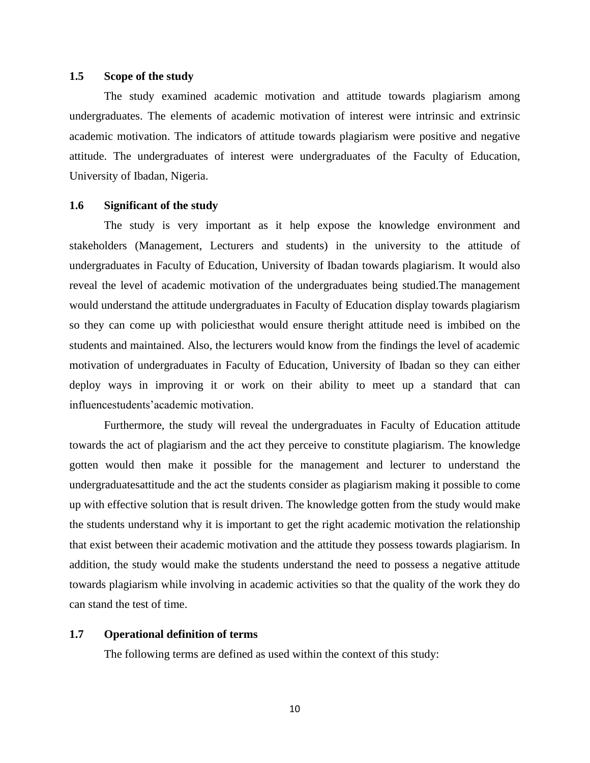### 1.5 Scope of the study

The study examined academic motivation and attitude towards plagiarism among undergraduates. The elements of academic motivation of interest were intrinsic and extrinsic academic motivation. The indicators of attitude towards plagiarism were positive and negative attitude. The undergraduates of interest were undergraduates of the Faculty of Education, University of Ibadan, Nigeria.

### 1.6 Significant of the study

The study is very important as it help expose the knowledge environment and stakeholders (Management, Lecturers and students) in the university to the attitude of undergraduates in Faculty of Education, University of Ibadan towards plagiarism. It would also reveal the level of academic motivation of the undergraduates being studied.The management would understand the attitude undergraduates in Faculty of Education display towards plagiarism so they can come up with policiesthat would ensure theright attitude need is imbibed on the students and maintained. Also, the lecturers would know from the findings the level of academic motivation of undergraduates in Faculty of Education, University of Ibadan so they can either deploy ways in improving it or work on their ability to meet up a standard that can influencestudents'academic motivation.

Furthermore, the study will reveal the undergraduates in Faculty of Education attitude towards the act of plagiarism and the act they perceive to constitute plagiarism. The knowledge gotten would then make it possible for the management and lecturer to understand the undergraduatesattitude and the act the students consider as plagiarism making it possible to come up with effective solution that is result driven. The knowledge gotten from the study would make the students understand why it is important to get the right academic motivation the relationship that exist between their academic motivation and the attitude they possess towards plagiarism. In addition, the study would make the students understand the need to possess a negative attitude towards plagiarism while involving in academic activities so that the quality of the work they do can stand the test of time.

### 1.7 Operational definition of terms

The following terms are defined as used within the context of this study: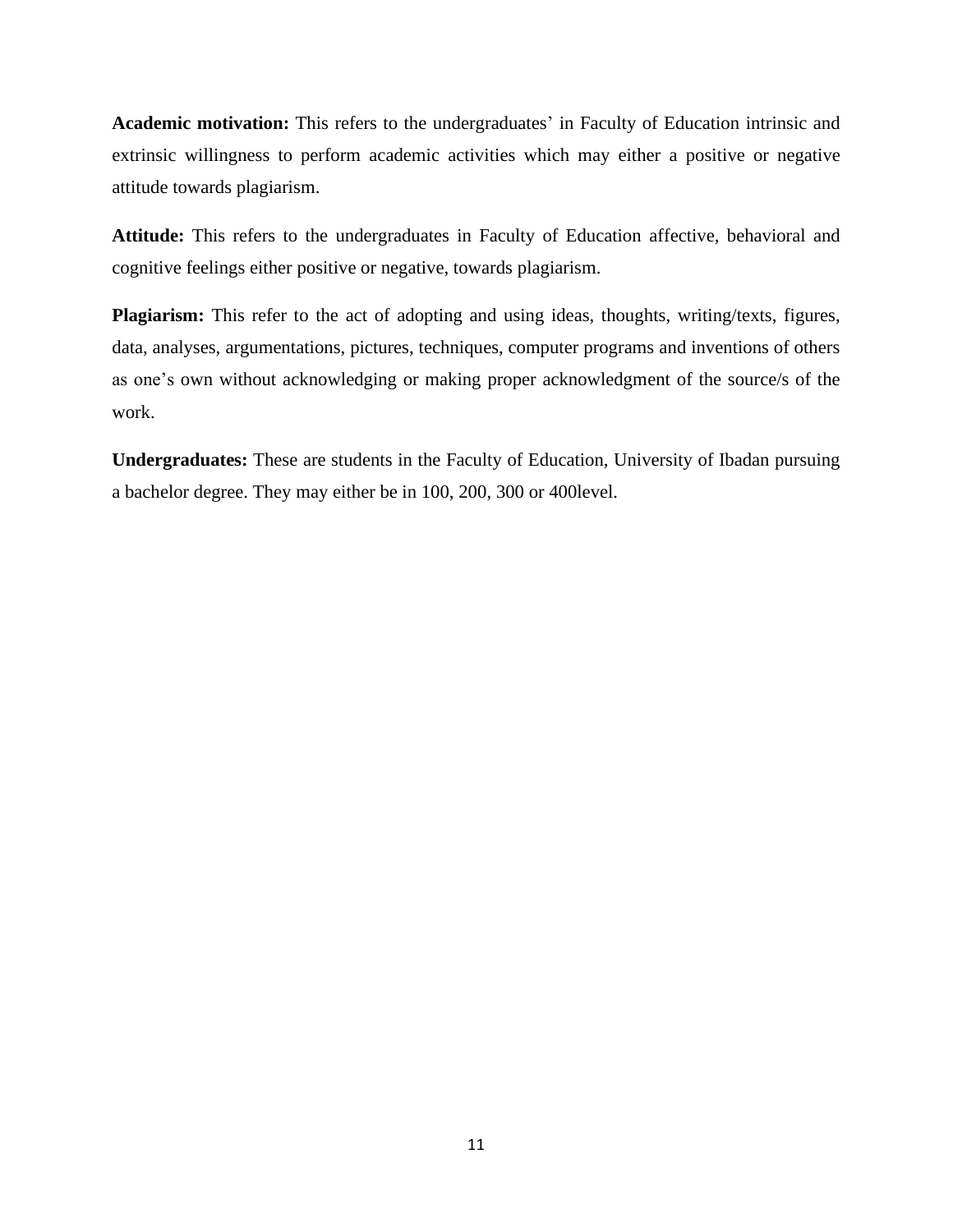**Academic motivation:** This refers to the undergraduates' in Faculty of Education intrinsic and extrinsic willingness to perform academic activities which may either a positive or negative attitude towards plagiarism.

**Attitude:** This refers to the undergraduates in Faculty of Education affective, behavioral and cognitive feelings either positive or negative, towards plagiarism.

**Plagiarism:** This refer to the act of adopting and using ideas, thoughts, writing/texts, figures, data, analyses, argumentations, pictures, techniques, computer programs and inventions of others as one's own without acknowledging or making proper acknowledgment of the source/s of the work.

**Undergraduates:** These are students in the Faculty of Education, University of Ibadan pursuing a bachelor degree. They may either be in 100, 200, 300 or 400level.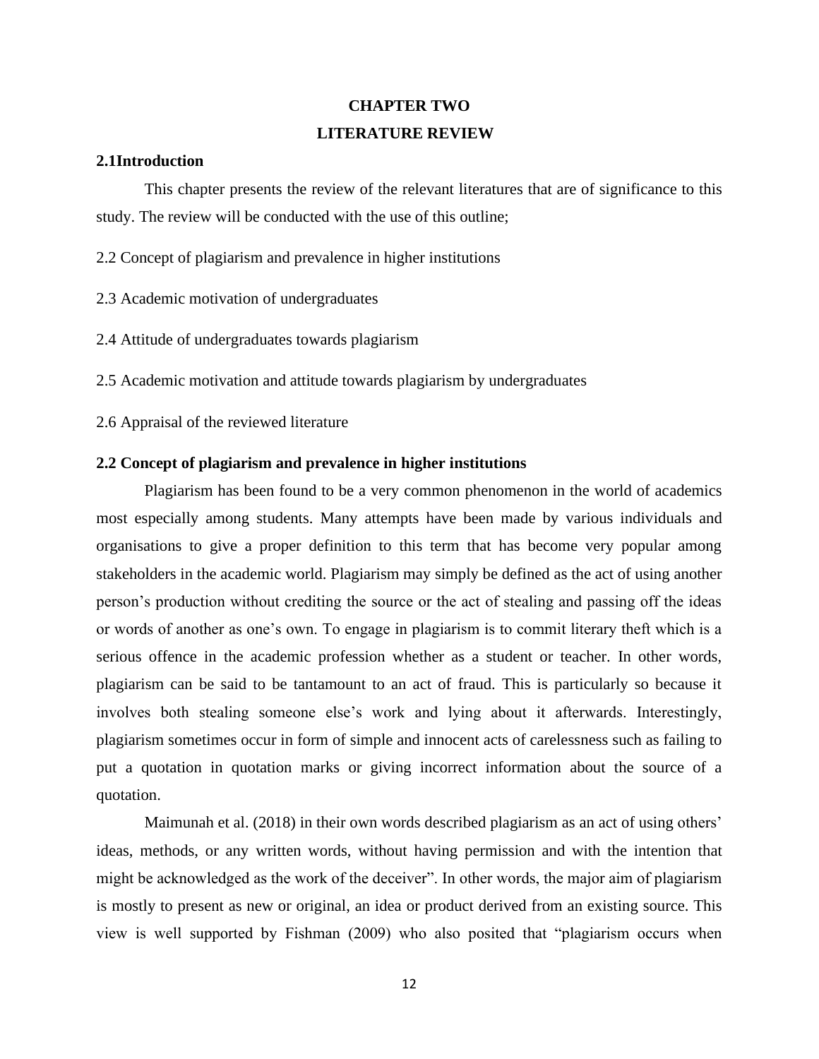# CHAPTER TWO

# LITERATURE REVIEW

## 2.1Introduction

This chapter presents the review of the relevant literatures that are of significance to this study. The review will be conducted with the use of this outline;

2.2 Concept of plagiarism and prevalence in higher institutions

2.3 Academic motivation of undergraduates

2.4 Attitude of undergraduates towards plagiarism

2.5 Academic motivation and attitude towards plagiarism by undergraduates

2.6 Appraisal of the reviewed literature

## 2.2 Concept of plagiarism and prevalence in higher institutions

Plagiarism has been found to be a very common phenomenon in the world of academics most especially among students. Many attempts have been made by various individuals and organisations to give a proper definition to this term that has become very popular among stakeholders in the academic world. Plagiarism may simply be defined as the act of using another person's production without crediting the source or the act of stealing and passing off the ideas or words of another as one's own. To engage in plagiarism is to commit literary theft which is a serious offence in the academic profession whether as a student or teacher. In other words, plagiarism can be said to be tantamount to an act of fraud. This is particularly so because it involves both stealing someone else's work and lying about it afterwards. Interestingly, plagiarism sometimes occur in form of simple and innocent acts of carelessness such as failing to put a quotation in quotation marks or giving incorrect information about the source of a quotation.

Maimunah et al. (2018) in their own words described plagiarism as an act of using others' ideas, methods, or any written words, without having permission and with the intention that might be acknowledged as the work of the deceiver". In other words, the major aim of plagiarism is mostly to present as new or original, an idea or product derived from an existing source. This view is well supported by Fishman (2009) who also posited that "plagiarism occurs when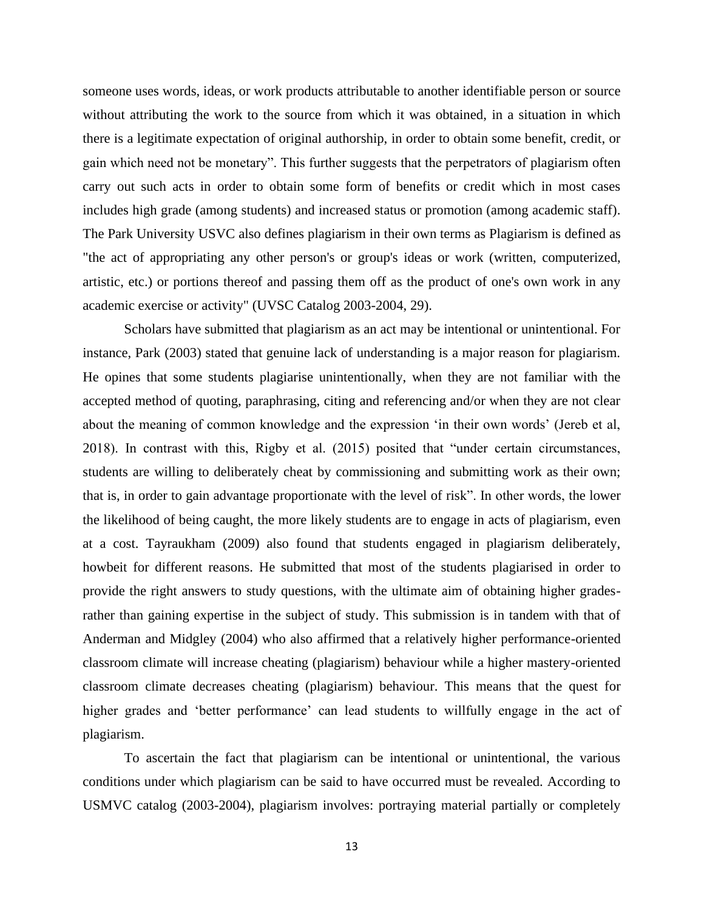someone uses words, ideas, or work products attributable to another identifiable person or source without attributing the work to the source from which it was obtained, in a situation in which there is a legitimate expectation of original authorship, in order to obtain some benefit, credit, or gain which need not be monetary". This further suggests that the perpetrators of plagiarism often carry out such acts in order to obtain some form of benefits or credit which in most cases includes high grade (among students) and increased status or promotion (among academic staff). The Park University USVC also defines plagiarism in their own terms as Plagiarism is defined as "the act of appropriating any other person's or group's ideas or work (written, computerized, artistic, etc.) or portions thereof and passing them off as the product of one's own work in any academic exercise or activity" (UVSC Catalog 2003-2004, 29).

Scholars have submitted that plagiarism as an act may be intentional or unintentional. For instance, Park (2003) stated that genuine lack of understanding is a major reason for plagiarism. He opines that some students plagiarise unintentionally, when they are not familiar with the accepted method of quoting, paraphrasing, citing and referencing and/or when they are not clear about the meaning of common knowledge and the expression 'in their own words' (Jereb et al, 2018). In contrast with this, Rigby et al. (2015) posited that "under certain circumstances, students are willing to deliberately cheat by commissioning and submitting work as their own; that is, in order to gain advantage proportionate with the level of risk". In other words, the lower the likelihood of being caught, the more likely students are to engage in acts of plagiarism, even at a cost. Tayraukham (2009) also found that students engaged in plagiarism deliberately, howbeit for different reasons. He submitted that most of the students plagiarised in order to provide the right answers to study questions, with the ultimate aim of obtaining higher grades-rather than gaining expertise in the subject of study. This submission is in tandem with that of Anderman and Midgley (2004) who also affirmed that a relatively higher performance-oriented classroom climate will increase cheating (plagiarism) behaviour while a higher mastery-oriented classroom climate decreases cheating (plagiarism) behaviour. This means that the quest for higher grades and 'better performance' can lead students to willfully engage in the act of plagiarism.

To ascertain the fact that plagiarism can be intentional or unintentional, the various conditions under which plagiarism can be said to have occurred must be revealed. According to USMVC catalog (2003-2004), plagiarism involves: portraying material partially or completely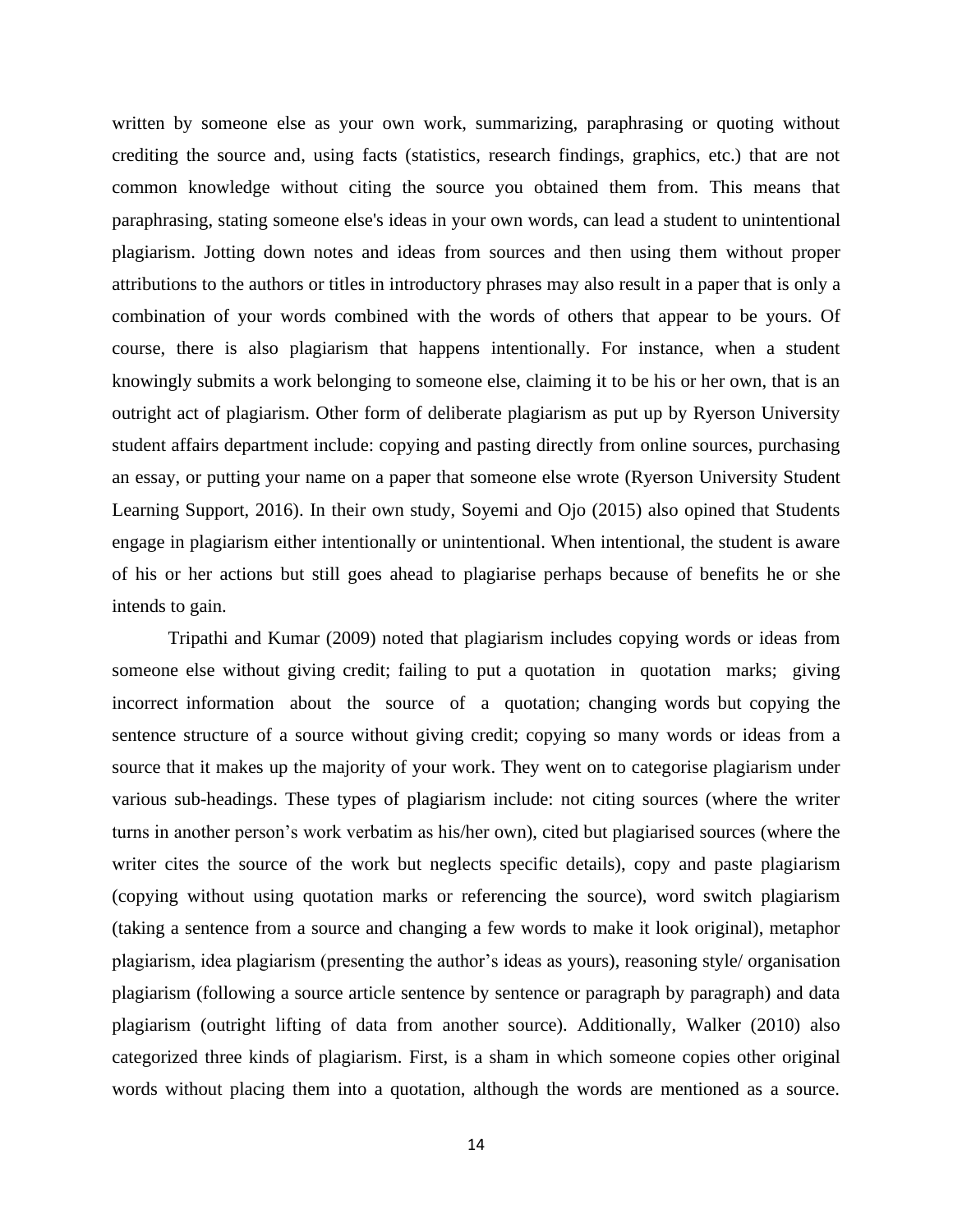written by someone else as your own work, summarizing, paraphrasing or quoting without crediting the source and, using facts (statistics, research findings, graphics, etc.) that are not common knowledge without citing the source you obtained them from. This means that paraphrasing, stating someone else's ideas in your own words, can lead a student to unintentional plagiarism. Jotting down notes and ideas from sources and then using them without proper attributions to the authors or titles in introductory phrases may also result in a paper that is only a combination of your words combined with the words of others that appear to be yours. Of course, there is also plagiarism that happens intentionally. For instance, when a student knowingly submits a work belonging to someone else, claiming it to be his or her own, that is an outright act of plagiarism. Other form of deliberate plagiarism as put up by Ryerson University student affairs department include: copying and pasting directly from online sources, purchasing an essay, or putting your name on a paper that someone else wrote (Ryerson University Student Learning Support, 2016). In their own study, Soyemi and Ojo (2015) also opined that Students engage in plagiarism either intentionally or unintentional. When intentional, the student is aware of his or her actions but still goes ahead to plagiarise perhaps because of benefits he or she intends to gain.

Tripathi and Kumar (2009) noted that plagiarism includes copying words or ideas from someone else without giving credit; failing to put a quotation in quotation marks; giving incorrect information about the source of a quotation; changing words but copying the sentence structure of a source without giving credit; copying so many words or ideas from a source that it makes up the majority of your work. They went on to categorise plagiarism under various sub-headings. These types of plagiarism include: not citing sources (where the writer turns in another person's work verbatim as his/her own), cited but plagiarised sources (where the writer cites the source of the work but neglects specific details), copy and paste plagiarism (copying without using quotation marks or referencing the source), word switch plagiarism (taking a sentence from a source and changing a few words to make it look original), metaphor plagiarism, idea plagiarism (presenting the author's ideas as yours), reasoning style/ organisation plagiarism (following a source article sentence by sentence or paragraph by paragraph) and data plagiarism (outright lifting of data from another source). Additionally, Walker (2010) also categorized three kinds of plagiarism. First, is a sham in which someone copies other original words without placing them into a quotation, although the words are mentioned as a source.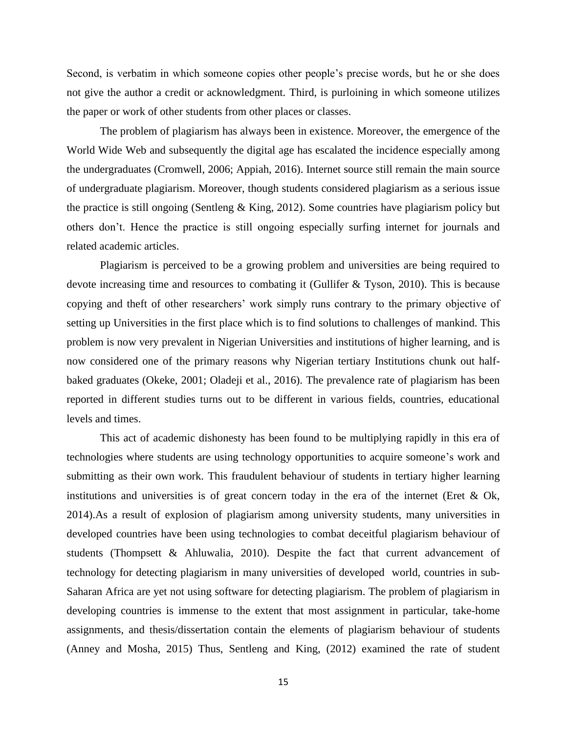Second, is verbatim in which someone copies other people's precise words, but he or she does not give the author a credit or acknowledgment. Third, is purloining in which someone utilizes the paper or work of other students from other places or classes.

The problem of plagiarism has always been in existence. Moreover, the emergence of the World Wide Web and subsequently the digital age has escalated the incidence especially among the undergraduates (Cromwell, 2006; Appiah, 2016). Internet source still remain the main source of undergraduate plagiarism. Moreover, though students considered plagiarism as a serious issue the practice is still ongoing (Sentleng & King, 2012). Some countries have plagiarism policy but others don't. Hence the practice is still ongoing especially surfing internet for journals and related academic articles.

Plagiarism is perceived to be a growing problem and universities are being required to devote increasing time and resources to combating it (Gullifer & Tyson, 2010). This is because copying and theft of other researchers' work simply runs contrary to the primary objective of setting up Universities in the first place which is to find solutions to challenges of mankind. This problem is now very prevalent in Nigerian Universities and institutions of higher learning, and is now considered one of the primary reasons why Nigerian tertiary Institutions chunk out half-baked graduates (Okeke, 2001; Oladeji et al., 2016). The prevalence rate of plagiarism has been reported in different studies turns out to be different in various fields, countries, educational levels and times.

This act of academic dishonesty has been found to be multiplying rapidly in this era of technologies where students are using technology opportunities to acquire someone's work and submitting as their own work. This fraudulent behaviour of students in tertiary higher learning institutions and universities is of great concern today in the era of the internet (Eret & Ok, 2014).As a result of explosion of plagiarism among university students, many universities in developed countries have been using technologies to combat deceitful plagiarism behaviour of students (Thompsett & Ahluwalia, 2010). Despite the fact that current advancement of technology for detecting plagiarism in many universities of developed world, countries in sub-Saharan Africa are yet not using software for detecting plagiarism. The problem of plagiarism in developing countries is immense to the extent that most assignment in particular, take-home assignments, and thesis/dissertation contain the elements of plagiarism behaviour of students (Anney and Mosha, 2015) Thus, Sentleng and King, (2012) examined the rate of student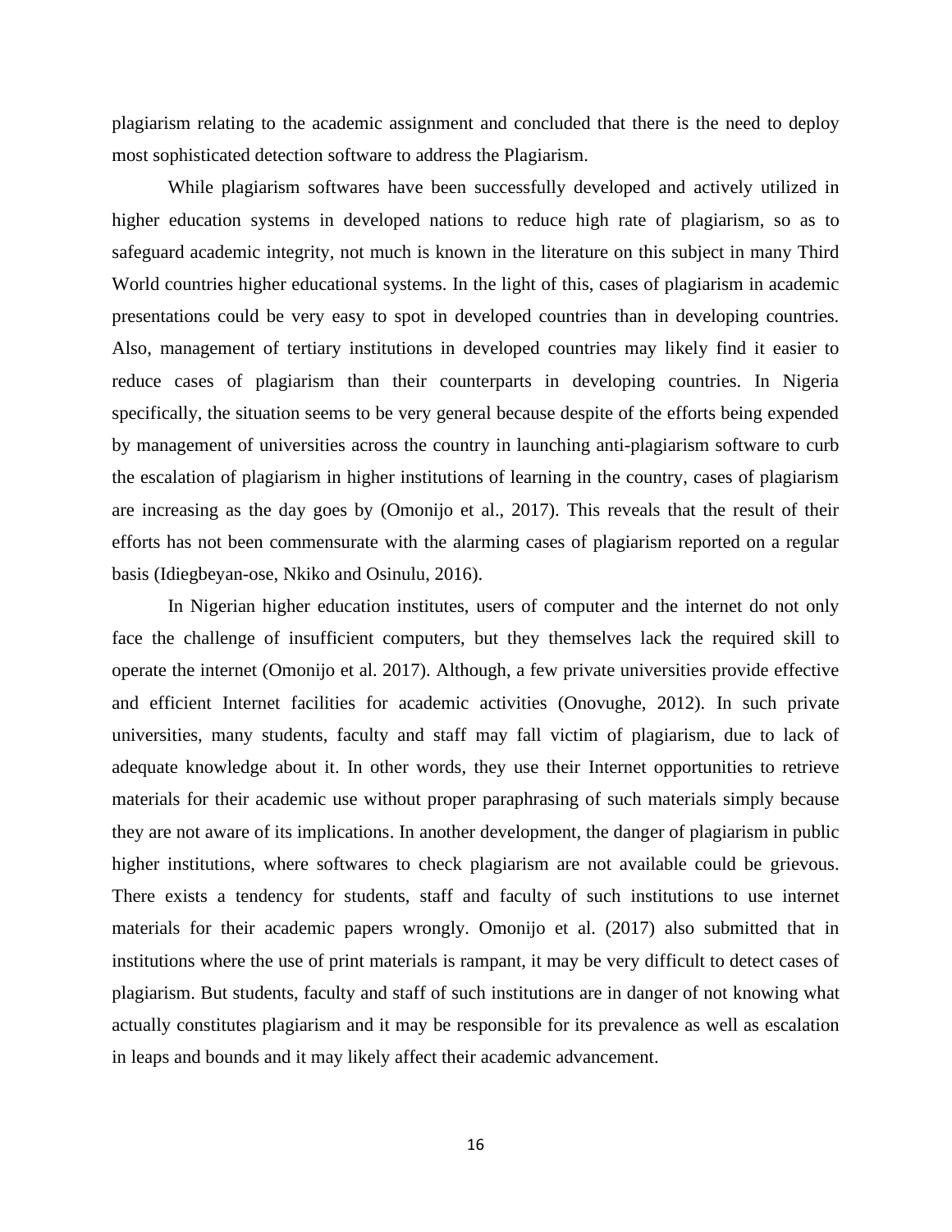plagiarism relating to the academic assignment and concluded that there is the need to deploy most sophisticated detection software to address the Plagiarism.

While plagiarism softwares have been successfully developed and actively utilized in higher education systems in developed nations to reduce high rate of plagiarism, so as to safeguard academic integrity, not much is known in the literature on this subject in many Third World countries higher educational systems. In the light of this, cases of plagiarism in academic presentations could be very easy to spot in developed countries than in developing countries. Also, management of tertiary institutions in developed countries may likely find it easier to reduce cases of plagiarism than their counterparts in developing countries. In Nigeria specifically, the situation seems to be very general because despite of the efforts being expended by management of universities across the country in launching anti-plagiarism software to curb the escalation of plagiarism in higher institutions of learning in the country, cases of plagiarism are increasing as the day goes by (Omonijo et al., 2017). This reveals that the result of their efforts has not been commensurate with the alarming cases of plagiarism reported on a regular basis (Idiegbeyan-ose, Nkiko and Osinulu, 2016).

In Nigerian higher education institutes, users of computer and the internet do not only face the challenge of insufficient computers, but they themselves lack the required skill to operate the internet (Omonijo et al. 2017). Although, a few private universities provide effective and efficient Internet facilities for academic activities (Onovughe, 2012). In such private universities, many students, faculty and staff may fall victim of plagiarism, due to lack of adequate knowledge about it. In other words, they use their Internet opportunities to retrieve materials for their academic use without proper paraphrasing of such materials simply because they are not aware of its implications. In another development, the danger of plagiarism in public higher institutions, where softwares to check plagiarism are not available could be grievous. There exists a tendency for students, staff and faculty of such institutions to use internet materials for their academic papers wrongly. Omonijo et al. (2017) also submitted that in institutions where the use of print materials is rampant, it may be very difficult to detect cases of plagiarism. But students, faculty and staff of such institutions are in danger of not knowing what actually constitutes plagiarism and it may be responsible for its prevalence as well as escalation in leaps and bounds and it may likely affect their academic advancement.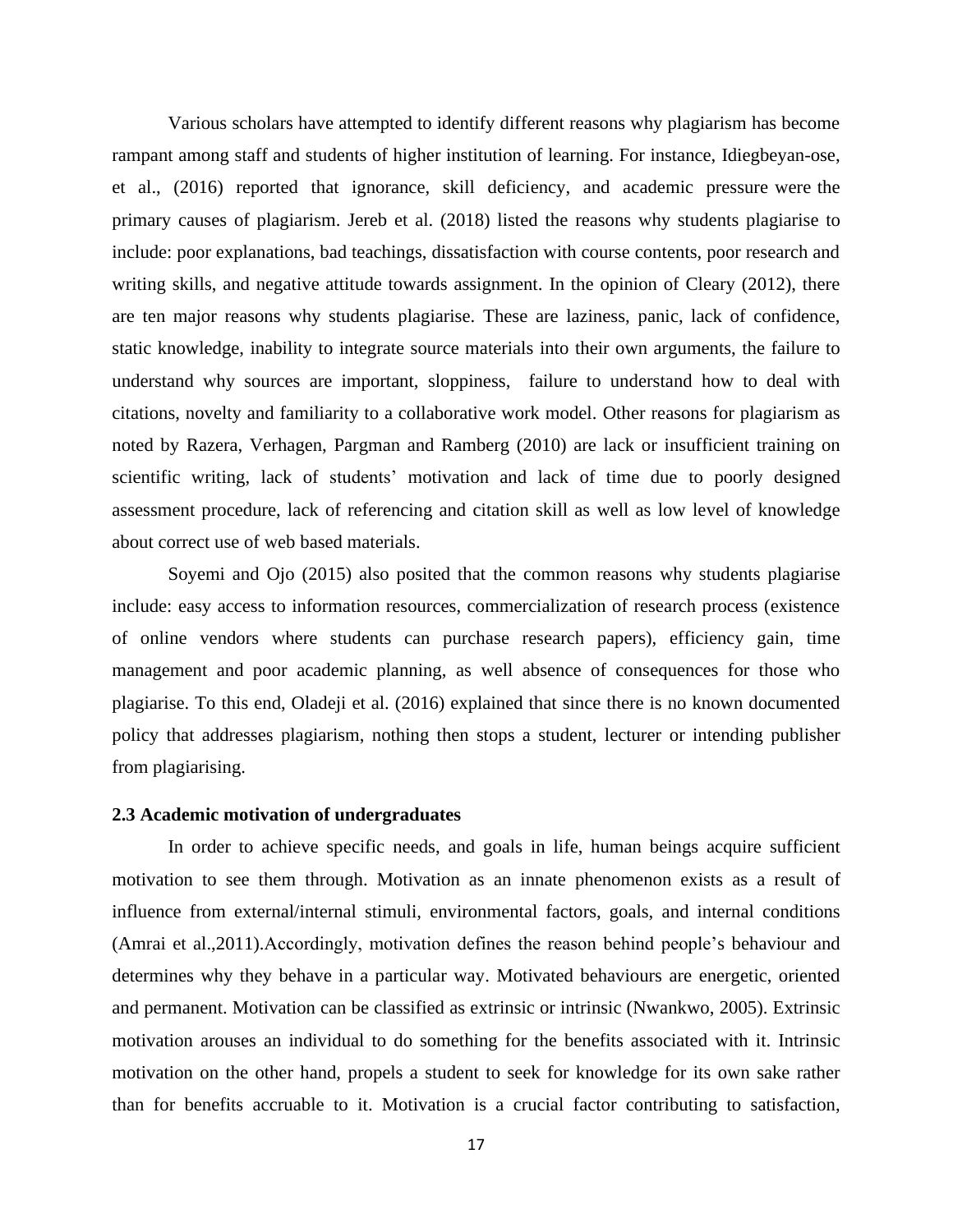Various scholars have attempted to identify different reasons why plagiarism has become rampant among staff and students of higher institution of learning. For instance, Idiegbeyan-ose, et al., (2016) reported that ignorance, skill deficiency, and academic pressure were the primary causes of plagiarism. Jereb et al. (2018) listed the reasons why students plagiarise to include: poor explanations, bad teachings, dissatisfaction with course contents, poor research and writing skills, and negative attitude towards assignment. In the opinion of Cleary (2012), there are ten major reasons why students plagiarise. These are laziness, panic, lack of confidence, static knowledge, inability to integrate source materials into their own arguments, the failure to understand why sources are important, sloppiness, failure to understand how to deal with citations, novelty and familiarity to a collaborative work model. Other reasons for plagiarism as noted by Razera, Verhagen, Pargman and Ramberg (2010) are lack or insufficient training on scientific writing, lack of students' motivation and lack of time due to poorly designed assessment procedure, lack of referencing and citation skill as well as low level of knowledge about correct use of web based materials.

Soyemi and Ojo (2015) also posited that the common reasons why students plagiarise include: easy access to information resources, commercialization of research process (existence of online vendors where students can purchase research papers), efficiency gain, time management and poor academic planning, as well absence of consequences for those who plagiarise. To this end, Oladeji et al. (2016) explained that since there is no known documented policy that addresses plagiarism, nothing then stops a student, lecturer or intending publisher from plagiarising.

### 2.3 Academic motivation of undergraduates

In order to achieve specific needs, and goals in life, human beings acquire sufficient motivation to see them through. Motivation as an innate phenomenon exists as a result of influence from external/internal stimuli, environmental factors, goals, and internal conditions (Amrai et al.,2011).Accordingly, motivation defines the reason behind people's behaviour and determines why they behave in a particular way. Motivated behaviours are energetic, oriented and permanent. Motivation can be classified as extrinsic or intrinsic (Nwankwo, 2005). Extrinsic motivation arouses an individual to do something for the benefits associated with it. Intrinsic motivation on the other hand, propels a student to seek for knowledge for its own sake rather than for benefits accruable to it. Motivation is a crucial factor contributing to satisfaction,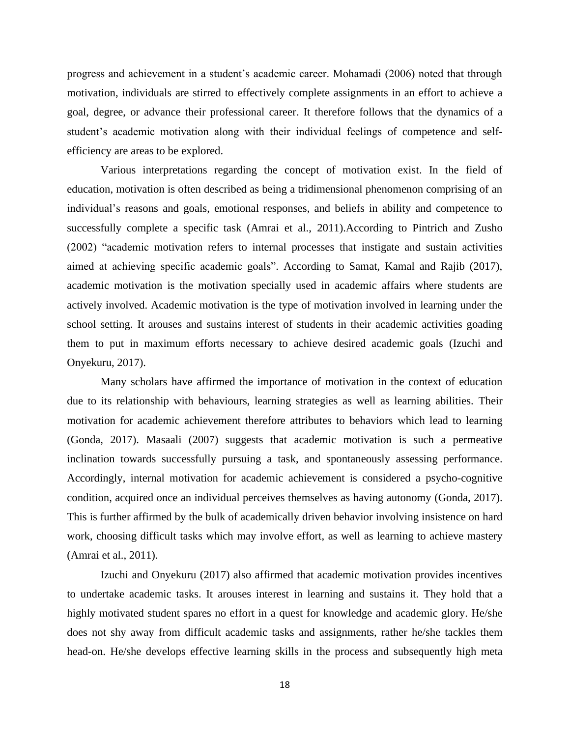progress and achievement in a student's academic career. Mohamadi (2006) noted that through motivation, individuals are stirred to effectively complete assignments in an effort to achieve a goal, degree, or advance their professional career. It therefore follows that the dynamics of a student's academic motivation along with their individual feelings of competence and self-efficiency are areas to be explored.

Various interpretations regarding the concept of motivation exist. In the field of education, motivation is often described as being a tridimensional phenomenon comprising of an individual's reasons and goals, emotional responses, and beliefs in ability and competence to successfully complete a specific task (Amrai et al., 2011).According to Pintrich and Zusho (2002) "academic motivation refers to internal processes that instigate and sustain activities aimed at achieving specific academic goals". According to Samat, Kamal and Rajib (2017), academic motivation is the motivation specially used in academic affairs where students are actively involved. Academic motivation is the type of motivation involved in learning under the school setting. It arouses and sustains interest of students in their academic activities goading them to put in maximum efforts necessary to achieve desired academic goals (Izuchi and Onyekuru, 2017).

Many scholars have affirmed the importance of motivation in the context of education due to its relationship with behaviours, learning strategies as well as learning abilities. Their motivation for academic achievement therefore attributes to behaviors which lead to learning (Gonda, 2017). Masaali (2007) suggests that academic motivation is such a permeative inclination towards successfully pursuing a task, and spontaneously assessing performance. Accordingly, internal motivation for academic achievement is considered a psycho-cognitive condition, acquired once an individual perceives themselves as having autonomy (Gonda, 2017). This is further affirmed by the bulk of academically driven behavior involving insistence on hard work, choosing difficult tasks which may involve effort, as well as learning to achieve mastery (Amrai et al., 2011).

Izuchi and Onyekuru (2017) also affirmed that academic motivation provides incentives to undertake academic tasks. It arouses interest in learning and sustains it. They hold that a highly motivated student spares no effort in a quest for knowledge and academic glory. He/she does not shy away from difficult academic tasks and assignments, rather he/she tackles them head-on. He/she develops effective learning skills in the process and subsequently high meta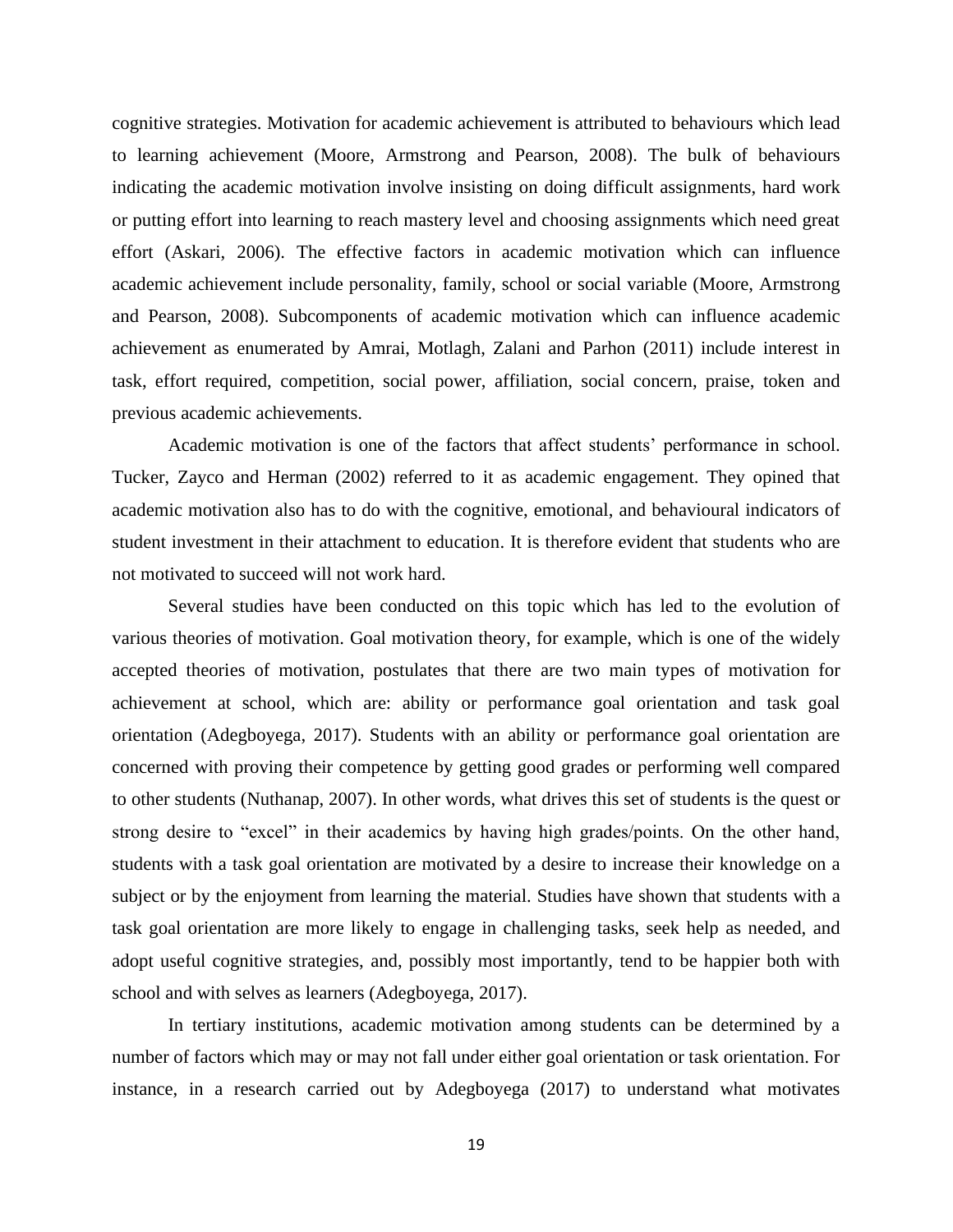cognitive strategies. Motivation for academic achievement is attributed to behaviours which lead to learning achievement (Moore, Armstrong and Pearson, 2008). The bulk of behaviours indicating the academic motivation involve insisting on doing difficult assignments, hard work or putting effort into learning to reach mastery level and choosing assignments which need great effort (Askari, 2006). The effective factors in academic motivation which can influence academic achievement include personality, family, school or social variable (Moore, Armstrong and Pearson, 2008). Subcomponents of academic motivation which can influence academic achievement as enumerated by Amrai, Motlagh, Zalani and Parhon (2011) include interest in task, effort required, competition, social power, affiliation, social concern, praise, token and previous academic achievements.

Academic motivation is one of the factors that affect students' performance in school. Tucker, Zayco and Herman (2002) referred to it as academic engagement. They opined that academic motivation also has to do with the cognitive, emotional, and behavioural indicators of student investment in their attachment to education. It is therefore evident that students who are not motivated to succeed will not work hard.

Several studies have been conducted on this topic which has led to the evolution of various theories of motivation. Goal motivation theory, for example, which is one of the widely accepted theories of motivation, postulates that there are two main types of motivation for achievement at school, which are: ability or performance goal orientation and task goal orientation (Adegboyega, 2017). Students with an ability or performance goal orientation are concerned with proving their competence by getting good grades or performing well compared to other students (Nuthanap, 2007). In other words, what drives this set of students is the quest or strong desire to "excel" in their academics by having high grades/points. On the other hand, students with a task goal orientation are motivated by a desire to increase their knowledge on a subject or by the enjoyment from learning the material. Studies have shown that students with a task goal orientation are more likely to engage in challenging tasks, seek help as needed, and adopt useful cognitive strategies, and, possibly most importantly, tend to be happier both with school and with selves as learners (Adegboyega, 2017).

In tertiary institutions, academic motivation among students can be determined by a number of factors which may or may not fall under either goal orientation or task orientation. For instance, in a research carried out by Adegboyega (2017) to understand what motivates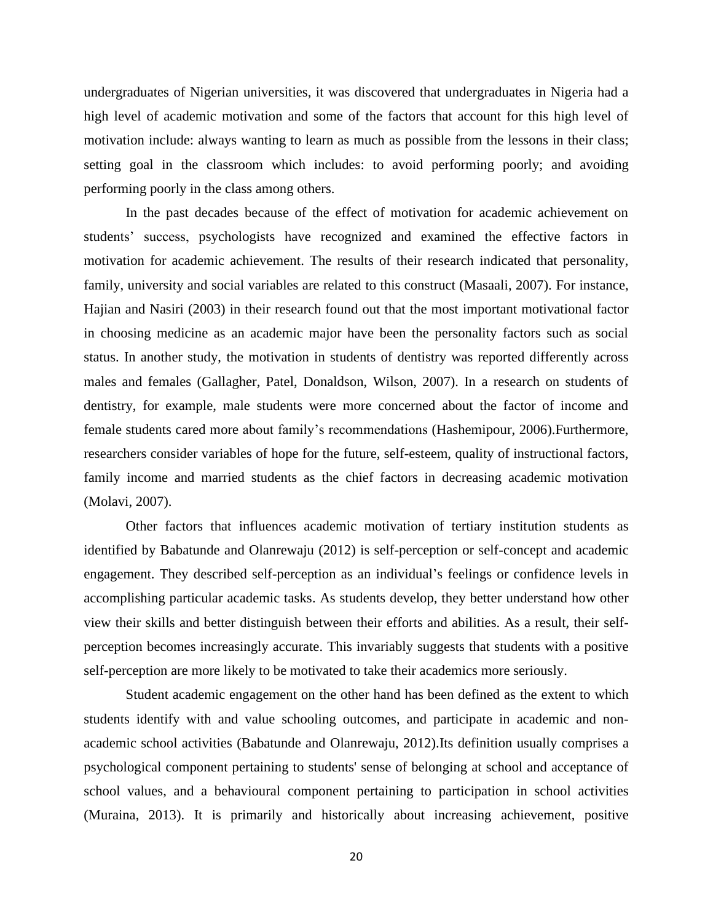undergraduates of Nigerian universities, it was discovered that undergraduates in Nigeria had a high level of academic motivation and some of the factors that account for this high level of motivation include: always wanting to learn as much as possible from the lessons in their class; setting goal in the classroom which includes: to avoid performing poorly; and avoiding performing poorly in the class among others.

In the past decades because of the effect of motivation for academic achievement on students' success, psychologists have recognized and examined the effective factors in motivation for academic achievement. The results of their research indicated that personality, family, university and social variables are related to this construct (Masaali, 2007). For instance, Hajian and Nasiri (2003) in their research found out that the most important motivational factor in choosing medicine as an academic major have been the personality factors such as social status. In another study, the motivation in students of dentistry was reported differently across males and females (Gallagher, Patel, Donaldson, Wilson, 2007). In a research on students of dentistry, for example, male students were more concerned about the factor of income and female students cared more about family's recommendations (Hashemipour, 2006).Furthermore, researchers consider variables of hope for the future, self-esteem, quality of instructional factors, family income and married students as the chief factors in decreasing academic motivation (Molavi, 2007).

Other factors that influences academic motivation of tertiary institution students as identified by Babatunde and Olanrewaju (2012) is self-perception or self-concept and academic engagement. They described self-perception as an individual's feelings or confidence levels in accomplishing particular academic tasks. As students develop, they better understand how other view their skills and better distinguish between their efforts and abilities. As a result, their self-perception becomes increasingly accurate. This invariably suggests that students with a positive self-perception are more likely to be motivated to take their academics more seriously.

Student academic engagement on the other hand has been defined as the extent to which students identify with and value schooling outcomes, and participate in academic and non-academic school activities (Babatunde and Olanrewaju, 2012).Its definition usually comprises a psychological component pertaining to students' sense of belonging at school and acceptance of school values, and a behavioural component pertaining to participation in school activities (Muraina, 2013). It is primarily and historically about increasing achievement, positive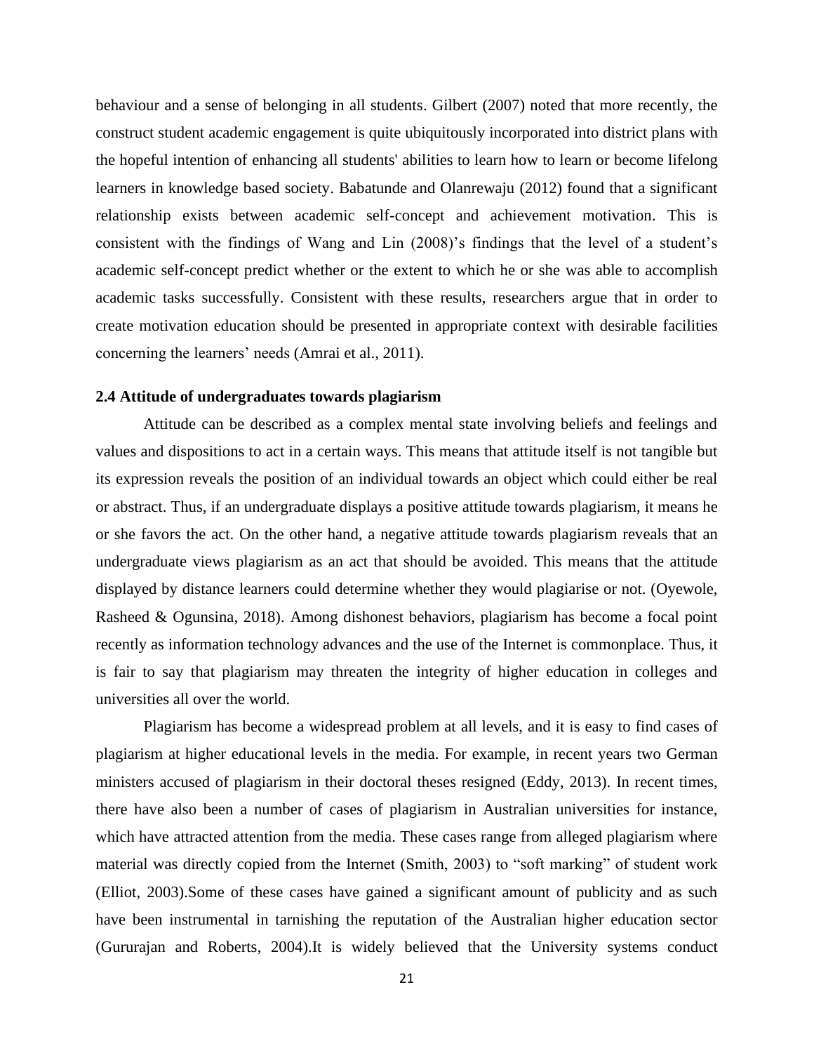behaviour and a sense of belonging in all students. Gilbert (2007) noted that more recently, the construct student academic engagement is quite ubiquitously incorporated into district plans with the hopeful intention of enhancing all students' abilities to learn how to learn or become lifelong learners in knowledge based society. Babatunde and Olanrewaju (2012) found that a significant relationship exists between academic self-concept and achievement motivation. This is consistent with the findings of Wang and Lin (2008)'s findings that the level of a student's academic self-concept predict whether or the extent to which he or she was able to accomplish academic tasks successfully. Consistent with these results, researchers argue that in order to create motivation education should be presented in appropriate context with desirable facilities concerning the learners' needs (Amrai et al., 2011).

### 2.4 Attitude of undergraduates towards plagiarism

Attitude can be described as a complex mental state involving beliefs and feelings and values and dispositions to act in a certain ways. This means that attitude itself is not tangible but its expression reveals the position of an individual towards an object which could either be real or abstract. Thus, if an undergraduate displays a positive attitude towards plagiarism, it means he or she favors the act. On the other hand, a negative attitude towards plagiarism reveals that an undergraduate views plagiarism as an act that should be avoided. This means that the attitude displayed by distance learners could determine whether they would plagiarise or not. (Oyewole, Rasheed & Ogunsina, 2018). Among dishonest behaviors, plagiarism has become a focal point recently as information technology advances and the use of the Internet is commonplace. Thus, it is fair to say that plagiarism may threaten the integrity of higher education in colleges and universities all over the world.

Plagiarism has become a widespread problem at all levels, and it is easy to find cases of plagiarism at higher educational levels in the media. For example, in recent years two German ministers accused of plagiarism in their doctoral theses resigned (Eddy, 2013). In recent times, there have also been a number of cases of plagiarism in Australian universities for instance, which have attracted attention from the media. These cases range from alleged plagiarism where material was directly copied from the Internet (Smith, 2003) to "soft marking" of student work (Elliot, 2003).Some of these cases have gained a significant amount of publicity and as such have been instrumental in tarnishing the reputation of the Australian higher education sector (Gururajan and Roberts, 2004).It is widely believed that the University systems conduct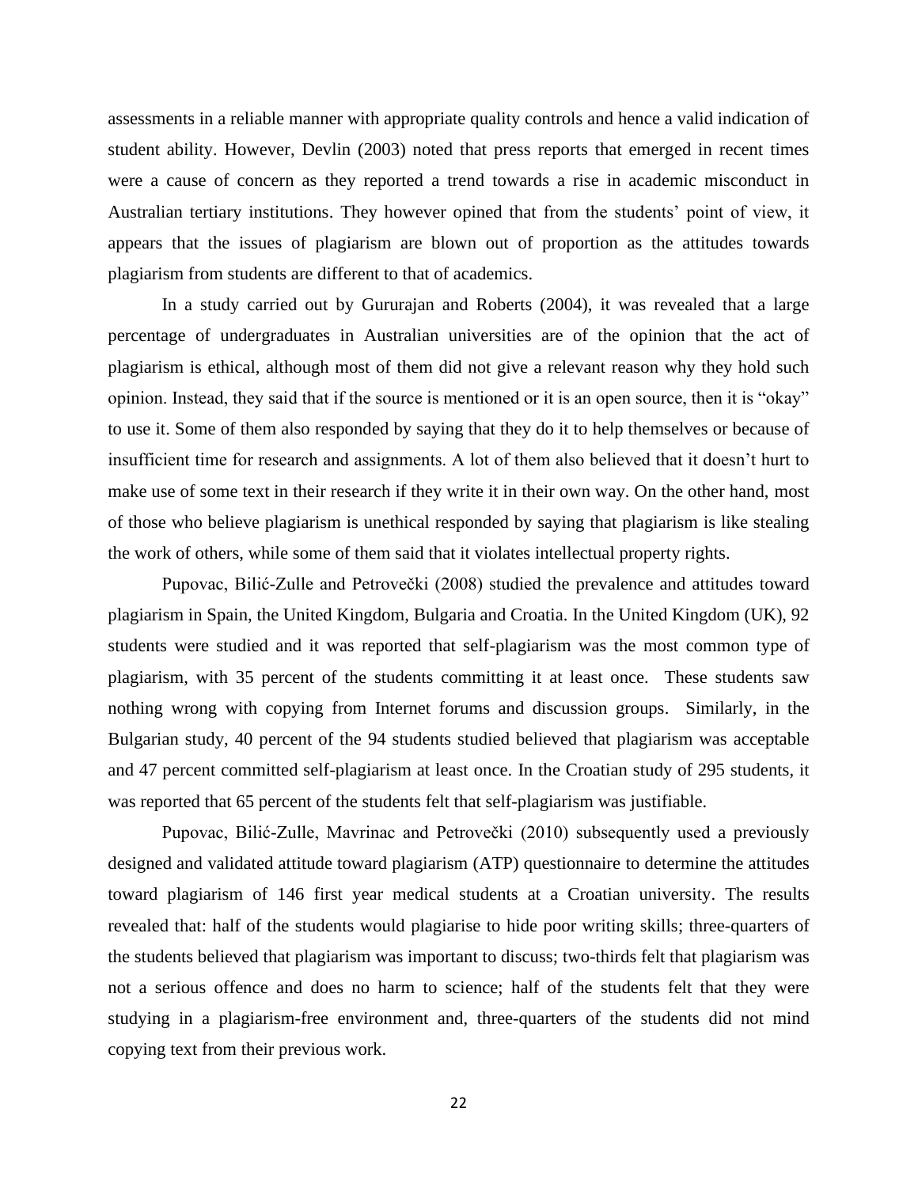assessments in a reliable manner with appropriate quality controls and hence a valid indication of student ability. However, Devlin (2003) noted that press reports that emerged in recent times were a cause of concern as they reported a trend towards a rise in academic misconduct in Australian tertiary institutions. They however opined that from the students' point of view, it appears that the issues of plagiarism are blown out of proportion as the attitudes towards plagiarism from students are different to that of academics.

In a study carried out by Gururajan and Roberts (2004), it was revealed that a large percentage of undergraduates in Australian universities are of the opinion that the act of plagiarism is ethical, although most of them did not give a relevant reason why they hold such opinion. Instead, they said that if the source is mentioned or it is an open source, then it is "okay" to use it. Some of them also responded by saying that they do it to help themselves or because of insufficient time for research and assignments. A lot of them also believed that it doesn't hurt to make use of some text in their research if they write it in their own way. On the other hand, most of those who believe plagiarism is unethical responded by saying that plagiarism is like stealing the work of others, while some of them said that it violates intellectual property rights.

Pupovac, Bilić-Zulle and Petrovečki (2008) studied the prevalence and attitudes toward plagiarism in Spain, the United Kingdom, Bulgaria and Croatia. In the United Kingdom (UK), 92 students were studied and it was reported that self-plagiarism was the most common type of plagiarism, with 35 percent of the students committing it at least once. These students saw nothing wrong with copying from Internet forums and discussion groups. Similarly, in the Bulgarian study, 40 percent of the 94 students studied believed that plagiarism was acceptable and 47 percent committed self-plagiarism at least once. In the Croatian study of 295 students, it was reported that 65 percent of the students felt that self-plagiarism was justifiable.

Pupovac, Bilić-Zulle, Mavrinac and Petrovečki (2010) subsequently used a previously designed and validated attitude toward plagiarism (ATP) questionnaire to determine the attitudes toward plagiarism of 146 first year medical students at a Croatian university. The results revealed that: half of the students would plagiarise to hide poor writing skills; three-quarters of the students believed that plagiarism was important to discuss; two-thirds felt that plagiarism was not a serious offence and does no harm to science; half of the students felt that they were studying in a plagiarism-free environment and, three-quarters of the students did not mind copying text from their previous work.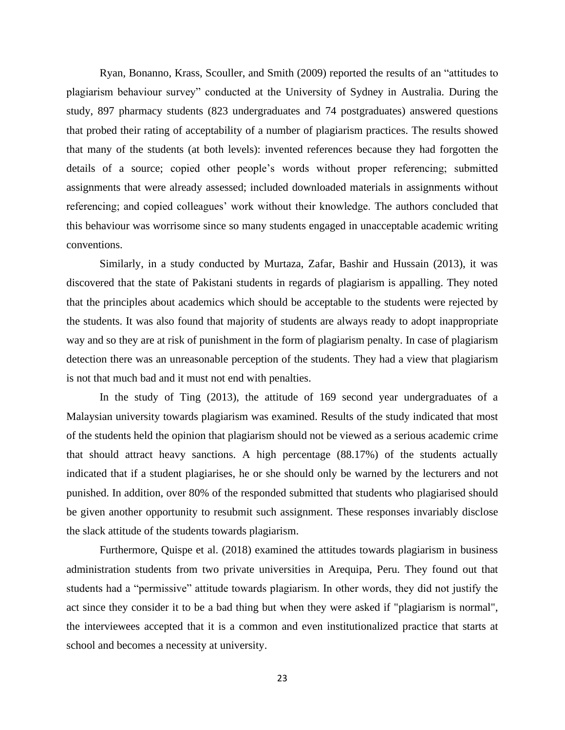Ryan, Bonanno, Krass, Scouller, and Smith (2009) reported the results of an "attitudes to plagiarism behaviour survey" conducted at the University of Sydney in Australia. During the study, 897 pharmacy students (823 undergraduates and 74 postgraduates) answered questions that probed their rating of acceptability of a number of plagiarism practices. The results showed that many of the students (at both levels): invented references because they had forgotten the details of a source; copied other people's words without proper referencing; submitted assignments that were already assessed; included downloaded materials in assignments without referencing; and copied colleagues' work without their knowledge. The authors concluded that this behaviour was worrisome since so many students engaged in unacceptable academic writing conventions.

Similarly, in a study conducted by Murtaza, Zafar, Bashir and Hussain (2013), it was discovered that the state of Pakistani students in regards of plagiarism is appalling. They noted that the principles about academics which should be acceptable to the students were rejected by the students. It was also found that majority of students are always ready to adopt inappropriate way and so they are at risk of punishment in the form of plagiarism penalty. In case of plagiarism detection there was an unreasonable perception of the students. They had a view that plagiarism is not that much bad and it must not end with penalties.

In the study of Ting (2013), the attitude of 169 second year undergraduates of a Malaysian university towards plagiarism was examined. Results of the study indicated that most of the students held the opinion that plagiarism should not be viewed as a serious academic crime that should attract heavy sanctions. A high percentage (88.17%) of the students actually indicated that if a student plagiarises, he or she should only be warned by the lecturers and not punished. In addition, over 80% of the responded submitted that students who plagiarised should be given another opportunity to resubmit such assignment. These responses invariably disclose the slack attitude of the students towards plagiarism.

Furthermore, Quispe et al. (2018) examined the attitudes towards plagiarism in business administration students from two private universities in Arequipa, Peru. They found out that students had a "permissive" attitude towards plagiarism. In other words, they did not justify the act since they consider it to be a bad thing but when they were asked if "plagiarism is normal", the interviewees accepted that it is a common and even institutionalized practice that starts at school and becomes a necessity at university.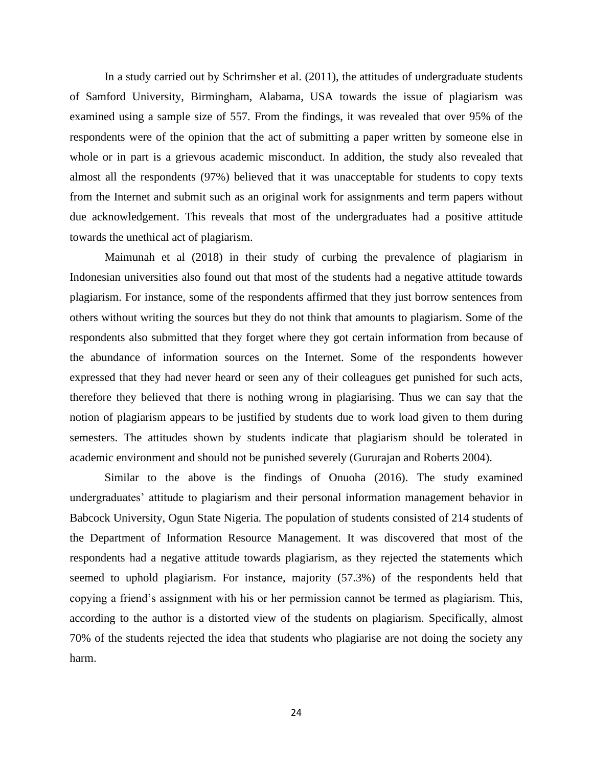In a study carried out by Schrimsher et al. (2011), the attitudes of undergraduate students of Samford University, Birmingham, Alabama, USA towards the issue of plagiarism was examined using a sample size of 557. From the findings, it was revealed that over 95% of the respondents were of the opinion that the act of submitting a paper written by someone else in whole or in part is a grievous academic misconduct. In addition, the study also revealed that almost all the respondents (97%) believed that it was unacceptable for students to copy texts from the Internet and submit such as an original work for assignments and term papers without due acknowledgement. This reveals that most of the undergraduates had a positive attitude towards the unethical act of plagiarism.

Maimunah et al (2018) in their study of curbing the prevalence of plagiarism in Indonesian universities also found out that most of the students had a negative attitude towards plagiarism. For instance, some of the respondents affirmed that they just borrow sentences from others without writing the sources but they do not think that amounts to plagiarism. Some of the respondents also submitted that they forget where they got certain information from because of the abundance of information sources on the Internet. Some of the respondents however expressed that they had never heard or seen any of their colleagues get punished for such acts, therefore they believed that there is nothing wrong in plagiarising. Thus we can say that the notion of plagiarism appears to be justified by students due to work load given to them during semesters. The attitudes shown by students indicate that plagiarism should be tolerated in academic environment and should not be punished severely (Gururajan and Roberts 2004).

Similar to the above is the findings of Onuoha (2016). The study examined undergraduates' attitude to plagiarism and their personal information management behavior in Babcock University, Ogun State Nigeria. The population of students consisted of 214 students of the Department of Information Resource Management. It was discovered that most of the respondents had a negative attitude towards plagiarism, as they rejected the statements which seemed to uphold plagiarism. For instance, majority (57.3%) of the respondents held that copying a friend's assignment with his or her permission cannot be termed as plagiarism. This, according to the author is a distorted view of the students on plagiarism. Specifically, almost 70% of the students rejected the idea that students who plagiarise are not doing the society any harm.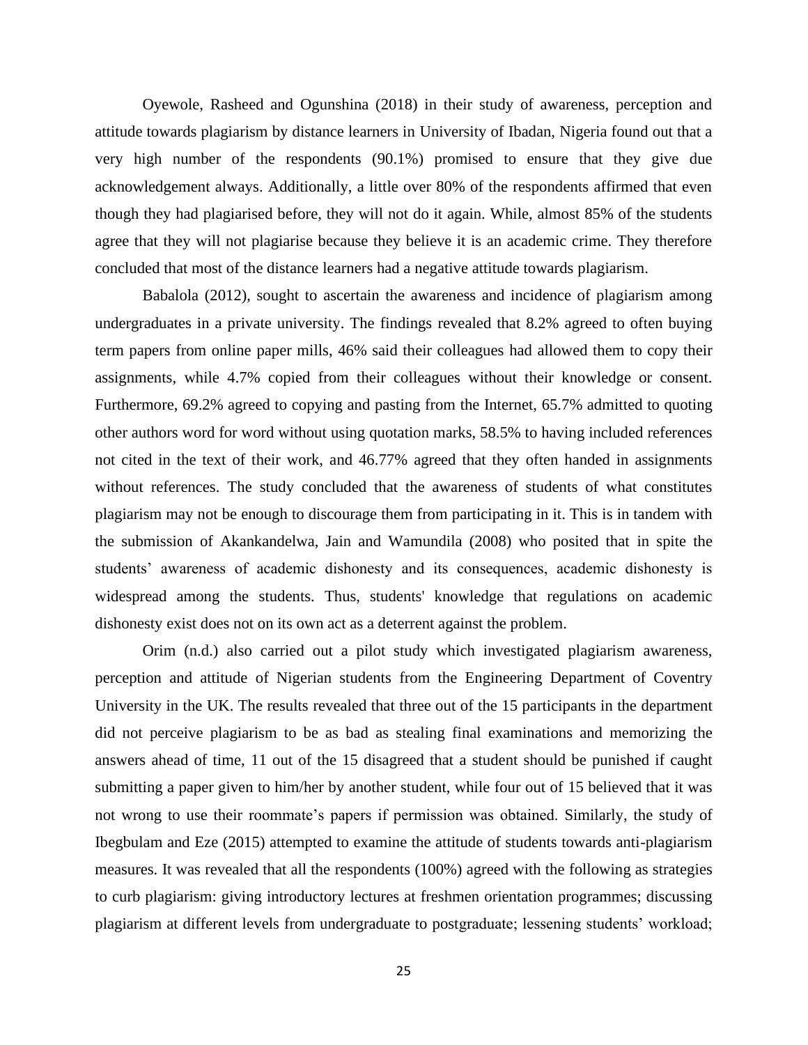Oyewole, Rasheed and Ogunshina (2018) in their study of awareness, perception and attitude towards plagiarism by distance learners in University of Ibadan, Nigeria found out that a very high number of the respondents (90.1%) promised to ensure that they give due acknowledgement always. Additionally, a little over 80% of the respondents affirmed that even though they had plagiarised before, they will not do it again. While, almost 85% of the students agree that they will not plagiarise because they believe it is an academic crime. They therefore concluded that most of the distance learners had a negative attitude towards plagiarism.

Babalola (2012), sought to ascertain the awareness and incidence of plagiarism among undergraduates in a private university. The findings revealed that 8.2% agreed to often buying term papers from online paper mills, 46% said their colleagues had allowed them to copy their assignments, while 4.7% copied from their colleagues without their knowledge or consent. Furthermore, 69.2% agreed to copying and pasting from the Internet, 65.7% admitted to quoting other authors word for word without using quotation marks, 58.5% to having included references not cited in the text of their work, and 46.77% agreed that they often handed in assignments without references. The study concluded that the awareness of students of what constitutes plagiarism may not be enough to discourage them from participating in it. This is in tandem with the submission of Akankandelwa, Jain and Wamundila (2008) who posited that in spite the students' awareness of academic dishonesty and its consequences, academic dishonesty is widespread among the students. Thus, students' knowledge that regulations on academic dishonesty exist does not on its own act as a deterrent against the problem.

Orim (n.d.) also carried out a pilot study which investigated plagiarism awareness, perception and attitude of Nigerian students from the Engineering Department of Coventry University in the UK. The results revealed that three out of the 15 participants in the department did not perceive plagiarism to be as bad as stealing final examinations and memorizing the answers ahead of time, 11 out of the 15 disagreed that a student should be punished if caught submitting a paper given to him/her by another student, while four out of 15 believed that it was not wrong to use their roommate's papers if permission was obtained. Similarly, the study of Ibegbulam and Eze (2015) attempted to examine the attitude of students towards anti-plagiarism measures. It was revealed that all the respondents (100%) agreed with the following as strategies to curb plagiarism: giving introductory lectures at freshmen orientation programmes; discussing plagiarism at different levels from undergraduate to postgraduate; lessening students' workload;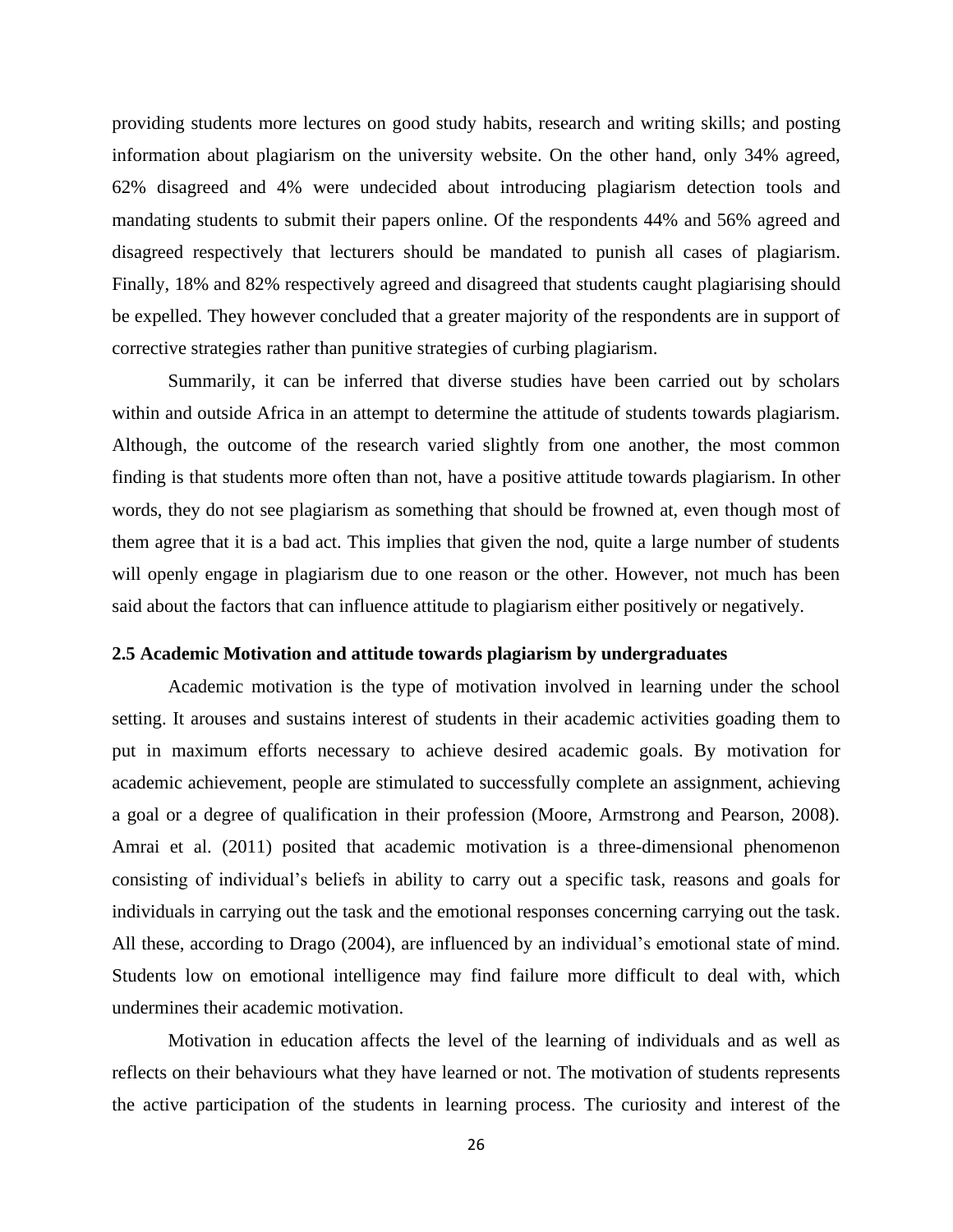providing students more lectures on good study habits, research and writing skills; and posting information about plagiarism on the university website. On the other hand, only 34% agreed, 62% disagreed and 4% were undecided about introducing plagiarism detection tools and mandating students to submit their papers online. Of the respondents 44% and 56% agreed and disagreed respectively that lecturers should be mandated to punish all cases of plagiarism. Finally, 18% and 82% respectively agreed and disagreed that students caught plagiarising should be expelled. They however concluded that a greater majority of the respondents are in support of corrective strategies rather than punitive strategies of curbing plagiarism.

Summarily, it can be inferred that diverse studies have been carried out by scholars within and outside Africa in an attempt to determine the attitude of students towards plagiarism. Although, the outcome of the research varied slightly from one another, the most common finding is that students more often than not, have a positive attitude towards plagiarism. In other words, they do not see plagiarism as something that should be frowned at, even though most of them agree that it is a bad act. This implies that given the nod, quite a large number of students will openly engage in plagiarism due to one reason or the other. However, not much has been said about the factors that can influence attitude to plagiarism either positively or negatively.

### 2.5 Academic Motivation and attitude towards plagiarism by undergraduates

Academic motivation is the type of motivation involved in learning under the school setting. It arouses and sustains interest of students in their academic activities goading them to put in maximum efforts necessary to achieve desired academic goals. By motivation for academic achievement, people are stimulated to successfully complete an assignment, achieving a goal or a degree of qualification in their profession (Moore, Armstrong and Pearson, 2008). Amrai et al. (2011) posited that academic motivation is a three-dimensional phenomenon consisting of individual's beliefs in ability to carry out a specific task, reasons and goals for individuals in carrying out the task and the emotional responses concerning carrying out the task. All these, according to Drago (2004), are influenced by an individual's emotional state of mind. Students low on emotional intelligence may find failure more difficult to deal with, which undermines their academic motivation.

Motivation in education affects the level of the learning of individuals and as well as reflects on their behaviours what they have learned or not. The motivation of students represents the active participation of the students in learning process. The curiosity and interest of the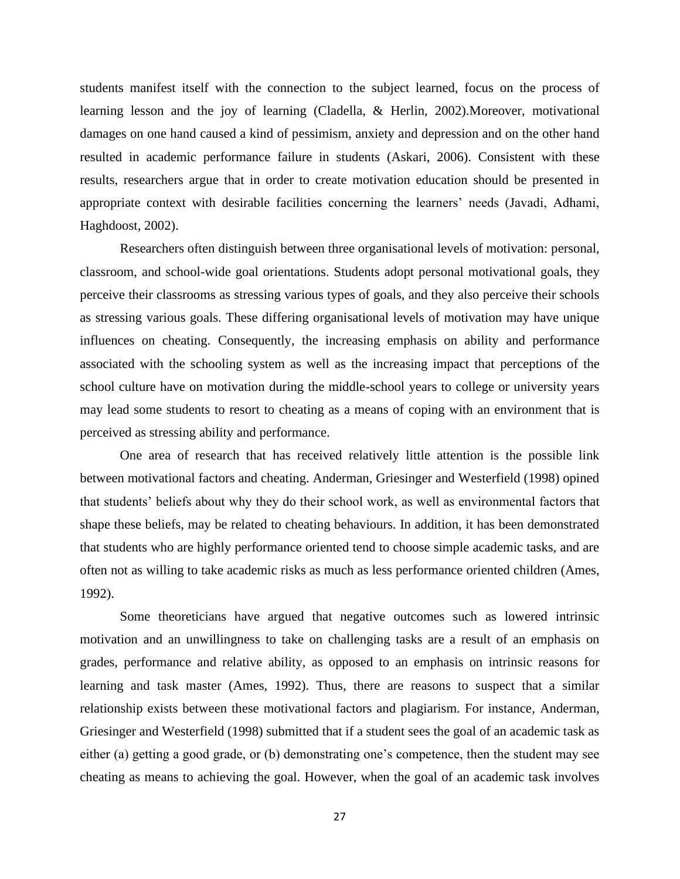students manifest itself with the connection to the subject learned, focus on the process of learning lesson and the joy of learning (Cladella, & Herlin, 2002).Moreover, motivational damages on one hand caused a kind of pessimism, anxiety and depression and on the other hand resulted in academic performance failure in students (Askari, 2006). Consistent with these results, researchers argue that in order to create motivation education should be presented in appropriate context with desirable facilities concerning the learners' needs (Javadi, Adhami, Haghdoost, 2002).

Researchers often distinguish between three organisational levels of motivation: personal, classroom, and school-wide goal orientations. Students adopt personal motivational goals, they perceive their classrooms as stressing various types of goals, and they also perceive their schools as stressing various goals. These differing organisational levels of motivation may have unique influences on cheating. Consequently, the increasing emphasis on ability and performance associated with the schooling system as well as the increasing impact that perceptions of the school culture have on motivation during the middle-school years to college or university years may lead some students to resort to cheating as a means of coping with an environment that is perceived as stressing ability and performance.

One area of research that has received relatively little attention is the possible link between motivational factors and cheating. Anderman, Griesinger and Westerfield (1998) opined that students' beliefs about why they do their school work, as well as environmental factors that shape these beliefs, may be related to cheating behaviours. In addition, it has been demonstrated that students who are highly performance oriented tend to choose simple academic tasks, and are often not as willing to take academic risks as much as less performance oriented children (Ames, 1992).

Some theoreticians have argued that negative outcomes such as lowered intrinsic motivation and an unwillingness to take on challenging tasks are a result of an emphasis on grades, performance and relative ability, as opposed to an emphasis on intrinsic reasons for learning and task master (Ames, 1992). Thus, there are reasons to suspect that a similar relationship exists between these motivational factors and plagiarism. For instance, Anderman, Griesinger and Westerfield (1998) submitted that if a student sees the goal of an academic task as either (a) getting a good grade, or (b) demonstrating one's competence, then the student may see cheating as means to achieving the goal. However, when the goal of an academic task involves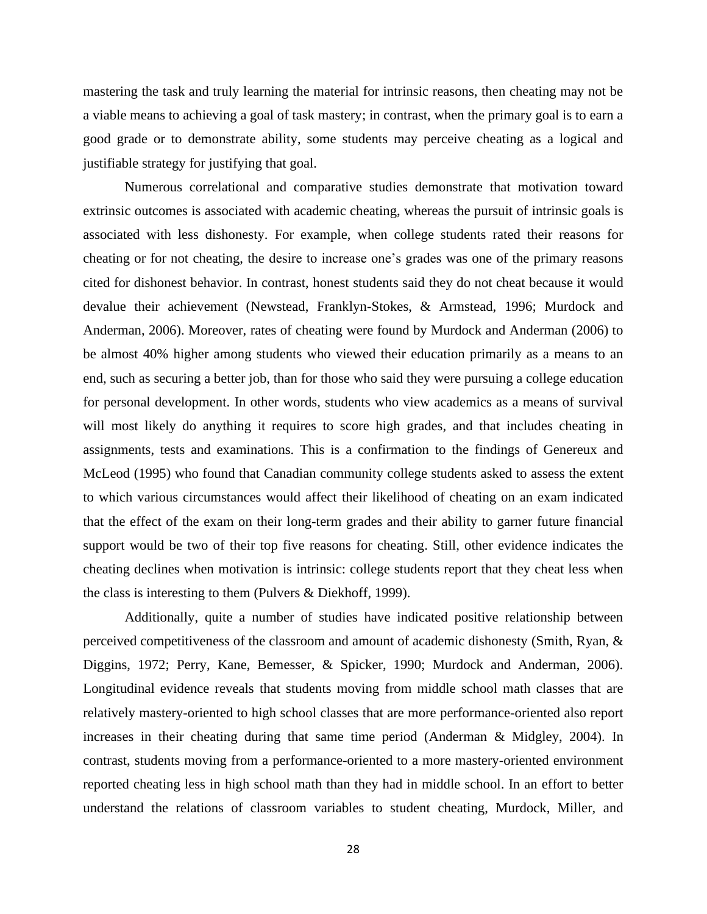mastering the task and truly learning the material for intrinsic reasons, then cheating may not be a viable means to achieving a goal of task mastery; in contrast, when the primary goal is to earn a good grade or to demonstrate ability, some students may perceive cheating as a logical and justifiable strategy for justifying that goal.

Numerous correlational and comparative studies demonstrate that motivation toward extrinsic outcomes is associated with academic cheating, whereas the pursuit of intrinsic goals is associated with less dishonesty. For example, when college students rated their reasons for cheating or for not cheating, the desire to increase one's grades was one of the primary reasons cited for dishonest behavior. In contrast, honest students said they do not cheat because it would devalue their achievement (Newstead, Franklyn-Stokes, & Armstead, 1996; Murdock and Anderman, 2006). Moreover, rates of cheating were found by Murdock and Anderman (2006) to be almost 40% higher among students who viewed their education primarily as a means to an end, such as securing a better job, than for those who said they were pursuing a college education for personal development. In other words, students who view academics as a means of survival will most likely do anything it requires to score high grades, and that includes cheating in assignments, tests and examinations. This is a confirmation to the findings of Genereux and McLeod (1995) who found that Canadian community college students asked to assess the extent to which various circumstances would affect their likelihood of cheating on an exam indicated that the effect of the exam on their long-term grades and their ability to garner future financial support would be two of their top five reasons for cheating. Still, other evidence indicates the cheating declines when motivation is intrinsic: college students report that they cheat less when the class is interesting to them (Pulvers & Diekhoff, 1999).

Additionally, quite a number of studies have indicated positive relationship between perceived competitiveness of the classroom and amount of academic dishonesty (Smith, Ryan, & Diggins, 1972; Perry, Kane, Bemesser, & Spicker, 1990; Murdock and Anderman, 2006). Longitudinal evidence reveals that students moving from middle school math classes that are relatively mastery-oriented to high school classes that are more performance-oriented also report increases in their cheating during that same time period (Anderman & Midgley, 2004). In contrast, students moving from a performance-oriented to a more mastery-oriented environment reported cheating less in high school math than they had in middle school. In an effort to better understand the relations of classroom variables to student cheating, Murdock, Miller, and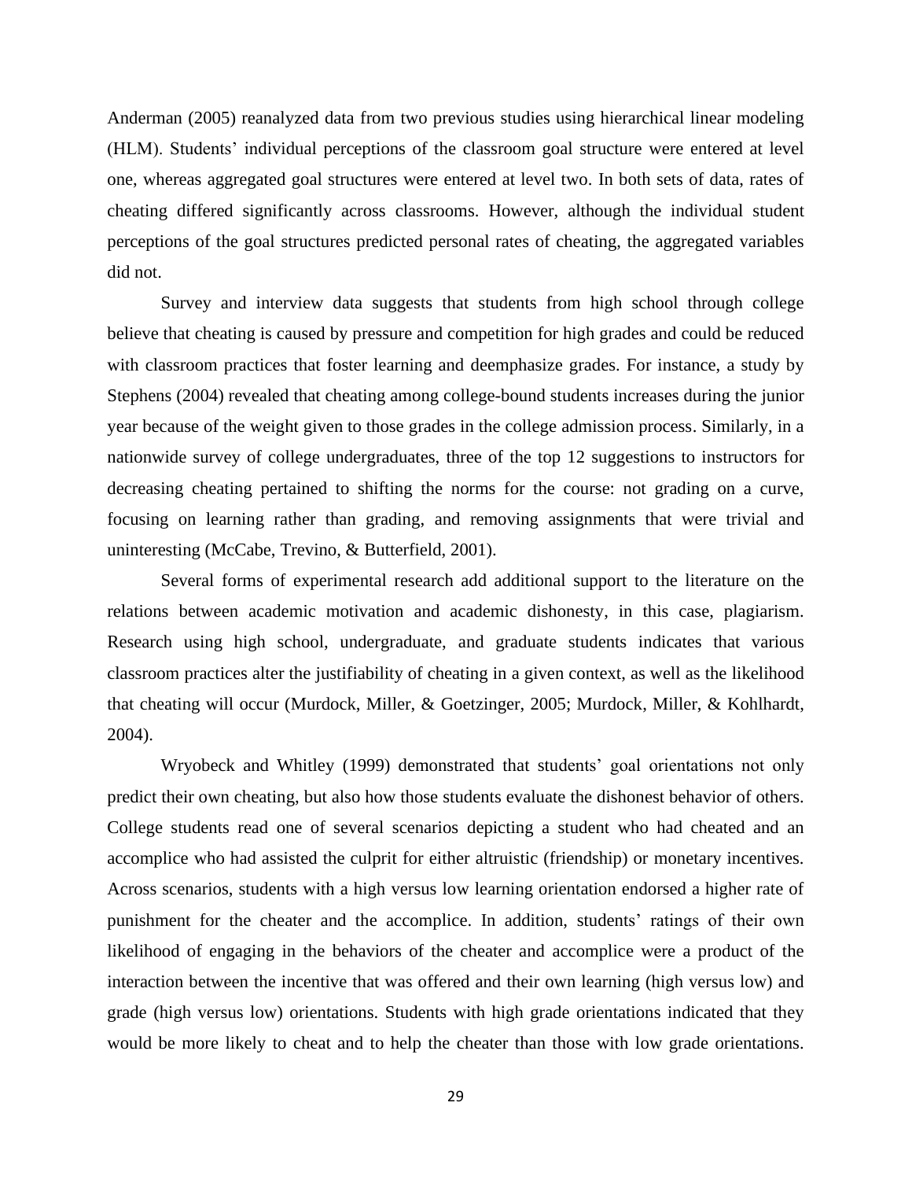Anderman (2005) reanalyzed data from two previous studies using hierarchical linear modeling (HLM). Students' individual perceptions of the classroom goal structure were entered at level one, whereas aggregated goal structures were entered at level two. In both sets of data, rates of cheating differed significantly across classrooms. However, although the individual student perceptions of the goal structures predicted personal rates of cheating, the aggregated variables did not.

Survey and interview data suggests that students from high school through college believe that cheating is caused by pressure and competition for high grades and could be reduced with classroom practices that foster learning and deemphasize grades. For instance, a study by Stephens (2004) revealed that cheating among college-bound students increases during the junior year because of the weight given to those grades in the college admission process. Similarly, in a nationwide survey of college undergraduates, three of the top 12 suggestions to instructors for decreasing cheating pertained to shifting the norms for the course: not grading on a curve, focusing on learning rather than grading, and removing assignments that were trivial and uninteresting (McCabe, Trevino, & Butterfield, 2001).

Several forms of experimental research add additional support to the literature on the relations between academic motivation and academic dishonesty, in this case, plagiarism. Research using high school, undergraduate, and graduate students indicates that various classroom practices alter the justifiability of cheating in a given context, as well as the likelihood that cheating will occur (Murdock, Miller, & Goetzinger, 2005; Murdock, Miller, & Kohlhardt, 2004).

Wryobeck and Whitley (1999) demonstrated that students' goal orientations not only predict their own cheating, but also how those students evaluate the dishonest behavior of others. College students read one of several scenarios depicting a student who had cheated and an accomplice who had assisted the culprit for either altruistic (friendship) or monetary incentives. Across scenarios, students with a high versus low learning orientation endorsed a higher rate of punishment for the cheater and the accomplice. In addition, students' ratings of their own likelihood of engaging in the behaviors of the cheater and accomplice were a product of the interaction between the incentive that was offered and their own learning (high versus low) and grade (high versus low) orientations. Students with high grade orientations indicated that they would be more likely to cheat and to help the cheater than those with low grade orientations.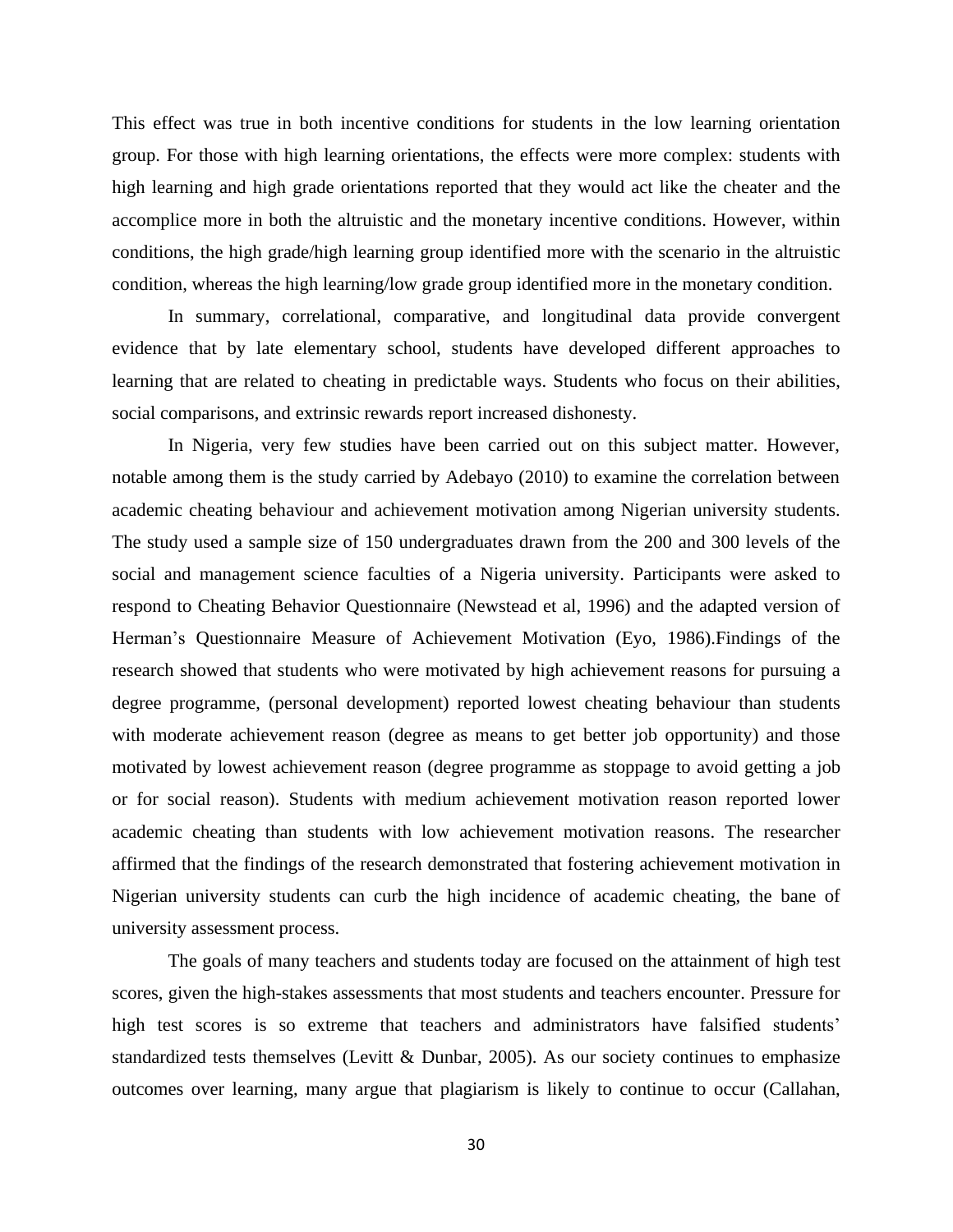This effect was true in both incentive conditions for students in the low learning orientation group. For those with high learning orientations, the effects were more complex: students with high learning and high grade orientations reported that they would act like the cheater and the accomplice more in both the altruistic and the monetary incentive conditions. However, within conditions, the high grade/high learning group identified more with the scenario in the altruistic condition, whereas the high learning/low grade group identified more in the monetary condition.

In summary, correlational, comparative, and longitudinal data provide convergent evidence that by late elementary school, students have developed different approaches to learning that are related to cheating in predictable ways. Students who focus on their abilities, social comparisons, and extrinsic rewards report increased dishonesty.

In Nigeria, very few studies have been carried out on this subject matter. However, notable among them is the study carried by Adebayo (2010) to examine the correlation between academic cheating behaviour and achievement motivation among Nigerian university students. The study used a sample size of 150 undergraduates drawn from the 200 and 300 levels of the social and management science faculties of a Nigeria university. Participants were asked to respond to Cheating Behavior Questionnaire (Newstead et al, 1996) and the adapted version of Herman's Questionnaire Measure of Achievement Motivation (Eyo, 1986).Findings of the research showed that students who were motivated by high achievement reasons for pursuing a degree programme, (personal development) reported lowest cheating behaviour than students with moderate achievement reason (degree as means to get better job opportunity) and those motivated by lowest achievement reason (degree programme as stoppage to avoid getting a job or for social reason). Students with medium achievement motivation reason reported lower academic cheating than students with low achievement motivation reasons. The researcher affirmed that the findings of the research demonstrated that fostering achievement motivation in Nigerian university students can curb the high incidence of academic cheating, the bane of university assessment process.

The goals of many teachers and students today are focused on the attainment of high test scores, given the high-stakes assessments that most students and teachers encounter. Pressure for high test scores is so extreme that teachers and administrators have falsified students' standardized tests themselves (Levitt & Dunbar, 2005). As our society continues to emphasize outcomes over learning, many argue that plagiarism is likely to continue to occur (Callahan,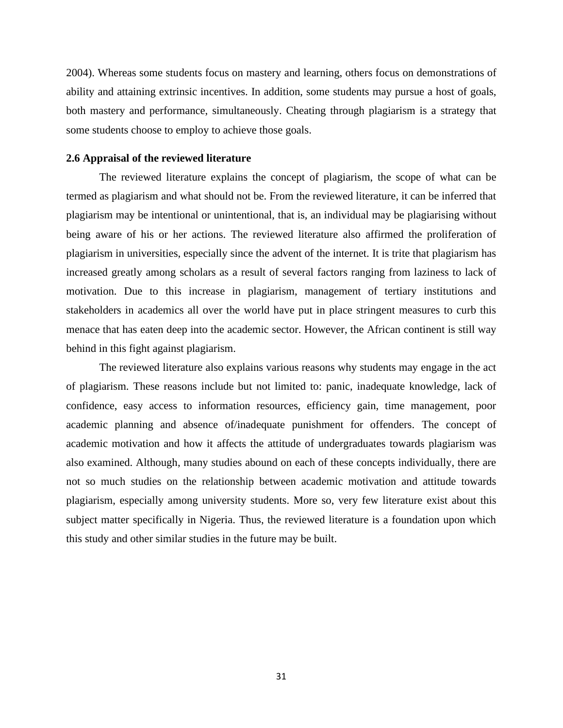2004). Whereas some students focus on mastery and learning, others focus on demonstrations of ability and attaining extrinsic incentives. In addition, some students may pursue a host of goals, both mastery and performance, simultaneously. Cheating through plagiarism is a strategy that some students choose to employ to achieve those goals.

### 2.6 Appraisal of the reviewed literature

The reviewed literature explains the concept of plagiarism, the scope of what can be termed as plagiarism and what should not be. From the reviewed literature, it can be inferred that plagiarism may be intentional or unintentional, that is, an individual may be plagiarising without being aware of his or her actions. The reviewed literature also affirmed the proliferation of plagiarism in universities, especially since the advent of the internet. It is trite that plagiarism has increased greatly among scholars as a result of several factors ranging from laziness to lack of motivation. Due to this increase in plagiarism, management of tertiary institutions and stakeholders in academics all over the world have put in place stringent measures to curb this menace that has eaten deep into the academic sector. However, the African continent is still way behind in this fight against plagiarism.

The reviewed literature also explains various reasons why students may engage in the act of plagiarism. These reasons include but not limited to: panic, inadequate knowledge, lack of confidence, easy access to information resources, efficiency gain, time management, poor academic planning and absence of/inadequate punishment for offenders. The concept of academic motivation and how it affects the attitude of undergraduates towards plagiarism was also examined. Although, many studies abound on each of these concepts individually, there are not so much studies on the relationship between academic motivation and attitude towards plagiarism, especially among university students. More so, very few literature exist about this subject matter specifically in Nigeria. Thus, the reviewed literature is a foundation upon which this study and other similar studies in the future may be built.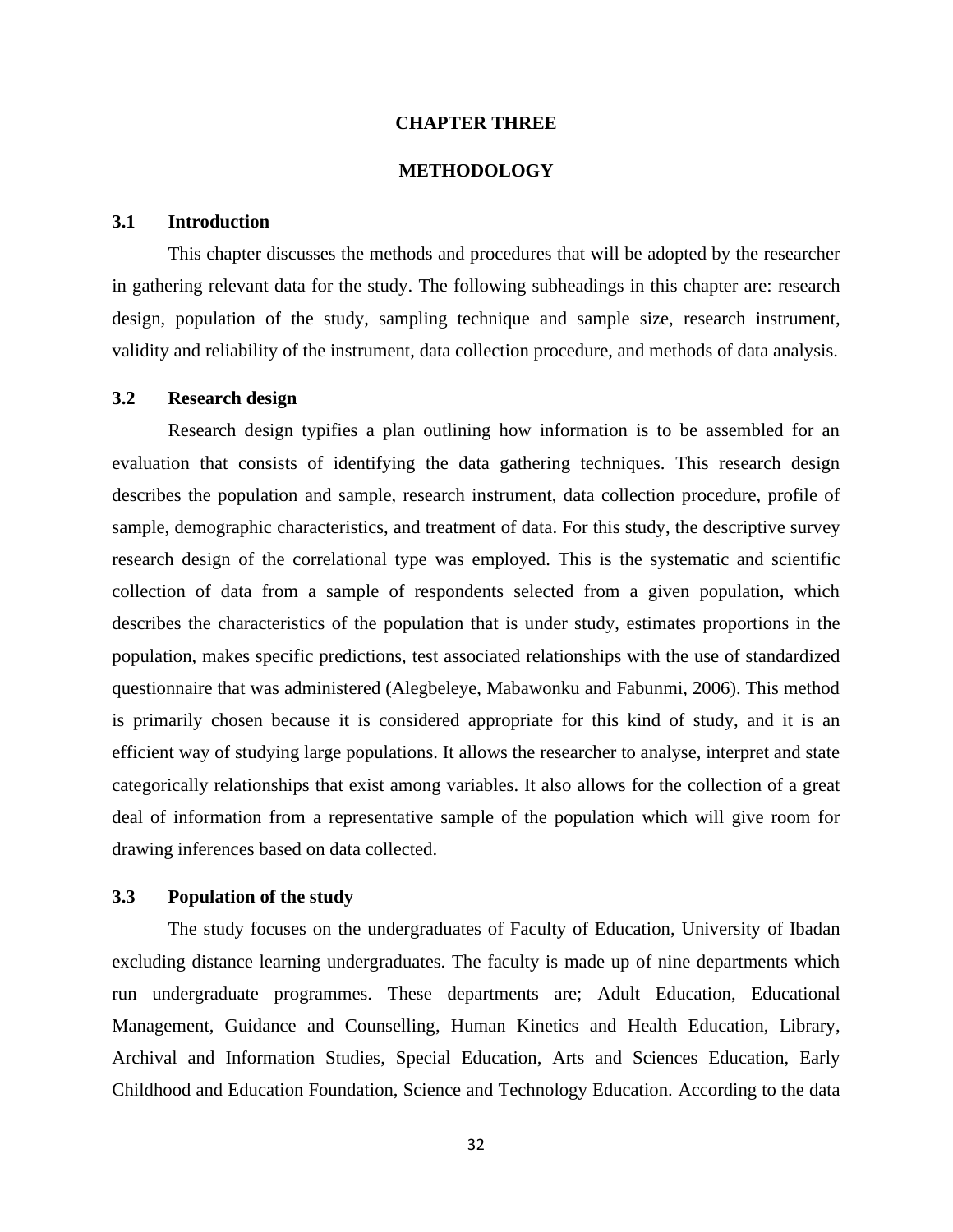# CHAPTER THREE

# METHODOLOGY

## 3.1 Introduction

This chapter discusses the methods and procedures that will be adopted by the researcher in gathering relevant data for the study. The following subheadings in this chapter are: research design, population of the study, sampling technique and sample size, research instrument, validity and reliability of the instrument, data collection procedure, and methods of data analysis.

## 3.2 Research design

Research design typifies a plan outlining how information is to be assembled for an evaluation that consists of identifying the data gathering techniques. This research design describes the population and sample, research instrument, data collection procedure, profile of sample, demographic characteristics, and treatment of data. For this study, the descriptive survey research design of the correlational type was employed. This is the systematic and scientific collection of data from a sample of respondents selected from a given population, which describes the characteristics of the population that is under study, estimates proportions in the population, makes specific predictions, test associated relationships with the use of standardized questionnaire that was administered (Alegbeleye, Mabawonku and Fabunmi, 2006). This method is primarily chosen because it is considered appropriate for this kind of study, and it is an efficient way of studying large populations. It allows the researcher to analyse, interpret and state categorically relationships that exist among variables. It also allows for the collection of a great deal of information from a representative sample of the population which will give room for drawing inferences based on data collected.

## 3.3 Population of the study

The study focuses on the undergraduates of Faculty of Education, University of Ibadan excluding distance learning undergraduates. The faculty is made up of nine departments which run undergraduate programmes. These departments are; Adult Education, Educational Management, Guidance and Counselling, Human Kinetics and Health Education, Library, Archival and Information Studies, Special Education, Arts and Sciences Education, Early Childhood and Education Foundation, Science and Technology Education. According to the data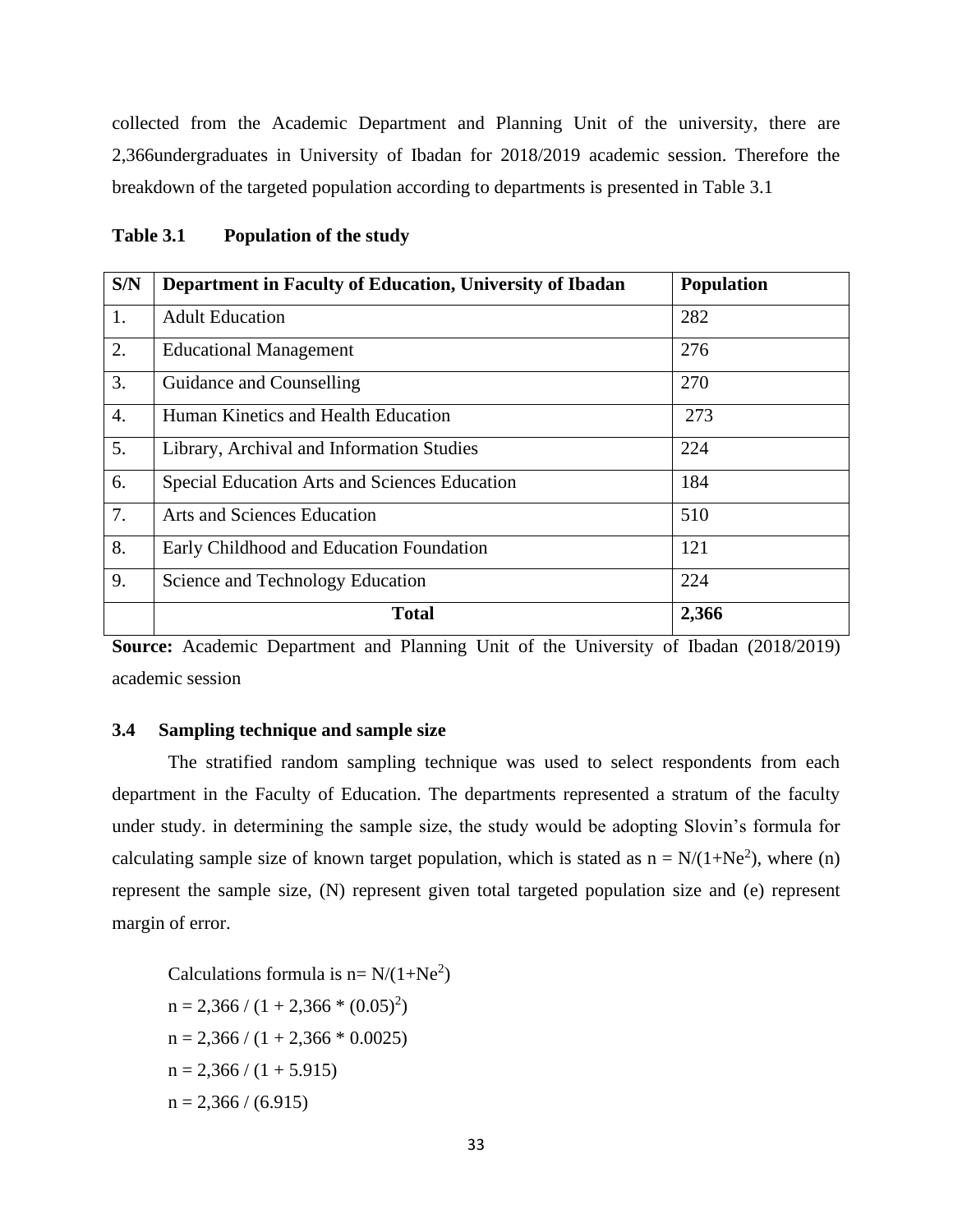collected from the Academic Department and Planning Unit of the university, there are 2,366undergraduates in University of Ibadan for 2018/2019 academic session. Therefore the breakdown of the targeted population according to departments is presented in Table 3.1

**Table 3.1 Population of the study**

| S/N | Department in Faculty of Education, University of Ibadan | Population |
|---|---|---|
| 1. | Adult Education | 282 |
| 2. | Educational Management | 276 |
| 3. | Guidance and Counselling | 270 |
| 4. | Human Kinetics and Health Education | 273 |
| 5. | Library, Archival and Information Studies | 224 |
| 6. | Special Education Arts and Sciences Education | 184 |
| 7. | Arts and Sciences Education | 510 |
| 8. | Early Childhood and Education Foundation | 121 |
| 9. | Science and Technology Education | 224 |
| | **Total** | **2,366** |

**Source:** Academic Department and Planning Unit of the University of Ibadan (2018/2019) academic session

### 3.4 Sampling technique and sample size

The stratified random sampling technique was used to select respondents from each department in the Faculty of Education. The departments represented a stratum of the faculty under study. in determining the sample size, the study would be adopting Slovin's formula for calculating sample size of known target population, which is stated as $n = N/(1+Ne^2)$, where (n) represent the sample size, (N) represent given total targeted population size and (e) represent margin of error.

Calculations formula is $n= N/(1+Ne^2)$

$n = 2,366 / (1 + 2,366 * (0.05)^2)$

$n = 2,366 / (1 + 2,366 * 0.0025)$

$n = 2,366 / (1 + 5.915)$

$n = 2,366 / (6.915)$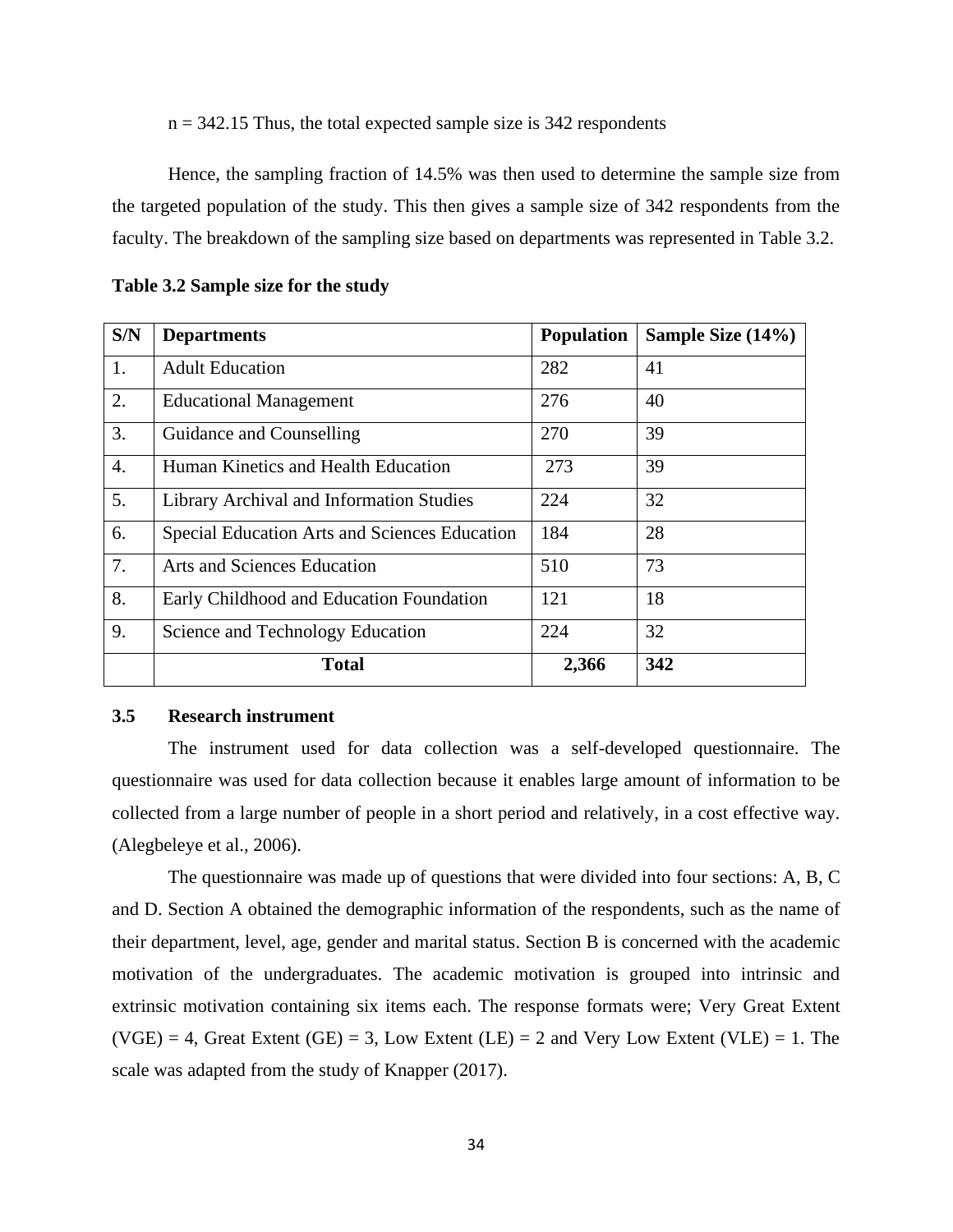n = 342.15 Thus, the total expected sample size is 342 respondents

Hence, the sampling fraction of 14.5% was then used to determine the sample size from the targeted population of the study. This then gives a sample size of 342 respondents from the faculty. The breakdown of the sampling size based on departments was represented in Table 3.2.

**Table 3.2 Sample size for the study**

| S/N | Departments | Population | Sample Size (14%) |
|---|---|---|---|
| 1. | Adult Education | 282 | 41 |
| 2. | Educational Management | 276 | 40 |
| 3. | Guidance and Counselling | 270 | 39 |
| 4. | Human Kinetics and Health Education | 273 | 39 |
| 5. | Library Archival and Information Studies | 224 | 32 |
| 6. | Special Education Arts and Sciences Education | 184 | 28 |
| 7. | Arts and Sciences Education | 510 | 73 |
| 8. | Early Childhood and Education Foundation | 121 | 18 |
| 9. | Science and Technology Education | 224 | 32 |
| | **Total** | **2,366** | **342** |

### 3.5 Research instrument

The instrument used for data collection was a self-developed questionnaire. The questionnaire was used for data collection because it enables large amount of information to be collected from a large number of people in a short period and relatively, in a cost effective way. (Alegbeleye et al., 2006).

The questionnaire was made up of questions that were divided into four sections: A, B, C and D. Section A obtained the demographic information of the respondents, such as the name of their department, level, age, gender and marital status. Section B is concerned with the academic motivation of the undergraduates. The academic motivation is grouped into intrinsic and extrinsic motivation containing six items each. The response formats were; Very Great Extent (VGE) = 4, Great Extent (GE) = 3, Low Extent (LE) = 2 and Very Low Extent (VLE) = 1. The scale was adapted from the study of Knapper (2017).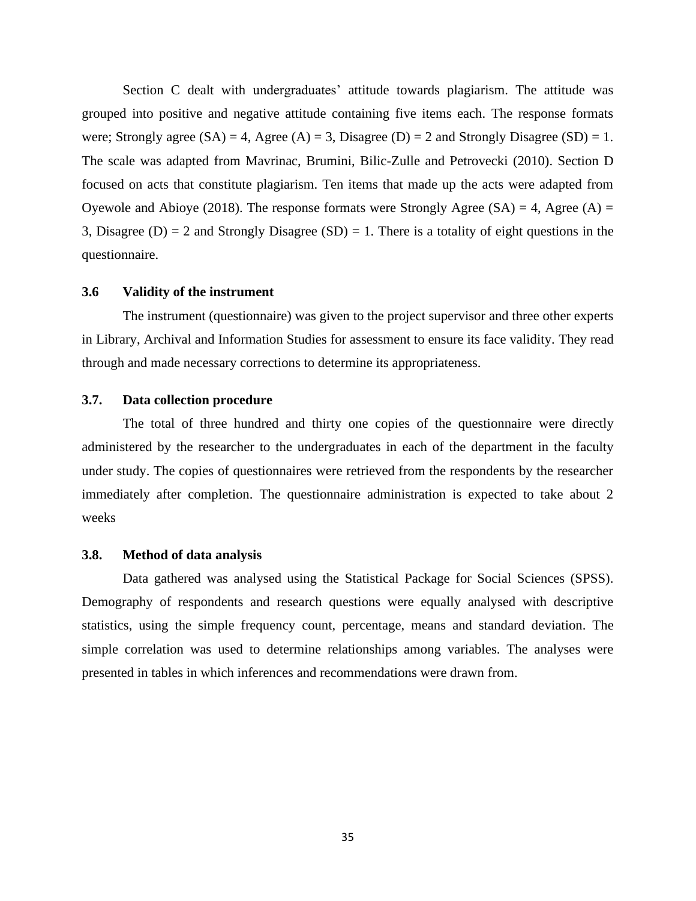Section C dealt with undergraduates' attitude towards plagiarism. The attitude was grouped into positive and negative attitude containing five items each. The response formats were; Strongly agree (SA) = 4, Agree (A) = 3, Disagree (D) = 2 and Strongly Disagree (SD) = 1. The scale was adapted from Mavrinac, Brumini, Bilic-Zulle and Petrovecki (2010). Section D focused on acts that constitute plagiarism. Ten items that made up the acts were adapted from Oyewole and Abioye (2018). The response formats were Strongly Agree (SA) = 4, Agree (A) = 3, Disagree (D) = 2 and Strongly Disagree (SD) = 1. There is a totality of eight questions in the questionnaire.

### 3.6 Validity of the instrument

The instrument (questionnaire) was given to the project supervisor and three other experts in Library, Archival and Information Studies for assessment to ensure its face validity. They read through and made necessary corrections to determine its appropriateness.

### 3.7. Data collection procedure

The total of three hundred and thirty one copies of the questionnaire were directly administered by the researcher to the undergraduates in each of the department in the faculty under study. The copies of questionnaires were retrieved from the respondents by the researcher immediately after completion. The questionnaire administration is expected to take about 2 weeks

### 3.8. Method of data analysis

Data gathered was analysed using the Statistical Package for Social Sciences (SPSS). Demography of respondents and research questions were equally analysed with descriptive statistics, using the simple frequency count, percentage, means and standard deviation. The simple correlation was used to determine relationships among variables. The analyses were presented in tables in which inferences and recommendations were drawn from.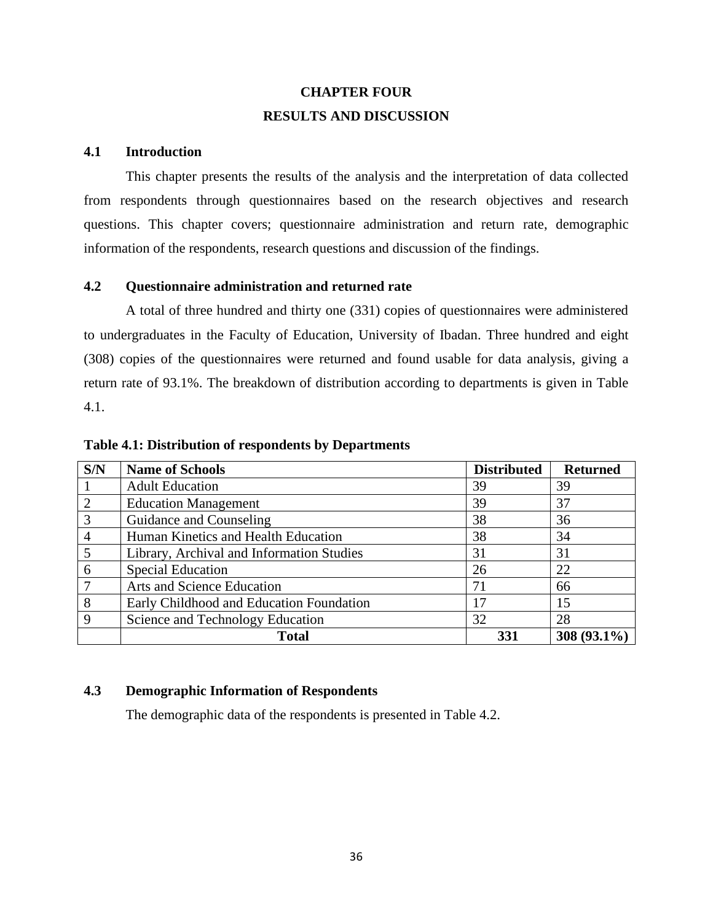# CHAPTER FOUR

# RESULTS AND DISCUSSION

## 4.1 Introduction

This chapter presents the results of the analysis and the interpretation of data collected from respondents through questionnaires based on the research objectives and research questions. This chapter covers; questionnaire administration and return rate, demographic information of the respondents, research questions and discussion of the findings.

## 4.2 Questionnaire administration and returned rate

A total of three hundred and thirty one (331) copies of questionnaires were administered to undergraduates in the Faculty of Education, University of Ibadan. Three hundred and eight (308) copies of the questionnaires were returned and found usable for data analysis, giving a return rate of 93.1%. The breakdown of distribution according to departments is given in Table 4.1.

**Table 4.1: Distribution of respondents by Departments**

| S/N | Name of Schools | Distributed | Returned |
|---|---|---|---|
| 1 | Adult Education | 39 | 39 |
| 2 | Education Management | 39 | 37 |
| 3 | Guidance and Counseling | 38 | 36 |
| 4 | Human Kinetics and Health Education | 38 | 34 |
| 5 | Library, Archival and Information Studies | 31 | 31 |
| 6 | Special Education | 26 | 22 |
| 7 | Arts and Science Education | 71 | 66 |
| 8 | Early Childhood and Education Foundation | 17 | 15 |
| 9 | Science and Technology Education | 32 | 28 |
| | **Total** | **331** | **308 (93.1%)** |

## 4.3 Demographic Information of Respondents

The demographic data of the respondents is presented in Table 4.2.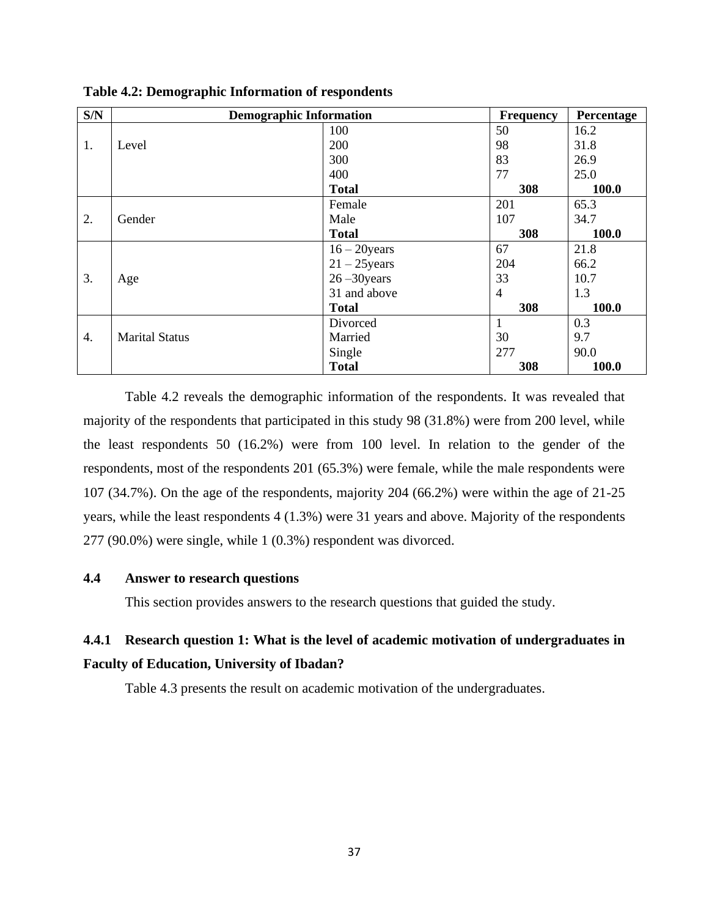**Table 4.2: Demographic Information of respondents**

| S/N | Demographic Information | | Frequency | Percentage |
|---|---|---|---|---|
| 1. | Level | 100 | 50 | 16.2 |
| | | 200 | 98 | 31.8 |
| | | 300 | 83 | 26.9 |
| | | 400 | 77 | 25.0 |
| | | **Total** | **308** | **100.0** |
| 2. | Gender | Female | 201 | 65.3 |
| | | Male | 107 | 34.7 |
| | | **Total** | **308** | **100.0** |
| 3. | Age | 16 – 20years | 67 | 21.8 |
| | | 21 – 25years | 204 | 66.2 |
| | | 26 –30years | 33 | 10.7 |
| | | 31 and above | 4 | 1.3 |
| | | **Total** | **308** | **100.0** |
| 4. | Marital Status | Divorced | 1 | 0.3 |
| | | Married | 30 | 9.7 |
| | | Single | 277 | 90.0 |
| | | **Total** | **308** | **100.0** |

Table 4.2 reveals the demographic information of the respondents. It was revealed that majority of the respondents that participated in this study 98 (31.8%) were from 200 level, while the least respondents 50 (16.2%) were from 100 level. In relation to the gender of the respondents, most of the respondents 201 (65.3%) were female, while the male respondents were 107 (34.7%). On the age of the respondents, majority 204 (66.2%) were within the age of 21-25 years, while the least respondents 4 (1.3%) were 31 years and above. Majority of the respondents 277 (90.0%) were single, while 1 (0.3%) respondent was divorced.

### 4.4 Answer to research questions

This section provides answers to the research questions that guided the study.

#### 4.4.1 Research question 1: What is the level of academic motivation of undergraduates in Faculty of Education, University of Ibadan?

Table 4.3 presents the result on academic motivation of the undergraduates.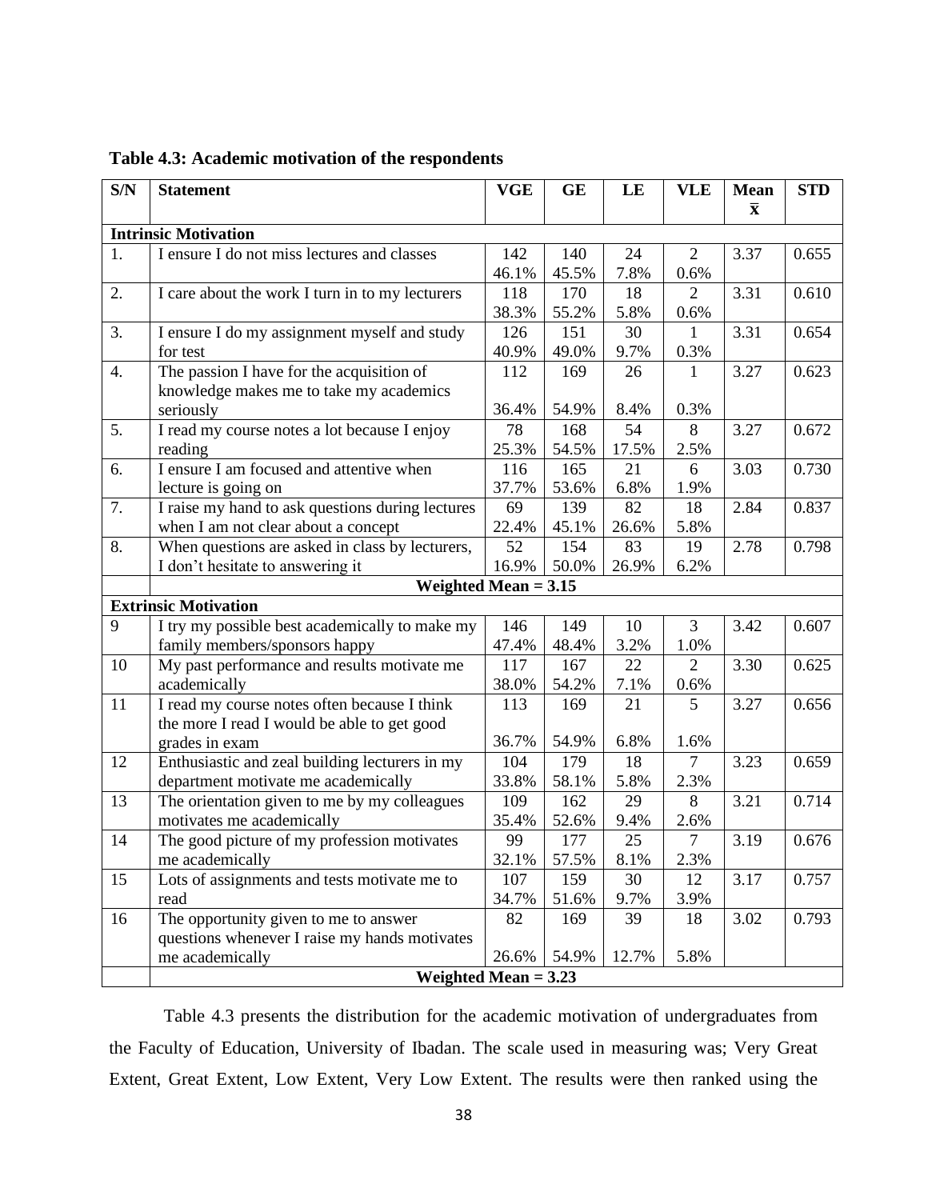**Table 4.3: Academic motivation of the respondents**

| S/N | Statement | VGE | GE | LE | VLE | Mean $\bar{x}$ | STD |
|---|---|---|---|---|---|---|---|
| **Intrinsic Motivation** | | | | | | | |
| 1. | I ensure I do not miss lectures and classes | 142<br>46.1% | 140<br>45.5% | 24<br>7.8% | 2<br>0.6% | 3.37 | 0.655 |
| 2. | I care about the work I turn in to my lecturers | 118<br>38.3% | 170<br>55.2% | 18<br>5.8% | 2<br>0.6% | 3.31 | 0.610 |
| 3. | I ensure I do my assignment myself and study for test | 126<br>40.9% | 151<br>49.0% | 30<br>9.7% | 1<br>0.3% | 3.31 | 0.654 |
| 4. | The passion I have for the acquisition of knowledge makes me to take my academics seriously | 112<br>36.4% | 169<br>54.9% | 26<br>8.4% | 1<br>0.3% | 3.27 | 0.623 |
| 5. | I read my course notes a lot because I enjoy reading | 78<br>25.3% | 168<br>54.5% | 54<br>17.5% | 8<br>2.5% | 3.27 | 0.672 |
| 6. | I ensure I am focused and attentive when lecture is going on | 116<br>37.7% | 165<br>53.6% | 21<br>6.8% | 6<br>1.9% | 3.03 | 0.730 |
| 7. | I raise my hand to ask questions during lectures when I am not clear about a concept | 69<br>22.4% | 139<br>45.1% | 82<br>26.6% | 18<br>5.8% | 2.84 | 0.837 |
| 8. | When questions are asked in class by lecturers, I don't hesitate to answering it | 52<br>16.9% | 154<br>50.0% | 83<br>26.9% | 19<br>6.2% | 2.78 | 0.798 |
| | **Weighted Mean = 3.15** | | | | | | |
| **Extrinsic Motivation** | | | | | | | |
| 9 | I try my possible best academically to make my family members/sponsors happy | 146<br>47.4% | 149<br>48.4% | 10<br>3.2% | 3<br>1.0% | 3.42 | 0.607 |
| 10 | My past performance and results motivate me academically | 117<br>38.0% | 167<br>54.2% | 22<br>7.1% | 2<br>0.6% | 3.30 | 0.625 |
| 11 | I read my course notes often because I think the more I read I would be able to get good grades in exam | 113<br>36.7% | 169<br>54.9% | 21<br>6.8% | 5<br>1.6% | 3.27 | 0.656 |
| 12 | Enthusiastic and zeal building lecturers in my department motivate me academically | 104<br>33.8% | 179<br>58.1% | 18<br>5.8% | 7<br>2.3% | 3.23 | 0.659 |
| 13 | The orientation given to me by my colleagues motivates me academically | 109<br>35.4% | 162<br>52.6% | 29<br>9.4% | 8<br>2.6% | 3.21 | 0.714 |
| 14 | The good picture of my profession motivates me academically | 99<br>32.1% | 177<br>57.5% | 25<br>8.1% | 7<br>2.3% | 3.19 | 0.676 |
| 15 | Lots of assignments and tests motivate me to read | 107<br>34.7% | 159<br>51.6% | 30<br>9.7% | 12<br>3.9% | 3.17 | 0.757 |
| 16 | The opportunity given to me to answer questions whenever I raise my hands motivates me academically | 82<br>26.6% | 169<br>54.9% | 39<br>12.7% | 18<br>5.8% | 3.02 | 0.793 |
| | **Weighted Mean = 3.23** | | | | | | |

Table 4.3 presents the distribution for the academic motivation of undergraduates from the Faculty of Education, University of Ibadan. The scale used in measuring was; Very Great Extent, Great Extent, Low Extent, Very Low Extent. The results were then ranked using the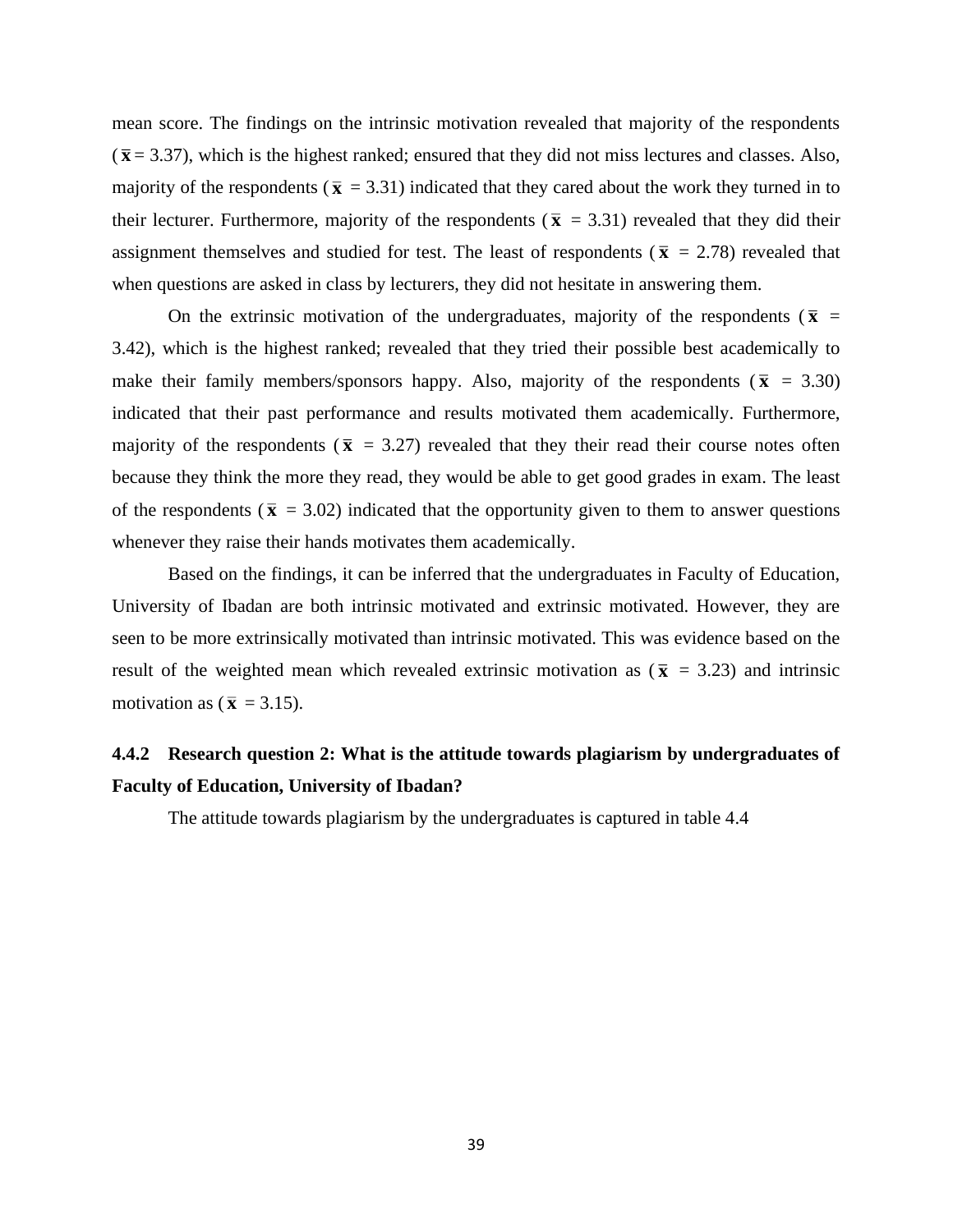mean score. The findings on the intrinsic motivation revealed that majority of the respondents ($\bar{x}$ = 3.37), which is the highest ranked; ensured that they did not miss lectures and classes. Also, majority of the respondents ($\bar{x}$ = 3.31) indicated that they cared about the work they turned in to their lecturer. Furthermore, majority of the respondents ($\bar{x}$ = 3.31) revealed that they did their assignment themselves and studied for test. The least of respondents ($\bar{x}$ = 2.78) revealed that when questions are asked in class by lecturers, they did not hesitate in answering them.

On the extrinsic motivation of the undergraduates, majority of the respondents ($\bar{x}$ = 3.42), which is the highest ranked; revealed that they tried their possible best academically to make their family members/sponsors happy. Also, majority of the respondents ($\bar{x}$ = 3.30) indicated that their past performance and results motivated them academically. Furthermore, majority of the respondents ($\bar{x}$ = 3.27) revealed that they their read their course notes often because they think the more they read, they would be able to get good grades in exam. The least of the respondents ($\bar{x}$ = 3.02) indicated that the opportunity given to them to answer questions whenever they raise their hands motivates them academically.

Based on the findings, it can be inferred that the undergraduates in Faculty of Education, University of Ibadan are both intrinsic motivated and extrinsic motivated. However, they are seen to be more extrinsically motivated than intrinsic motivated. This was evidence based on the result of the weighted mean which revealed extrinsic motivation as ($\bar{x}$ = 3.23) and intrinsic motivation as ($\bar{x}$ = 3.15).

### 4.4.2 Research question 2: What is the attitude towards plagiarism by undergraduates of Faculty of Education, University of Ibadan?

The attitude towards plagiarism by the undergraduates is captured in table 4.4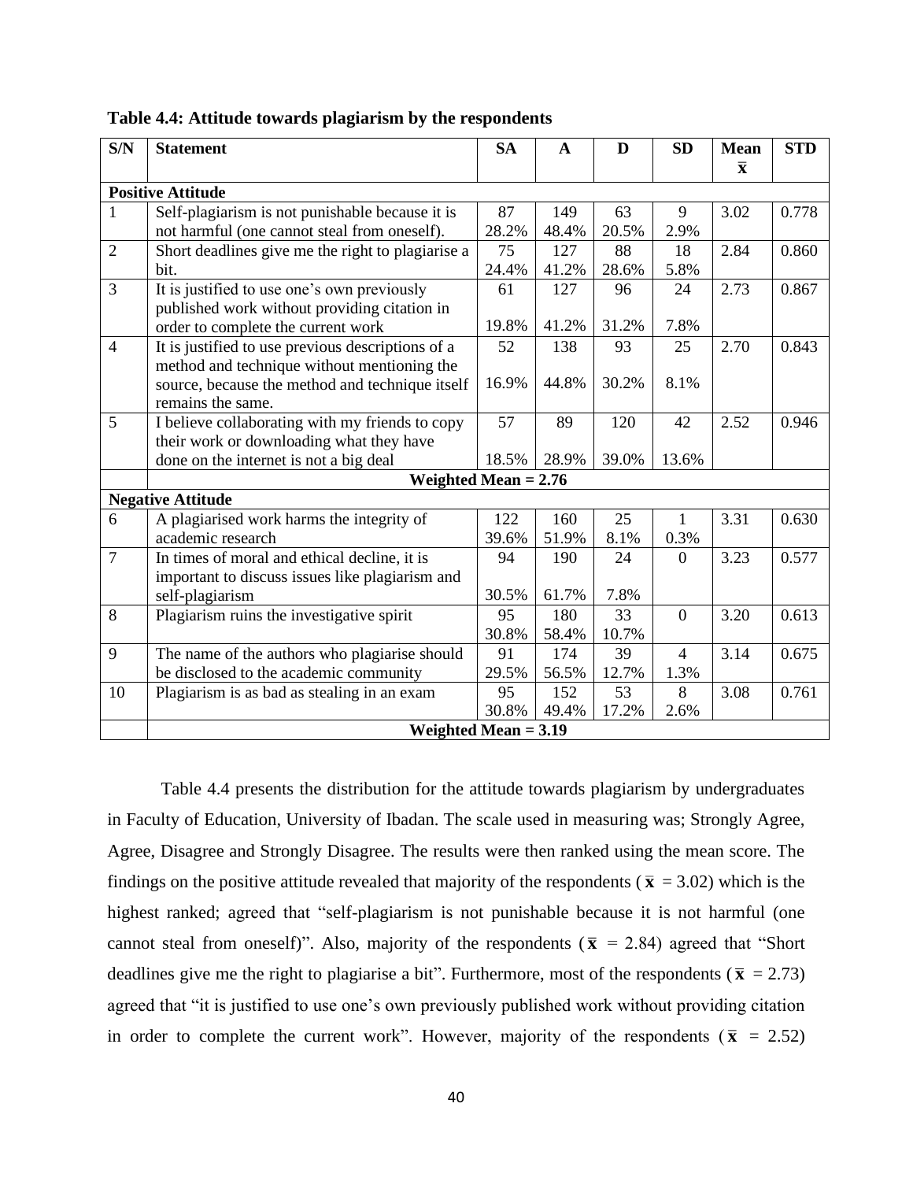**Table 4.4: Attitude towards plagiarism by the respondents**

| S/N | Statement | SA | A | D | SD | Mean $\bar{x}$ | STD |
|---|---|---|---|---|---|---|---|
| **Positive Attitude** | | | | | | | |
| 1 | Self-plagiarism is not punishable because it is not harmful (one cannot steal from oneself). | 87 28.2% | 149 48.4% | 63 20.5% | 9 2.9% | 3.02 | 0.778 |
| 2 | Short deadlines give me the right to plagiarise a bit. | 75 24.4% | 127 41.2% | 88 28.6% | 18 5.8% | 2.84 | 0.860 |
| 3 | It is justified to use one's own previously published work without providing citation in order to complete the current work | 61 19.8% | 127 41.2% | 96 31.2% | 24 7.8% | 2.73 | 0.867 |
| 4 | It is justified to use previous descriptions of a method and technique without mentioning the source, because the method and technique itself remains the same. | 52 16.9% | 138 44.8% | 93 30.2% | 25 8.1% | 2.70 | 0.843 |
| 5 | I believe collaborating with my friends to copy their work or downloading what they have done on the internet is not a big deal | 57 18.5% | 89 28.9% | 120 39.0% | 42 13.6% | 2.52 | 0.946 |
| | **Weighted Mean = 2.76** | | | | | | |
| **Negative Attitude** | | | | | | | |
| 6 | A plagiarised work harms the integrity of academic research | 122 39.6% | 160 51.9% | 25 8.1% | 1 0.3% | 3.31 | 0.630 |
| 7 | In times of moral and ethical decline, it is important to discuss issues like plagiarism and self-plagiarism | 94 30.5% | 190 61.7% | 24 7.8% | 0 | 3.23 | 0.577 |
| 8 | Plagiarism ruins the investigative spirit | 95 30.8% | 180 58.4% | 33 10.7% | 0 | 3.20 | 0.613 |
| 9 | The name of the authors who plagiarise should be disclosed to the academic community | 91 29.5% | 174 56.5% | 39 12.7% | 4 1.3% | 3.14 | 0.675 |
| 10 | Plagiarism is as bad as stealing in an exam | 95 30.8% | 152 49.4% | 53 17.2% | 8 2.6% | 3.08 | 0.761 |
| | **Weighted Mean = 3.19** | | | | | | |

Table 4.4 presents the distribution for the attitude towards plagiarism by undergraduates in Faculty of Education, University of Ibadan. The scale used in measuring was; Strongly Agree, Agree, Disagree and Strongly Disagree. The results were then ranked using the mean score. The findings on the positive attitude revealed that majority of the respondents ($\bar{x}$ = 3.02) which is the highest ranked; agreed that "self-plagiarism is not punishable because it is not harmful (one cannot steal from oneself)". Also, majority of the respondents ($\bar{x}$ = 2.84) agreed that "Short deadlines give me the right to plagiarise a bit". Furthermore, most of the respondents ($\bar{x}$ = 2.73) agreed that "it is justified to use one's own previously published work without providing citation in order to complete the current work". However, majority of the respondents ($\bar{x}$ = 2.52)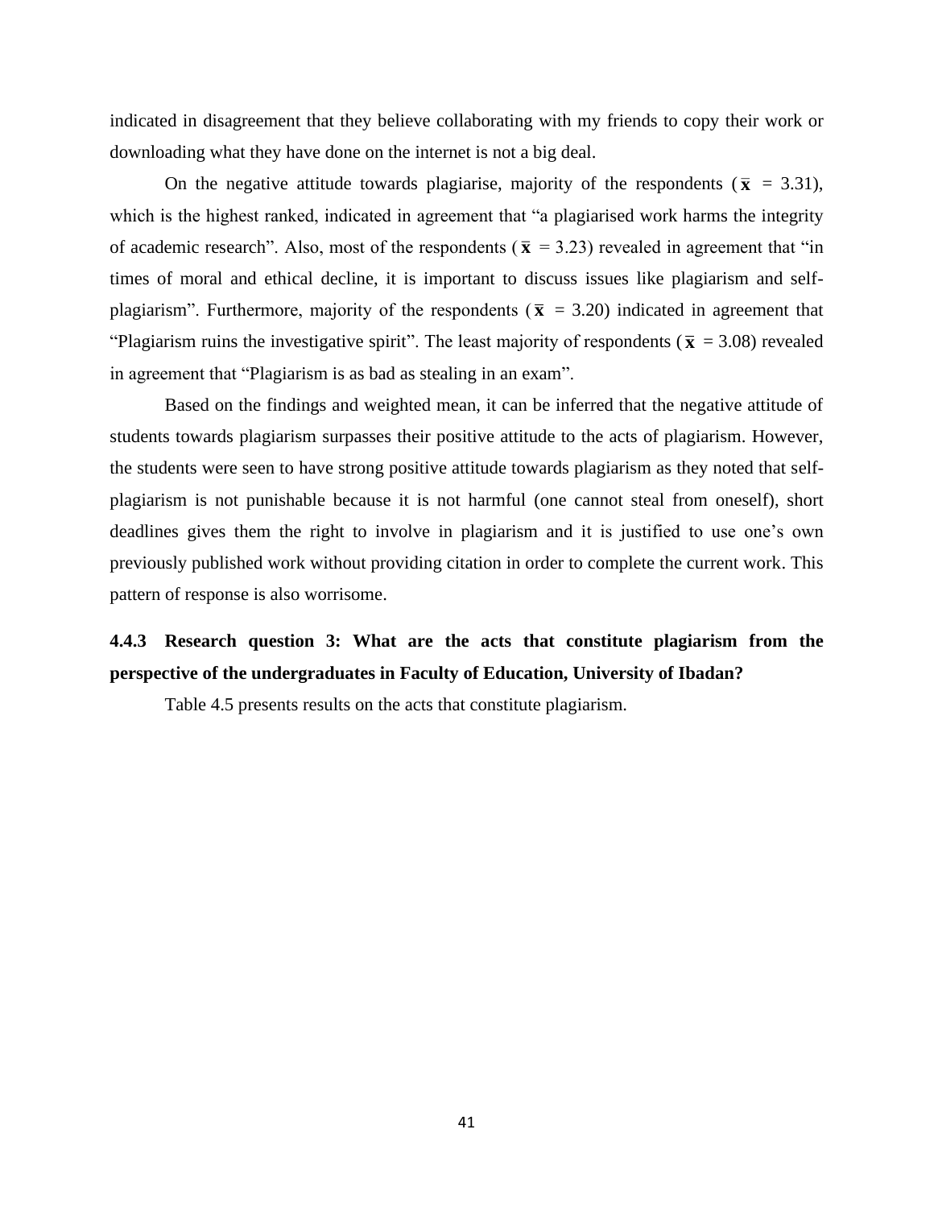indicated in disagreement that they believe collaborating with my friends to copy their work or downloading what they have done on the internet is not a big deal.

On the negative attitude towards plagiarise, majority of the respondents ($\bar{x}$ = 3.31), which is the highest ranked, indicated in agreement that “a plagiarised work harms the integrity of academic research”. Also, most of the respondents ($\bar{x}$ = 3.23) revealed in agreement that “in times of moral and ethical decline, it is important to discuss issues like plagiarism and self-plagiarism”. Furthermore, majority of the respondents ($\bar{x}$ = 3.20) indicated in agreement that “Plagiarism ruins the investigative spirit”. The least majority of respondents ($\bar{x}$ = 3.08) revealed in agreement that “Plagiarism is as bad as stealing in an exam”.

Based on the findings and weighted mean, it can be inferred that the negative attitude of students towards plagiarism surpasses their positive attitude to the acts of plagiarism. However, the students were seen to have strong positive attitude towards plagiarism as they noted that self-plagiarism is not punishable because it is not harmful (one cannot steal from oneself), short deadlines gives them the right to involve in plagiarism and it is justified to use one’s own previously published work without providing citation in order to complete the current work. This pattern of response is also worrisome.

### 4.4.3 Research question 3: What are the acts that constitute plagiarism from the perspective of the undergraduates in Faculty of Education, University of Ibadan?

Table 4.5 presents results on the acts that constitute plagiarism.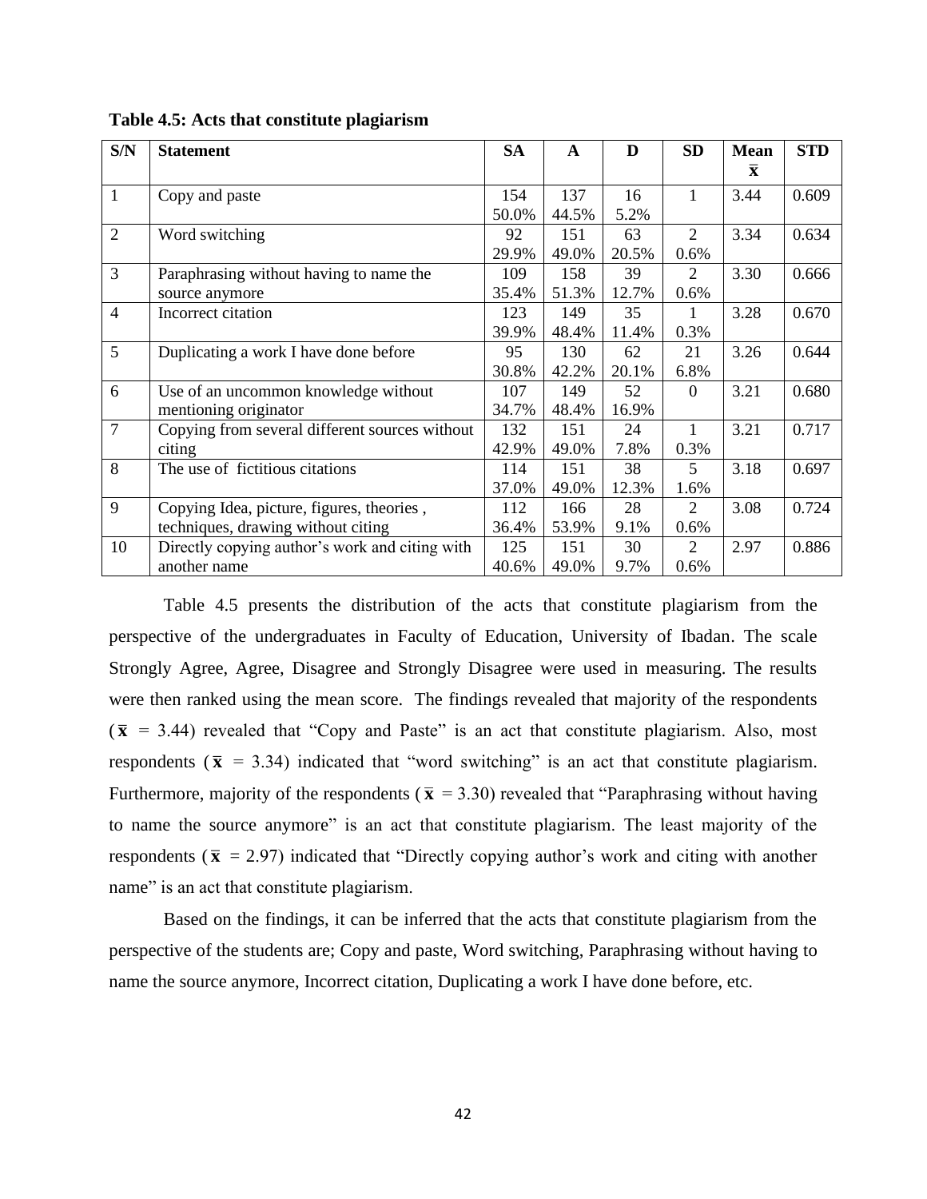**Table 4.5: Acts that constitute plagiarism**

| S/N | Statement | SA | A | D | SD | Mean $\bar{x}$ | STD |
|---|---|---|---|---|---|---|---|
| 1 | Copy and paste | 154 50.0% | 137 44.5% | 16 5.2% | 1 | 3.44 | 0.609 |
| 2 | Word switching | 92 29.9% | 151 49.0% | 63 20.5% | 2 0.6% | 3.34 | 0.634 |
| 3 | Paraphrasing without having to name the source anymore | 109 35.4% | 158 51.3% | 39 12.7% | 2 0.6% | 3.30 | 0.666 |
| 4 | Incorrect citation | 123 39.9% | 149 48.4% | 35 11.4% | 1 0.3% | 3.28 | 0.670 |
| 5 | Duplicating a work I have done before | 95 30.8% | 130 42.2% | 62 20.1% | 21 6.8% | 3.26 | 0.644 |
| 6 | Use of an uncommon knowledge without mentioning originator | 107 34.7% | 149 48.4% | 52 16.9% | 0 | 3.21 | 0.680 |
| 7 | Copying from several different sources without citing | 132 42.9% | 151 49.0% | 24 7.8% | 1 0.3% | 3.21 | 0.717 |
| 8 | The use of fictitious citations | 114 37.0% | 151 49.0% | 38 12.3% | 5 1.6% | 3.18 | 0.697 |
| 9 | Copying Idea, picture, figures, theories , techniques, drawing without citing | 112 36.4% | 166 53.9% | 28 9.1% | 2 0.6% | 3.08 | 0.724 |
| 10 | Directly copying author's work and citing with another name | 125 40.6% | 151 49.0% | 30 9.7% | 2 0.6% | 2.97 | 0.886 |

Table 4.5 presents the distribution of the acts that constitute plagiarism from the perspective of the undergraduates in Faculty of Education, University of Ibadan. The scale Strongly Agree, Agree, Disagree and Strongly Disagree were used in measuring. The results were then ranked using the mean score. The findings revealed that majority of the respondents ($\bar{x}$ = 3.44) revealed that "Copy and Paste" is an act that constitute plagiarism. Also, most respondents ($\bar{x}$ = 3.34) indicated that "word switching" is an act that constitute plagiarism. Furthermore, majority of the respondents ($\bar{x}$ = 3.30) revealed that "Paraphrasing without having to name the source anymore" is an act that constitute plagiarism. The least majority of the respondents ($\bar{x}$ = 2.97) indicated that "Directly copying author's work and citing with another name" is an act that constitute plagiarism.

Based on the findings, it can be inferred that the acts that constitute plagiarism from the perspective of the students are; Copy and paste, Word switching, Paraphrasing without having to name the source anymore, Incorrect citation, Duplicating a work I have done before, etc.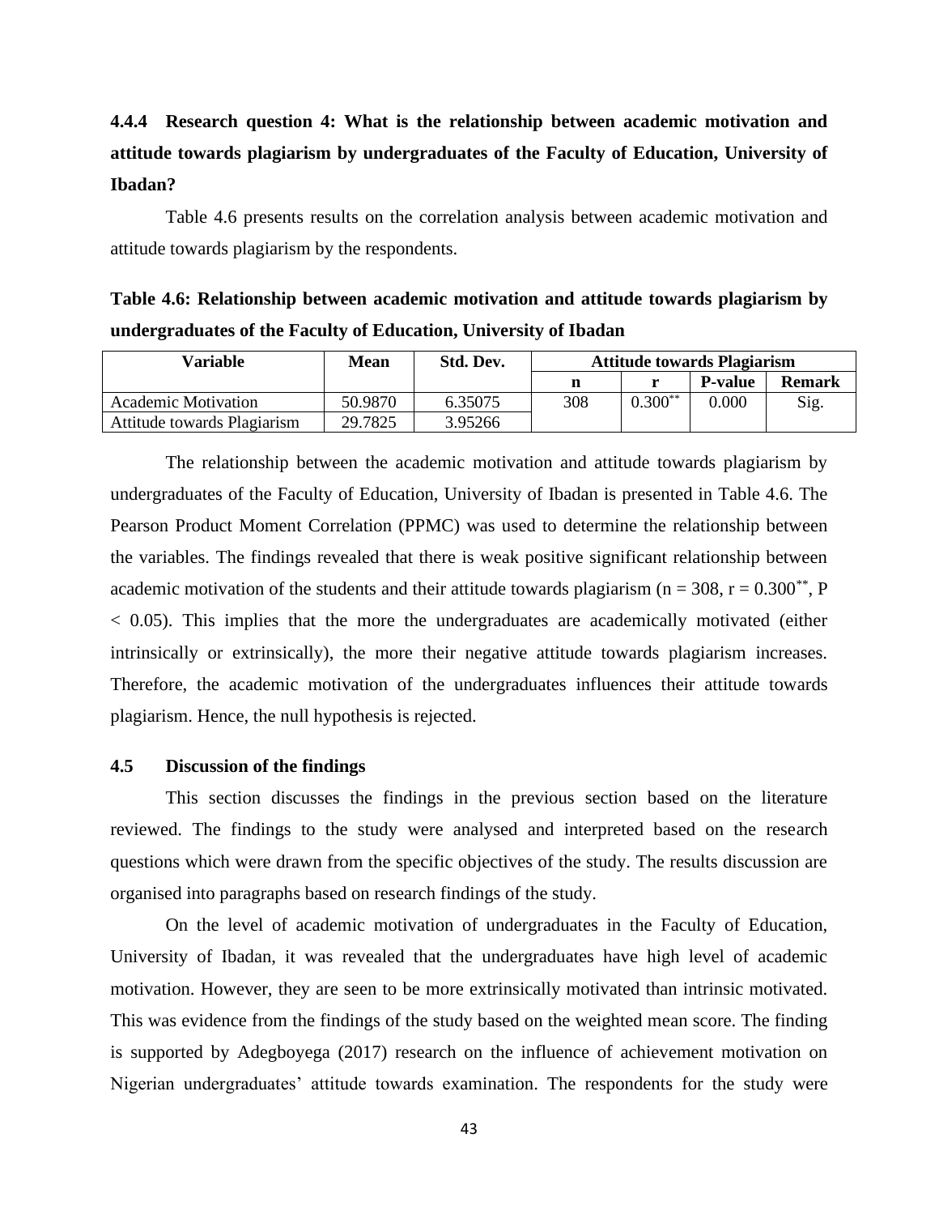### 4.4.4 Research question 4: What is the relationship between academic motivation and attitude towards plagiarism by undergraduates of the Faculty of Education, University of Ibadan?

Table 4.6 presents results on the correlation analysis between academic motivation and attitude towards plagiarism by the respondents.

**Table 4.6: Relationship between academic motivation and attitude towards plagiarism by undergraduates of the Faculty of Education, University of Ibadan**

| Variable | Mean | Std. Dev. | Attitude towards Plagiarism | | | |
|---|---|---|---|---|---|---|
| | | | n | r | P-value | Remark |
| Academic Motivation | 50.9870 | 6.35075 | 308 | $0.300^{**}$ | 0.000 | Sig. |
| Attitude towards Plagiarism | 29.7825 | 3.95266 | | | | |

The relationship between the academic motivation and attitude towards plagiarism by undergraduates of the Faculty of Education, University of Ibadan is presented in Table 4.6. The Pearson Product Moment Correlation (PPMC) was used to determine the relationship between the variables. The findings revealed that there is weak positive significant relationship between academic motivation of the students and their attitude towards plagiarism ($n = 308$, $r = 0.300^{**}$, $P < 0.05$). This implies that the more the undergraduates are academically motivated (either intrinsically or extrinsically), the more their negative attitude towards plagiarism increases. Therefore, the academic motivation of the undergraduates influences their attitude towards plagiarism. Hence, the null hypothesis is rejected.

### 4.5 Discussion of the findings

This section discusses the findings in the previous section based on the literature reviewed. The findings to the study were analysed and interpreted based on the research questions which were drawn from the specific objectives of the study. The results discussion are organised into paragraphs based on research findings of the study.

On the level of academic motivation of undergraduates in the Faculty of Education, University of Ibadan, it was revealed that the undergraduates have high level of academic motivation. However, they are seen to be more extrinsically motivated than intrinsic motivated. This was evidence from the findings of the study based on the weighted mean score. The finding is supported by Adegboyega (2017) research on the influence of achievement motivation on Nigerian undergraduates' attitude towards examination. The respondents for the study were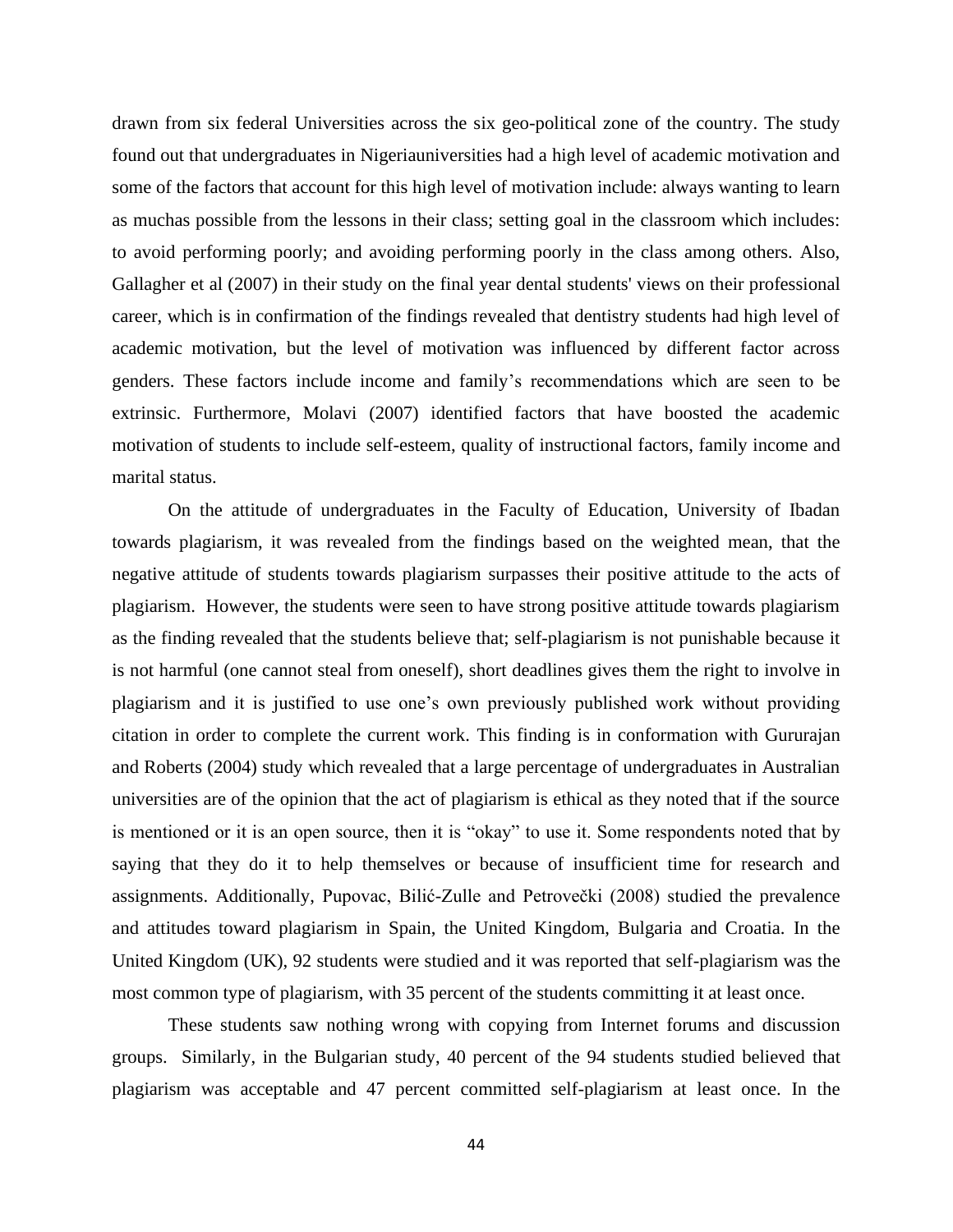drawn from six federal Universities across the six geo-political zone of the country. The study found out that undergraduates in Nigeriauniversities had a high level of academic motivation and some of the factors that account for this high level of motivation include: always wanting to learn as muchas possible from the lessons in their class; setting goal in the classroom which includes: to avoid performing poorly; and avoiding performing poorly in the class among others. Also, Gallagher et al (2007) in their study on the final year dental students' views on their professional career, which is in confirmation of the findings revealed that dentistry students had high level of academic motivation, but the level of motivation was influenced by different factor across genders. These factors include income and family's recommendations which are seen to be extrinsic. Furthermore, Molavi (2007) identified factors that have boosted the academic motivation of students to include self-esteem, quality of instructional factors, family income and marital status.

On the attitude of undergraduates in the Faculty of Education, University of Ibadan towards plagiarism, it was revealed from the findings based on the weighted mean, that the negative attitude of students towards plagiarism surpasses their positive attitude to the acts of plagiarism. However, the students were seen to have strong positive attitude towards plagiarism as the finding revealed that the students believe that; self-plagiarism is not punishable because it is not harmful (one cannot steal from oneself), short deadlines gives them the right to involve in plagiarism and it is justified to use one's own previously published work without providing citation in order to complete the current work. This finding is in conformation with Gururajan and Roberts (2004) study which revealed that a large percentage of undergraduates in Australian universities are of the opinion that the act of plagiarism is ethical as they noted that if the source is mentioned or it is an open source, then it is "okay" to use it. Some respondents noted that by saying that they do it to help themselves or because of insufficient time for research and assignments. Additionally, Pupovac, Bilić-Zulle and Petrovečki (2008) studied the prevalence and attitudes toward plagiarism in Spain, the United Kingdom, Bulgaria and Croatia. In the United Kingdom (UK), 92 students were studied and it was reported that self-plagiarism was the most common type of plagiarism, with 35 percent of the students committing it at least once.

These students saw nothing wrong with copying from Internet forums and discussion groups. Similarly, in the Bulgarian study, 40 percent of the 94 students studied believed that plagiarism was acceptable and 47 percent committed self-plagiarism at least once. In the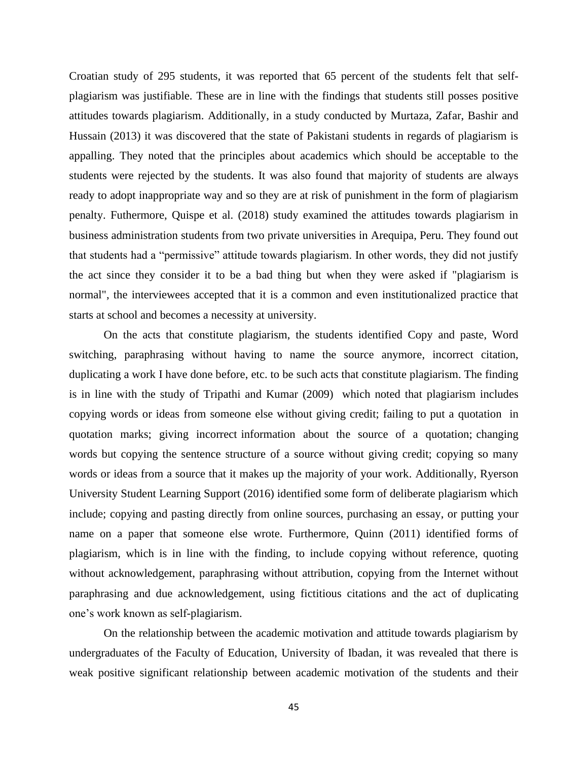Croatian study of 295 students, it was reported that 65 percent of the students felt that self-plagiarism was justifiable. These are in line with the findings that students still posses positive attitudes towards plagiarism. Additionally, in a study conducted by Murtaza, Zafar, Bashir and Hussain (2013) it was discovered that the state of Pakistani students in regards of plagiarism is appalling. They noted that the principles about academics which should be acceptable to the students were rejected by the students. It was also found that majority of students are always ready to adopt inappropriate way and so they are at risk of punishment in the form of plagiarism penalty. Futhermore, Quispe et al. (2018) study examined the attitudes towards plagiarism in business administration students from two private universities in Arequipa, Peru. They found out that students had a "permissive" attitude towards plagiarism. In other words, they did not justify the act since they consider it to be a bad thing but when they were asked if "plagiarism is normal", the interviewees accepted that it is a common and even institutionalized practice that starts at school and becomes a necessity at university.

On the acts that constitute plagiarism, the students identified Copy and paste, Word switching, paraphrasing without having to name the source anymore, incorrect citation, duplicating a work I have done before, etc. to be such acts that constitute plagiarism. The finding is in line with the study of Tripathi and Kumar (2009) which noted that plagiarism includes copying words or ideas from someone else without giving credit; failing to put a quotation in quotation marks; giving incorrect information about the source of a quotation; changing words but copying the sentence structure of a source without giving credit; copying so many words or ideas from a source that it makes up the majority of your work. Additionally, Ryerson University Student Learning Support (2016) identified some form of deliberate plagiarism which include; copying and pasting directly from online sources, purchasing an essay, or putting your name on a paper that someone else wrote. Furthermore, Quinn (2011) identified forms of plagiarism, which is in line with the finding, to include copying without reference, quoting without acknowledgement, paraphrasing without attribution, copying from the Internet without paraphrasing and due acknowledgement, using fictitious citations and the act of duplicating one's work known as self-plagiarism.

On the relationship between the academic motivation and attitude towards plagiarism by undergraduates of the Faculty of Education, University of Ibadan, it was revealed that there is weak positive significant relationship between academic motivation of the students and their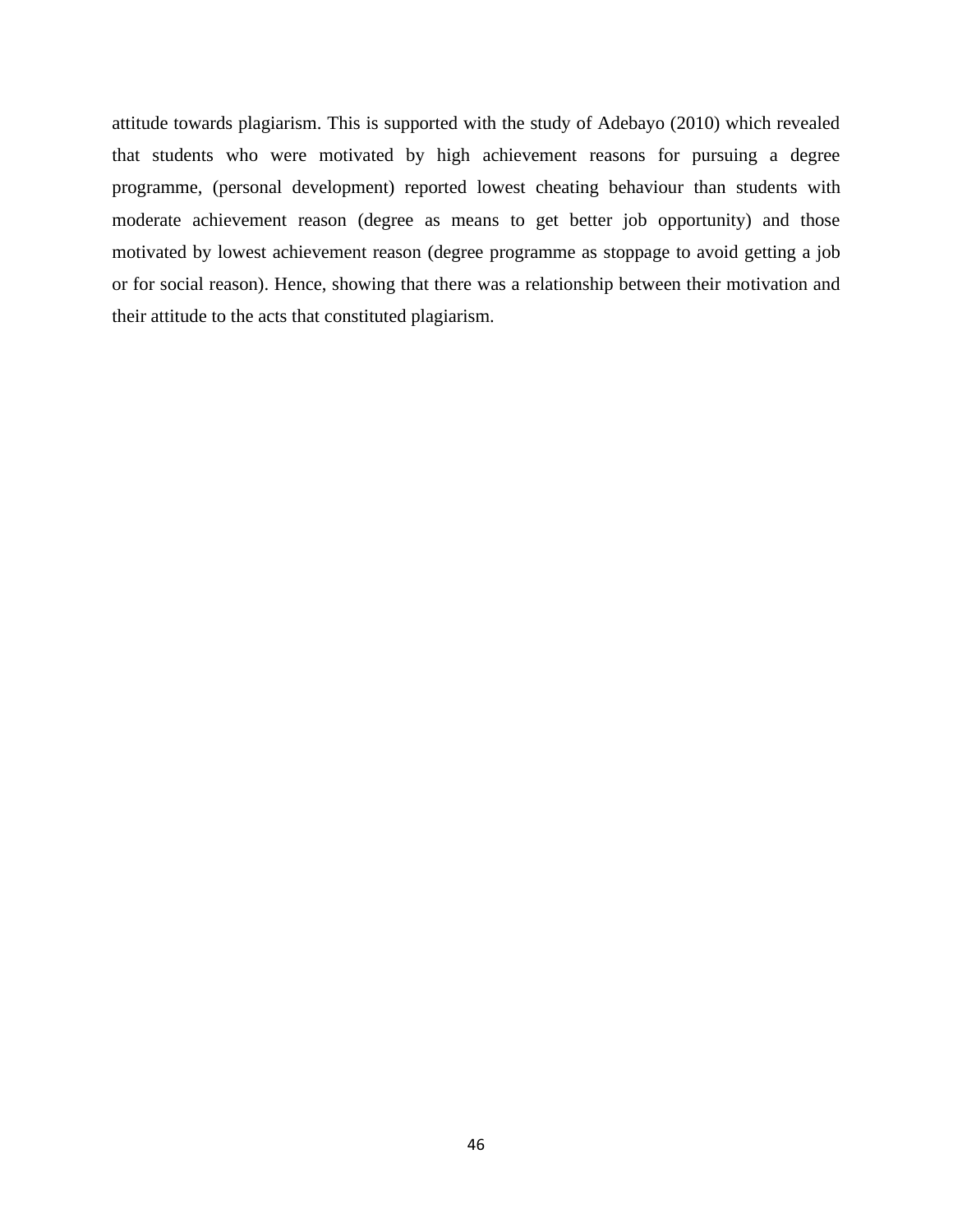attitude towards plagiarism. This is supported with the study of Adebayo (2010) which revealed that students who were motivated by high achievement reasons for pursuing a degree programme, (personal development) reported lowest cheating behaviour than students with moderate achievement reason (degree as means to get better job opportunity) and those motivated by lowest achievement reason (degree programme as stoppage to avoid getting a job or for social reason). Hence, showing that there was a relationship between their motivation and their attitude to the acts that constituted plagiarism.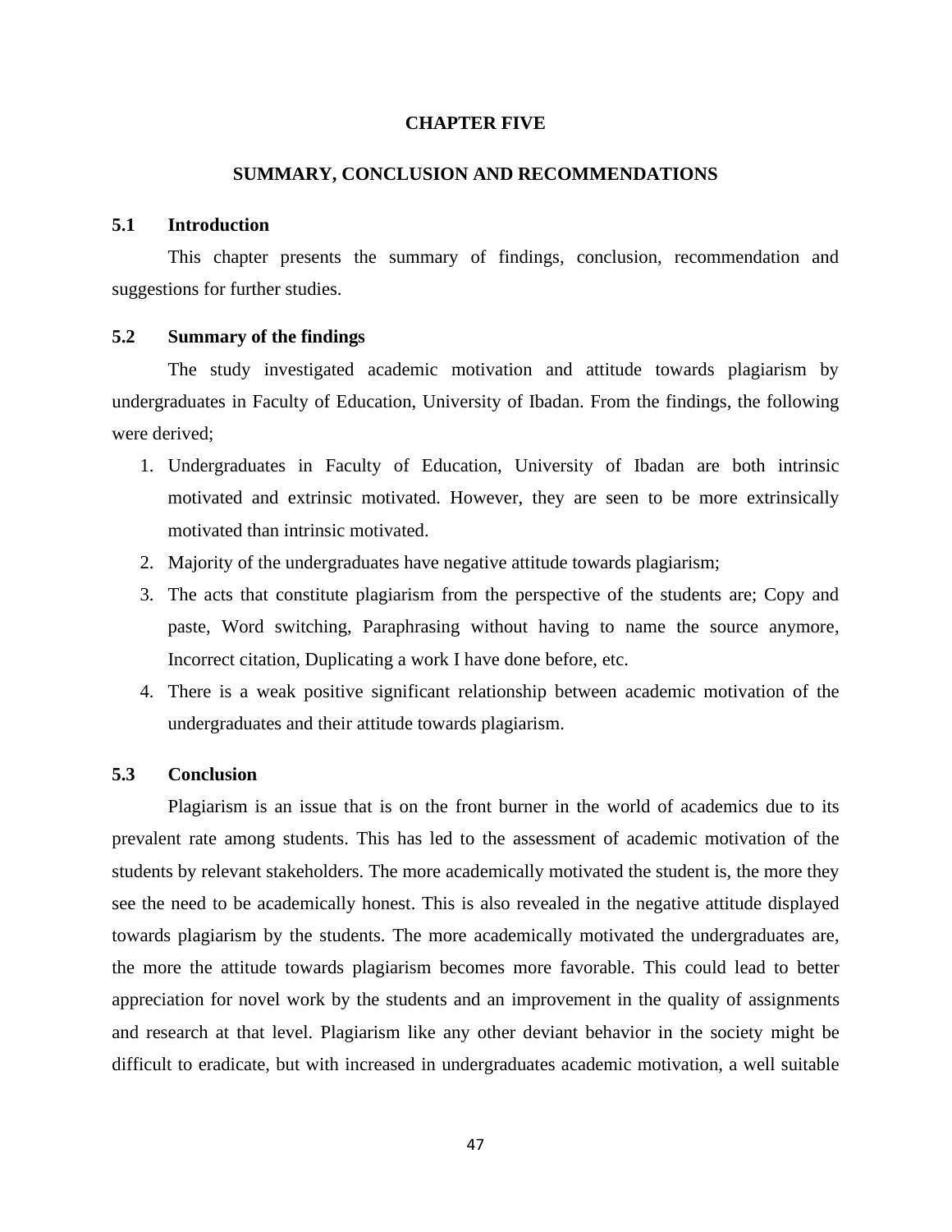# CHAPTER FIVE

# SUMMARY, CONCLUSION AND RECOMMENDATIONS

## 5.1 Introduction

This chapter presents the summary of findings, conclusion, recommendation and suggestions for further studies.

## 5.2 Summary of the findings

The study investigated academic motivation and attitude towards plagiarism by undergraduates in Faculty of Education, University of Ibadan. From the findings, the following were derived;

1. Undergraduates in Faculty of Education, University of Ibadan are both intrinsic motivated and extrinsic motivated. However, they are seen to be more extrinsically motivated than intrinsic motivated.
2. Majority of the undergraduates have negative attitude towards plagiarism;
3. The acts that constitute plagiarism from the perspective of the students are; Copy and paste, Word switching, Paraphrasing without having to name the source anymore, Incorrect citation, Duplicating a work I have done before, etc.
4. There is a weak positive significant relationship between academic motivation of the undergraduates and their attitude towards plagiarism.

## 5.3 Conclusion

Plagiarism is an issue that is on the front burner in the world of academics due to its prevalent rate among students. This has led to the assessment of academic motivation of the students by relevant stakeholders. The more academically motivated the student is, the more they see the need to be academically honest. This is also revealed in the negative attitude displayed towards plagiarism by the students. The more academically motivated the undergraduates are, the more the attitude towards plagiarism becomes more favorable. This could lead to better appreciation for novel work by the students and an improvement in the quality of assignments and research at that level. Plagiarism like any other deviant behavior in the society might be difficult to eradicate, but with increased in undergraduates academic motivation, a well suitable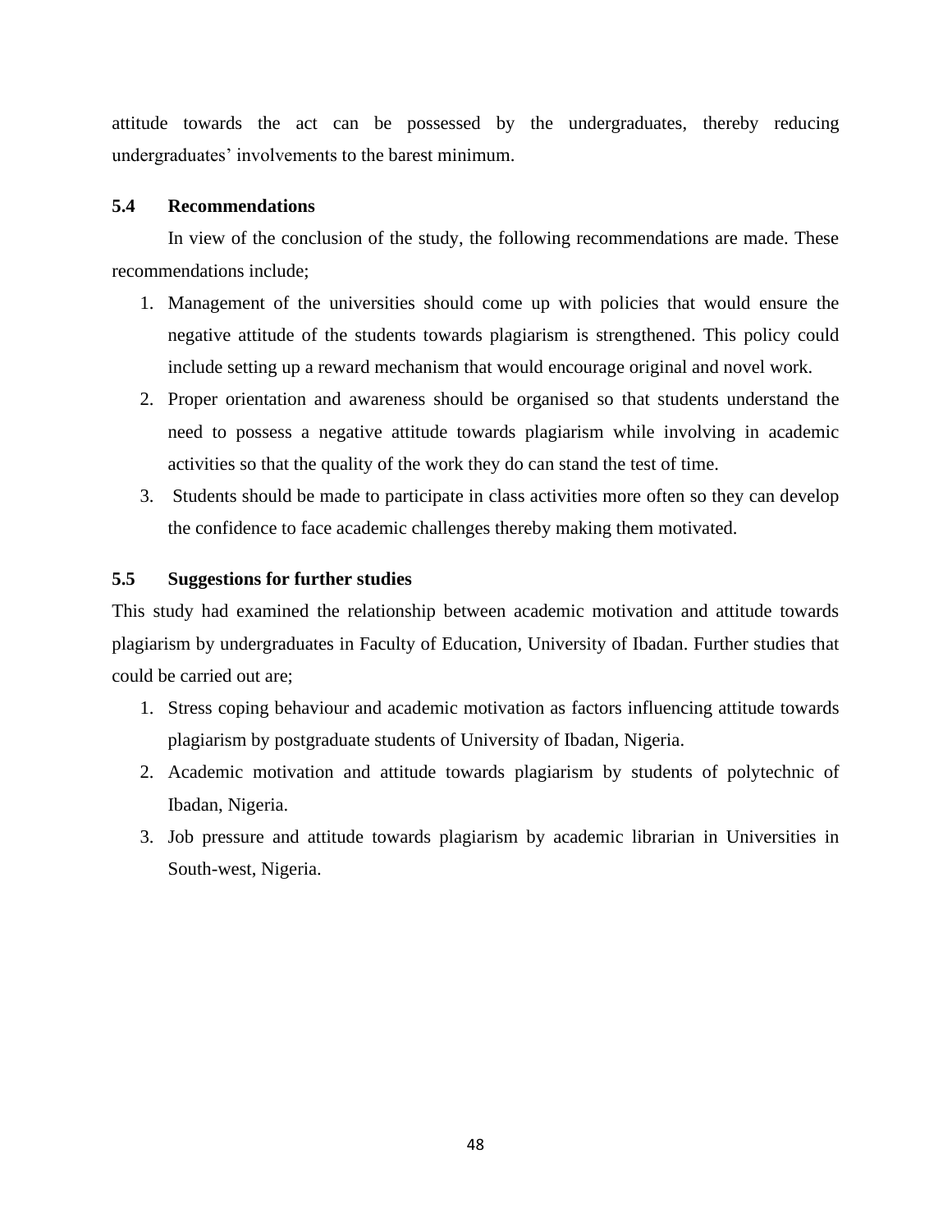attitude towards the act can be possessed by the undergraduates, thereby reducing undergraduates' involvements to the barest minimum.

## 5.4 Recommendations

In view of the conclusion of the study, the following recommendations are made. These recommendations include;

1. Management of the universities should come up with policies that would ensure the negative attitude of the students towards plagiarism is strengthened. This policy could include setting up a reward mechanism that would encourage original and novel work.
2. Proper orientation and awareness should be organised so that students understand the need to possess a negative attitude towards plagiarism while involving in academic activities so that the quality of the work they do can stand the test of time.
3. Students should be made to participate in class activities more often so they can develop the confidence to face academic challenges thereby making them motivated.

## 5.5 Suggestions for further studies

This study had examined the relationship between academic motivation and attitude towards plagiarism by undergraduates in Faculty of Education, University of Ibadan. Further studies that could be carried out are;

1. Stress coping behaviour and academic motivation as factors influencing attitude towards plagiarism by postgraduate students of University of Ibadan, Nigeria.
2. Academic motivation and attitude towards plagiarism by students of polytechnic of Ibadan, Nigeria.
3. Job pressure and attitude towards plagiarism by academic librarian in Universities in South-west, Nigeria.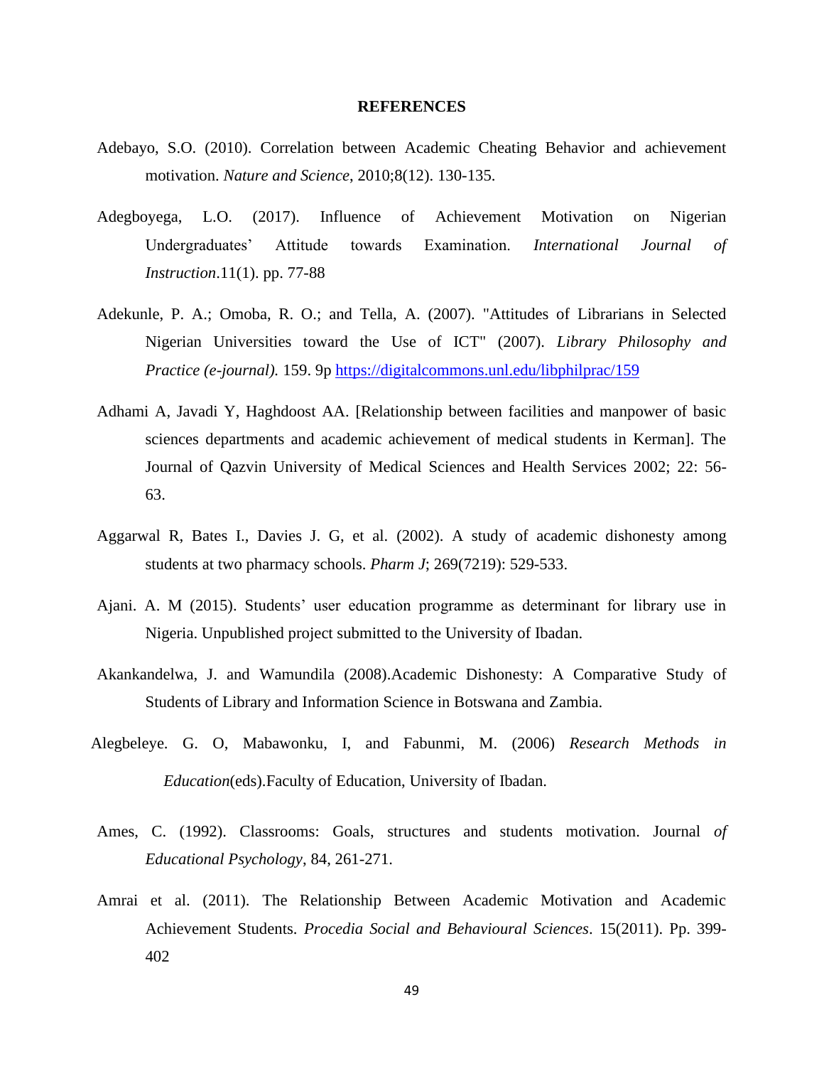# REFERENCES

Adebayo, S.O. (2010). Correlation between Academic Cheating Behavior and achievement motivation. *Nature and Science*, 2010;8(12). 130-135.

Adegboyega, L.O. (2017). Influence of Achievement Motivation on Nigerian Undergraduates' Attitude towards Examination. *International Journal of Instruction*.11(1). pp. 77-88

Adekunle, P. A.; Omoba, R. O.; and Tella, A. (2007). "Attitudes of Librarians in Selected Nigerian Universities toward the Use of ICT" (2007). *Library Philosophy and Practice (e-journal).* 159. 9p https://digitalcommons.unl.edu/libphilprac/159

Adhami A, Javadi Y, Haghdoost AA. [Relationship between facilities and manpower of basic sciences departments and academic achievement of medical students in Kerman]. The Journal of Qazvin University of Medical Sciences and Health Services 2002; 22: 56-63.

Aggarwal R, Bates I., Davies J. G, et al. (2002). A study of academic dishonesty among students at two pharmacy schools. *Pharm J*; 269(7219): 529-533.

Ajani. A. M (2015). Students' user education programme as determinant for library use in Nigeria. Unpublished project submitted to the University of Ibadan.

Akankandelwa, J. and Wamundila (2008).Academic Dishonesty: A Comparative Study of Students of Library and Information Science in Botswana and Zambia.

Alegbeleye. G. O, Mabawonku, I, and Fabunmi, M. (2006) *Research Methods in Education*(eds).Faculty of Education, University of Ibadan.

Ames, C. (1992). Classrooms: Goals, structures and students motivation. Journal *of Educational Psychology*, 84, 261-271.

Amrai et al. (2011). The Relationship Between Academic Motivation and Academic Achievement Students. *Procedia Social and Behavioural Sciences*. 15(2011). Pp. 399-402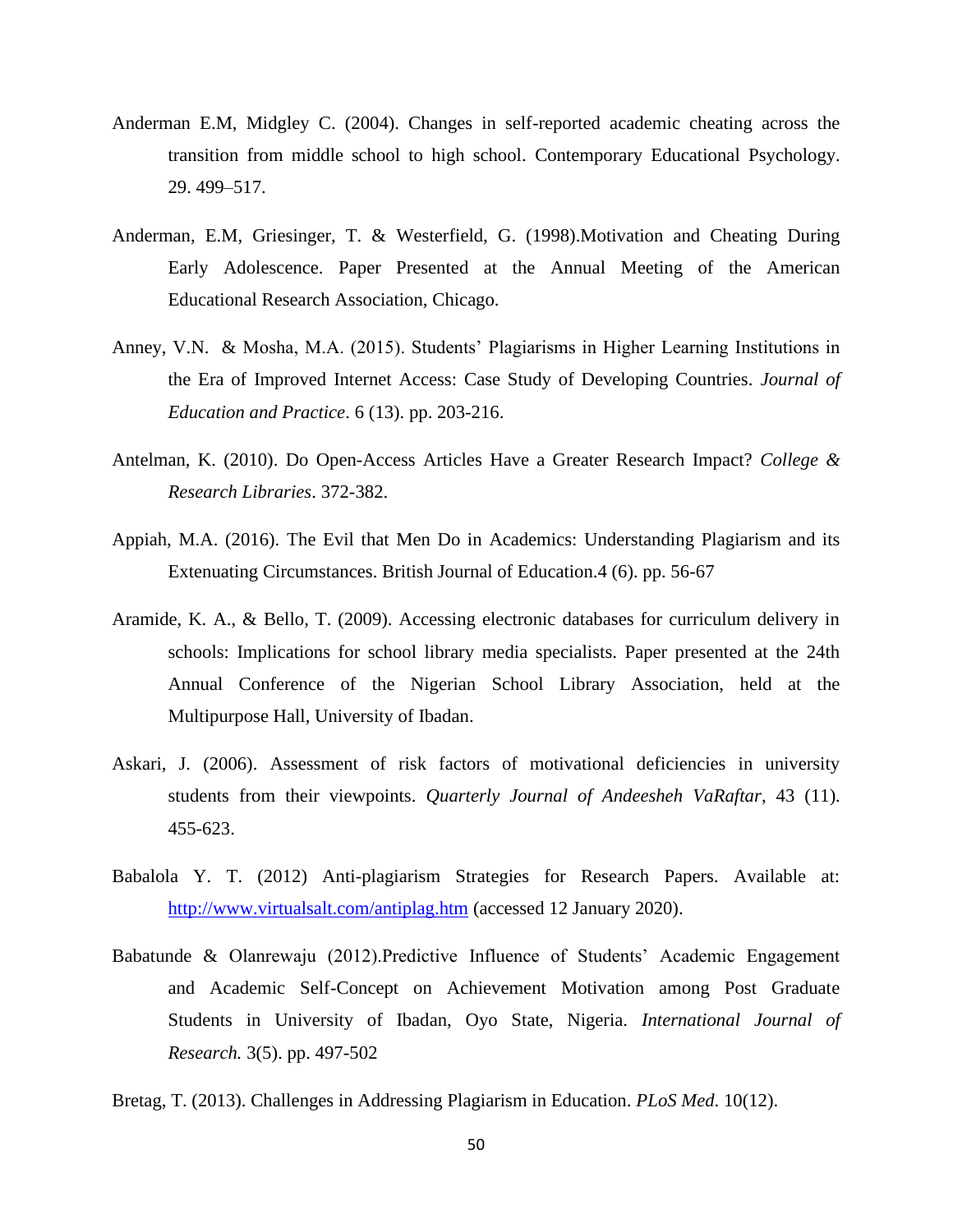Anderman E.M, Midgley C. (2004). Changes in self-reported academic cheating across the transition from middle school to high school. Contemporary Educational Psychology. 29. 499–517.

Anderman, E.M, Griesinger, T. & Westerfield, G. (1998).Motivation and Cheating During Early Adolescence. Paper Presented at the Annual Meeting of the American Educational Research Association, Chicago.

Anney, V.N. & Mosha, M.A. (2015). Students' Plagiarisms in Higher Learning Institutions in the Era of Improved Internet Access: Case Study of Developing Countries. *Journal of Education and Practice*. 6 (13). pp. 203-216.

Antelman, K. (2010). Do Open-Access Articles Have a Greater Research Impact? *College & Research Libraries*. 372-382.

Appiah, M.A. (2016). The Evil that Men Do in Academics: Understanding Plagiarism and its Extenuating Circumstances. British Journal of Education.4 (6). pp. 56-67

Aramide, K. A., & Bello, T. (2009). Accessing electronic databases for curriculum delivery in schools: Implications for school library media specialists. Paper presented at the 24th Annual Conference of the Nigerian School Library Association, held at the Multipurpose Hall, University of Ibadan.

Askari, J. (2006). Assessment of risk factors of motivational deficiencies in university students from their viewpoints. *Quarterly Journal of Andeesheh VaRaftar*, 43 (11). 455-623.

Babalola Y. T. (2012) Anti-plagiarism Strategies for Research Papers. Available at: [http://www.virtualsalt.com/antiplag.htm](http://www.virtualsalt.com/antiplag.htm) (accessed 12 January 2020).

Babatunde & Olanrewaju (2012).Predictive Influence of Students' Academic Engagement and Academic Self-Concept on Achievement Motivation among Post Graduate Students in University of Ibadan, Oyo State, Nigeria. *International Journal of Research.* 3(5). pp. 497-502

Bretag, T. (2013). Challenges in Addressing Plagiarism in Education. *PLoS Med*. 10(12).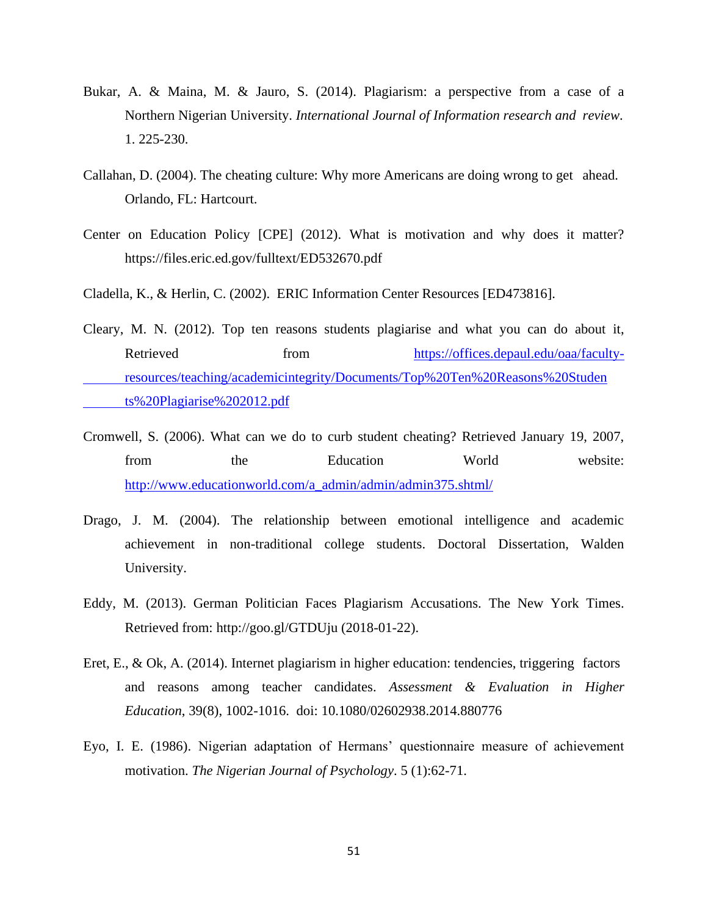Bukar, A. & Maina, M. & Jauro, S. (2014). Plagiarism: a perspective from a case of a Northern Nigerian University. *International Journal of Information research and review*. 1. 225-230.

Callahan, D. (2004). The cheating culture: Why more Americans are doing wrong to get ahead. Orlando, FL: Hartcourt.

Center on Education Policy [CPE] (2012). What is motivation and why does it matter? https://files.eric.ed.gov/fulltext/ED532670.pdf

Cladella, K., & Herlin, C. (2002). ERIC Information Center Resources [ED473816].

Cleary, M. N. (2012). Top ten reasons students plagiarise and what you can do about it, Retrieved from https://offices.depaul.edu/oaa/faculty-resources/teaching/academicintegrity/Documents/Top%20Ten%20Reasons%20Students%20Plagiarise%202012.pdf

Cromwell, S. (2006). What can we do to curb student cheating? Retrieved January 19, 2007, from the Education World website: http://www.educationworld.com/a_admin/admin/admin375.shtml/

Drago, J. M. (2004). The relationship between emotional intelligence and academic achievement in non-traditional college students. Doctoral Dissertation, Walden University.

Eddy, M. (2013). German Politician Faces Plagiarism Accusations. The New York Times. Retrieved from: http://goo.gl/GTDUju (2018-01-22).

Eret, E., & Ok, A. (2014). Internet plagiarism in higher education: tendencies, triggering factors and reasons among teacher candidates. *Assessment & Evaluation in Higher Education*, 39(8), 1002-1016. doi: 10.1080/02602938.2014.880776

Eyo, I. E. (1986). Nigerian adaptation of Hermans' questionnaire measure of achievement motivation. *The Nigerian Journal of Psychology*. 5 (1):62-71.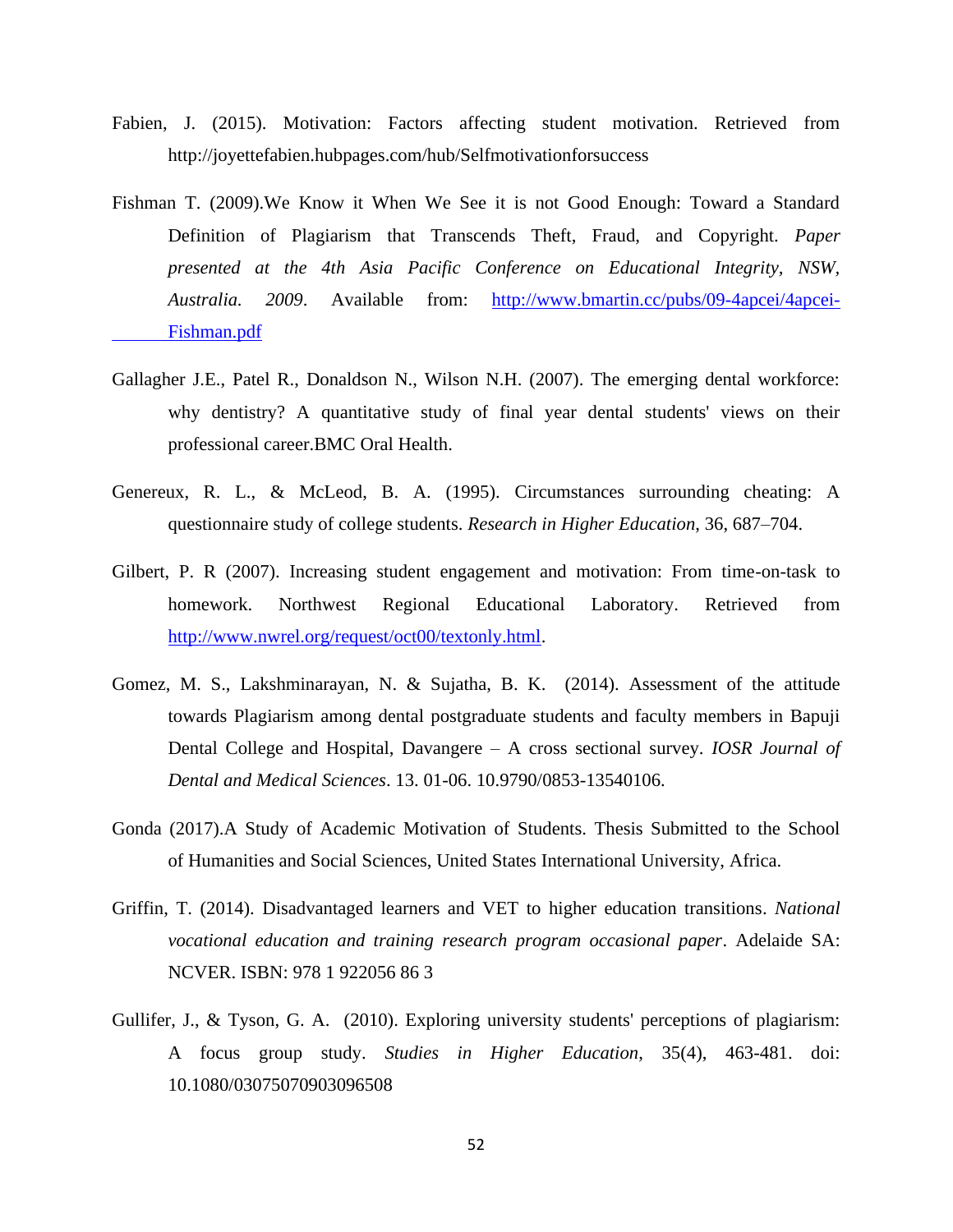Fabien, J. (2015). Motivation: Factors affecting student motivation. Retrieved from http://joyettefabien.hubpages.com/hub/Selfmotivationforsuccess

Fishman T. (2009).We Know it When We See it is not Good Enough: Toward a Standard Definition of Plagiarism that Transcends Theft, Fraud, and Copyright. *Paper presented at the 4th Asia Pacific Conference on Educational Integrity, NSW, Australia. 2009*. Available from: http://www.bmartin.cc/pubs/09-4apcei/4apcei-Fishman.pdf

Gallagher J.E., Patel R., Donaldson N., Wilson N.H. (2007). The emerging dental workforce: why dentistry? A quantitative study of final year dental students' views on their professional career.BMC Oral Health.

Genereux, R. L., & McLeod, B. A. (1995). Circumstances surrounding cheating: A questionnaire study of college students. *Research in Higher Education*, 36, 687–704.

Gilbert, P. R (2007). Increasing student engagement and motivation: From time-on-task to homework. Northwest Regional Educational Laboratory. Retrieved from http://www.nwrel.org/request/oct00/textonly.html.

Gomez, M. S., Lakshminarayan, N. & Sujatha, B. K. (2014). Assessment of the attitude towards Plagiarism among dental postgraduate students and faculty members in Bapuji Dental College and Hospital, Davangere – A cross sectional survey. *IOSR Journal of Dental and Medical Sciences*. 13. 01-06. 10.9790/0853-13540106.

Gonda (2017).A Study of Academic Motivation of Students. Thesis Submitted to the School of Humanities and Social Sciences, United States International University, Africa.

Griffin, T. (2014). Disadvantaged learners and VET to higher education transitions. *National vocational education and training research program occasional paper*. Adelaide SA: NCVER. ISBN: 978 1 922056 86 3

Gullifer, J., & Tyson, G. A. (2010). Exploring university students' perceptions of plagiarism: A focus group study. *Studies in Higher Education*, 35(4), 463-481. doi: 10.1080/03075070903096508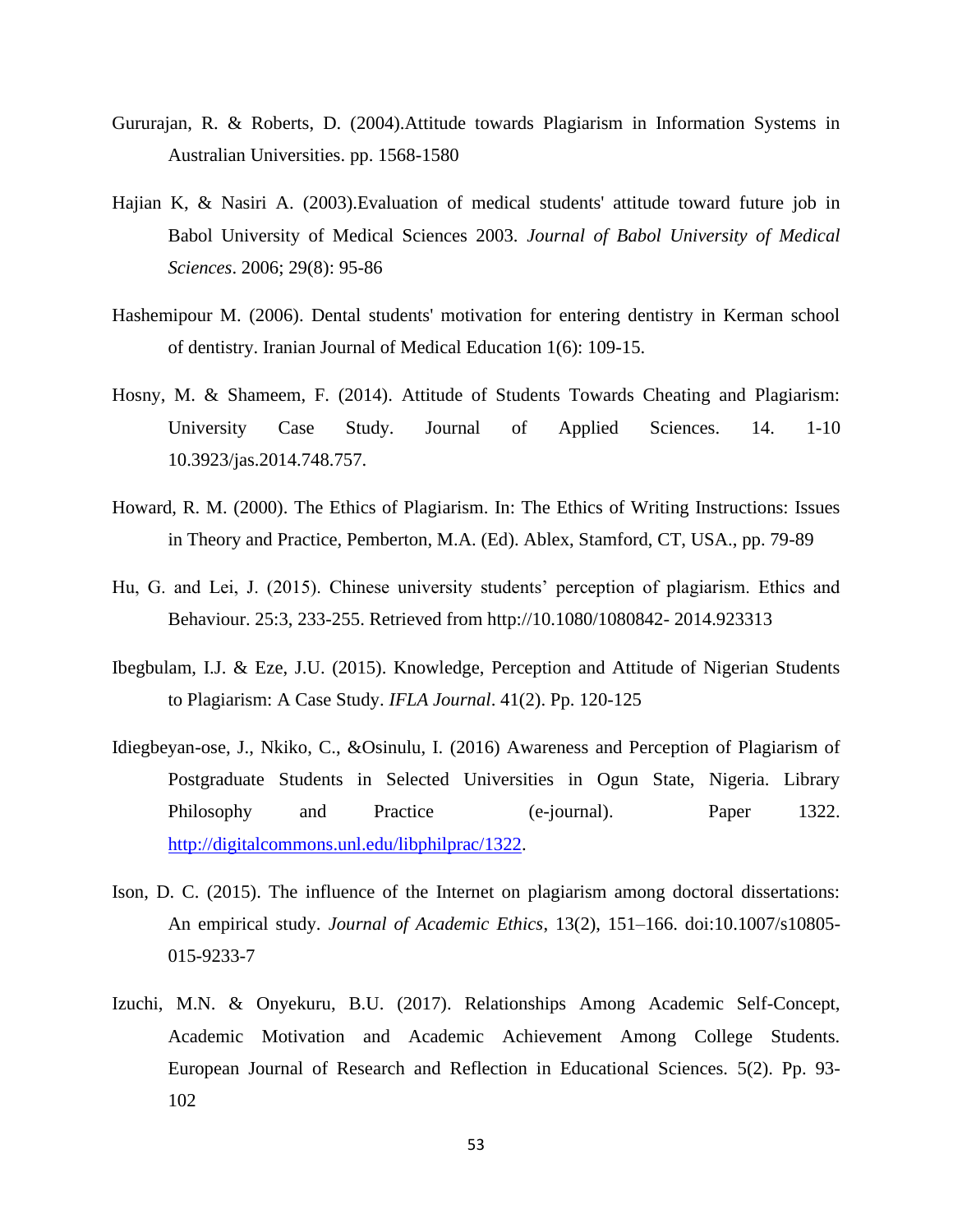Gururajan, R. & Roberts, D. (2004).Attitude towards Plagiarism in Information Systems in Australian Universities. pp. 1568-1580

Hajian K, & Nasiri A. (2003).Evaluation of medical students' attitude toward future job in Babol University of Medical Sciences 2003. *Journal of Babol University of Medical Sciences*. 2006; 29(8): 95-86

Hashemipour M. (2006). Dental students' motivation for entering dentistry in Kerman school of dentistry. Iranian Journal of Medical Education 1(6): 109-15.

Hosny, M. & Shameem, F. (2014). Attitude of Students Towards Cheating and Plagiarism: University Case Study. Journal of Applied Sciences. 14. 1-10 10.3923/jas.2014.748.757.

Howard, R. M. (2000). The Ethics of Plagiarism. In: The Ethics of Writing Instructions: Issues in Theory and Practice, Pemberton, M.A. (Ed). Ablex, Stamford, CT, USA., pp. 79-89

Hu, G. and Lei, J. (2015). Chinese university students' perception of plagiarism. Ethics and Behaviour. 25:3, 233-255. Retrieved from http://10.1080/1080842- 2014.923313

Ibegbulam, I.J. & Eze, J.U. (2015). Knowledge, Perception and Attitude of Nigerian Students to Plagiarism: A Case Study. *IFLA Journal*. 41(2). Pp. 120-125

Idiegbeyan-ose, J., Nkiko, C., &Osinulu, I. (2016) Awareness and Perception of Plagiarism of Postgraduate Students in Selected Universities in Ogun State, Nigeria. Library Philosophy and Practice (e-journal). Paper 1322. http://digitalcommons.unl.edu/libphilprac/1322.

Ison, D. C. (2015). The influence of the Internet on plagiarism among doctoral dissertations: An empirical study. *Journal of Academic Ethics*, 13(2), 151–166. doi:10.1007/s10805-015-9233-7

Izuchi, M.N. & Onyekuru, B.U. (2017). Relationships Among Academic Self-Concept, Academic Motivation and Academic Achievement Among College Students. European Journal of Research and Reflection in Educational Sciences. 5(2). Pp. 93-102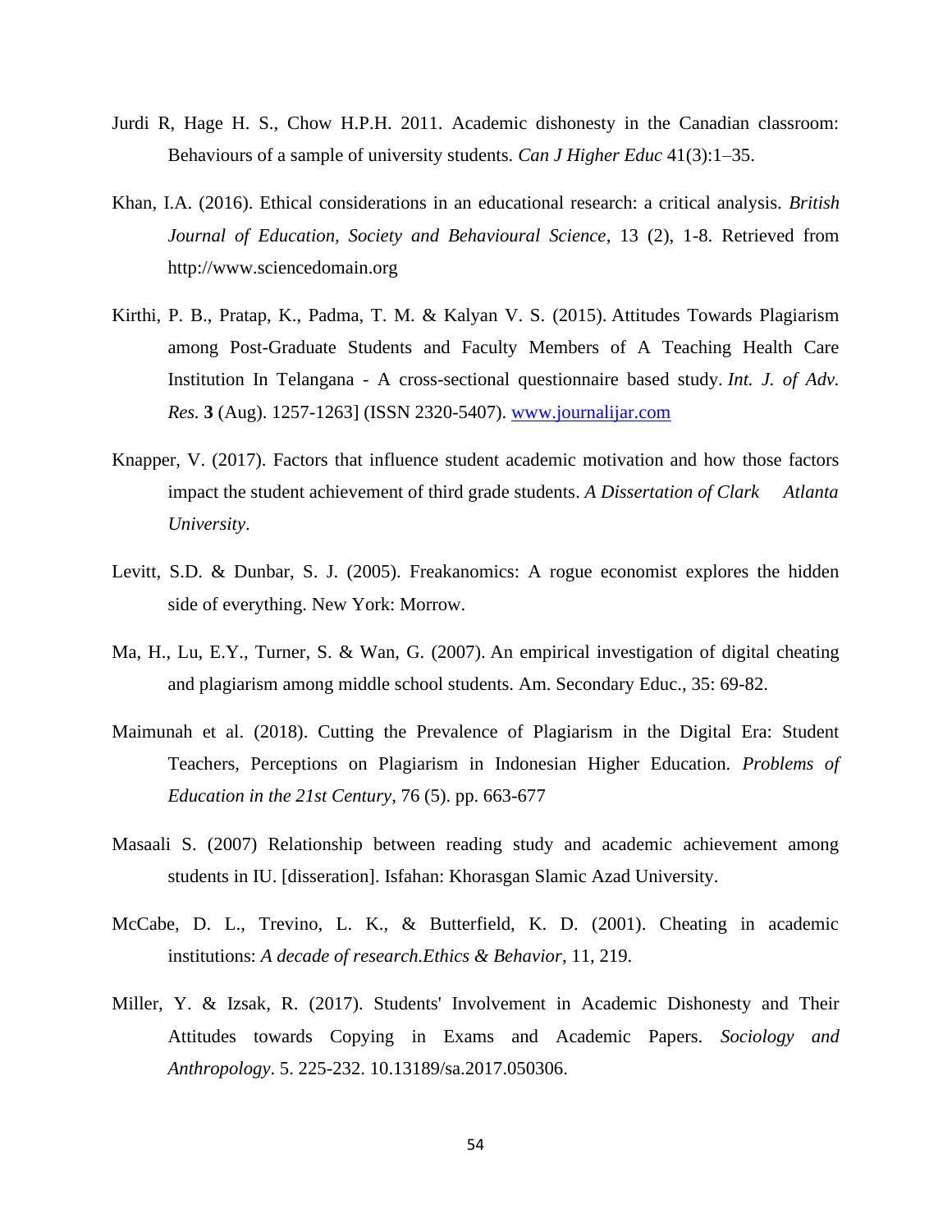Jurdi R, Hage H. S., Chow H.P.H. 2011. Academic dishonesty in the Canadian classroom: Behaviours of a sample of university students. *Can J Higher Educ* 41(3):1–35.

Khan, I.A. (2016). Ethical considerations in an educational research: a critical analysis. *British Journal of Education, Society and Behavioural Science*, 13 (2), 1-8. Retrieved from http://www.sciencedomain.org

Kirthi, P. B., Pratap, K., Padma, T. M. & Kalyan V. S. (2015). Attitudes Towards Plagiarism among Post-Graduate Students and Faculty Members of A Teaching Health Care Institution In Telangana - A cross-sectional questionnaire based study. *Int. J. of Adv. Res.* **3** (Aug). 1257-1263] (ISSN 2320-5407). [www.journalijar.com](www.journalijar.com)

Knapper, V. (2017). Factors that influence student academic motivation and how those factors impact the student achievement of third grade students. *A Dissertation of Clark Atlanta University*.

Levitt, S.D. & Dunbar, S. J. (2005). Freakanomics: A rogue economist explores the hidden side of everything. New York: Morrow.

Ma, H., Lu, E.Y., Turner, S. & Wan, G. (2007). An empirical investigation of digital cheating and plagiarism among middle school students. Am. Secondary Educ., 35: 69-82.

Maimunah et al. (2018). Cutting the Prevalence of Plagiarism in the Digital Era: Student Teachers, Perceptions on Plagiarism in Indonesian Higher Education. *Problems of Education in the 21st Century*, 76 (5). pp. 663-677

Masaali S. (2007) Relationship between reading study and academic achievement among students in IU. [disseration]. Isfahan: Khorasgan Slamic Azad University.

McCabe, D. L., Trevino, L. K., & Butterfield, K. D. (2001). Cheating in academic institutions: *A decade of research.Ethics & Behavior*, 11, 219.

Miller, Y. & Izsak, R. (2017). Students' Involvement in Academic Dishonesty and Their Attitudes towards Copying in Exams and Academic Papers. *Sociology and Anthropology*. 5. 225-232. 10.13189/sa.2017.050306.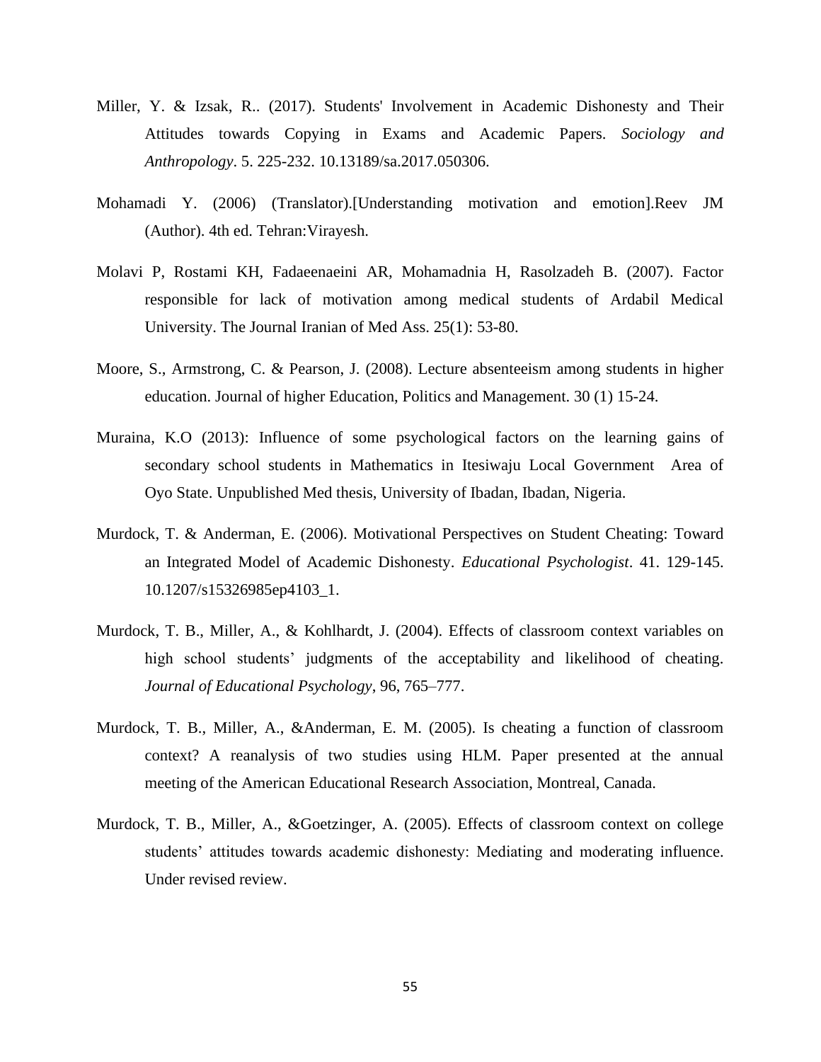Miller, Y. & Izsak, R.. (2017). Students' Involvement in Academic Dishonesty and Their Attitudes towards Copying in Exams and Academic Papers. *Sociology and Anthropology*. 5. 225-232. 10.13189/sa.2017.050306.

Mohamadi Y. (2006) (Translator).[Understanding motivation and emotion].Reev JM (Author). 4th ed. Tehran:Virayesh.

Molavi P, Rostami KH, Fadaeenaeini AR, Mohamadnia H, Rasolzadeh B. (2007). Factor responsible for lack of motivation among medical students of Ardabil Medical University. The Journal Iranian of Med Ass. 25(1): 53-80.

Moore, S., Armstrong, C. & Pearson, J. (2008). Lecture absenteeism among students in higher education. Journal of higher Education, Politics and Management. 30 (1) 15-24.

Muraina, K.O (2013): Influence of some psychological factors on the learning gains of secondary school students in Mathematics in Itesiwaju Local Government Area of Oyo State. Unpublished Med thesis, University of Ibadan, Ibadan, Nigeria.

Murdock, T. & Anderman, E. (2006). Motivational Perspectives on Student Cheating: Toward an Integrated Model of Academic Dishonesty. *Educational Psychologist*. 41. 129-145. 10.1207/s15326985ep4103_1.

Murdock, T. B., Miller, A., & Kohlhardt, J. (2004). Effects of classroom context variables on high school students' judgments of the acceptability and likelihood of cheating. *Journal of Educational Psychology*, 96, 765–777.

Murdock, T. B., Miller, A., &Anderman, E. M. (2005). Is cheating a function of classroom context? A reanalysis of two studies using HLM. Paper presented at the annual meeting of the American Educational Research Association, Montreal, Canada.

Murdock, T. B., Miller, A., &Goetzinger, A. (2005). Effects of classroom context on college students' attitudes towards academic dishonesty: Mediating and moderating influence. Under revised review.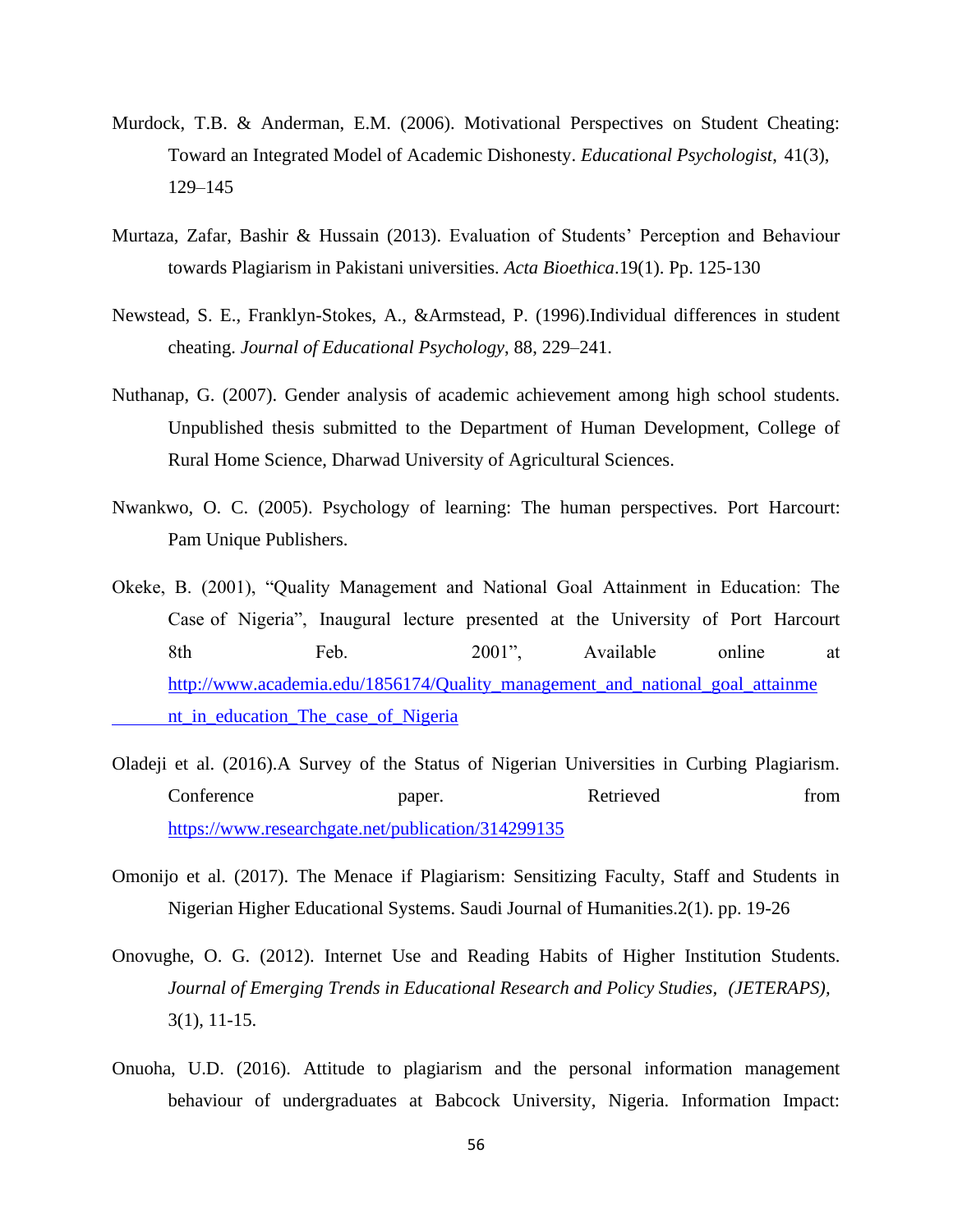Murdock, T.B. & Anderman, E.M. (2006). Motivational Perspectives on Student Cheating: Toward an Integrated Model of Academic Dishonesty. *Educational Psychologist*, 41(3), 129–145

Murtaza, Zafar, Bashir & Hussain (2013). Evaluation of Students' Perception and Behaviour towards Plagiarism in Pakistani universities. *Acta Bioethica*.19(1). Pp. 125-130

Newstead, S. E., Franklyn-Stokes, A., &Armstead, P. (1996).Individual differences in student cheating. *Journal of Educational Psychology*, 88, 229–241.

Nuthanap, G. (2007). Gender analysis of academic achievement among high school students. Unpublished thesis submitted to the Department of Human Development, College of Rural Home Science, Dharwad University of Agricultural Sciences.

Nwankwo, O. C. (2005). Psychology of learning: The human perspectives. Port Harcourt: Pam Unique Publishers.

Okeke, B. (2001), "Quality Management and National Goal Attainment in Education: The Case of Nigeria", Inaugural lecture presented at the University of Port Harcourt 8th Feb. 2001", Available online at http://www.academia.edu/1856174/Quality_management_and_national_goal_attainment_in_education_The_case_of_Nigeria

Oladeji et al. (2016).A Survey of the Status of Nigerian Universities in Curbing Plagiarism. Conference paper. Retrieved from https://www.researchgate.net/publication/314299135

Omonijo et al. (2017). The Menace if Plagiarism: Sensitizing Faculty, Staff and Students in Nigerian Higher Educational Systems. Saudi Journal of Humanities.2(1). pp. 19-26

Onovughe, O. G. (2012). Internet Use and Reading Habits of Higher Institution Students. *Journal of Emerging Trends in Educational Research and Policy Studies, (JETERAPS)*, 3(1), 11-15.

Onuoha, U.D. (2016). Attitude to plagiarism and the personal information management behaviour of undergraduates at Babcock University, Nigeria. Information Impact: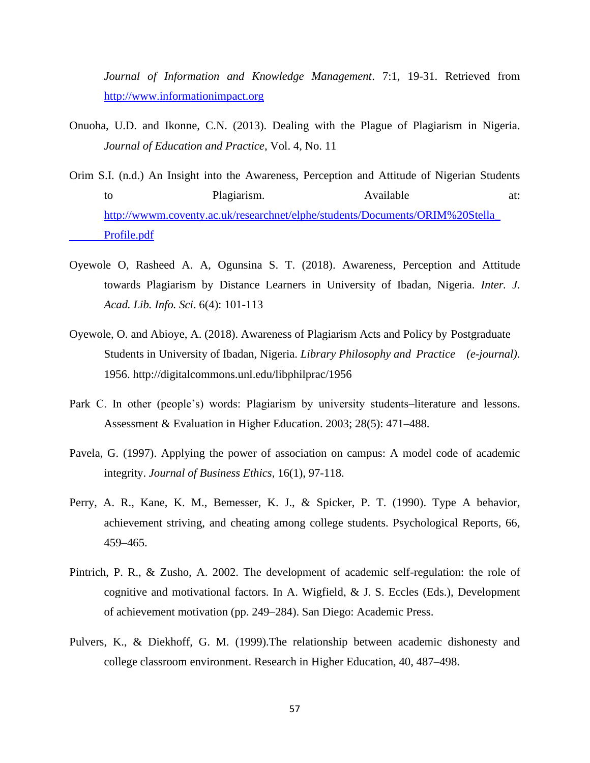*Journal of Information and Knowledge Management*. 7:1, 19-31. Retrieved from http://www.informationimpact.org

Onuoha, U.D. and Ikonne, C.N. (2013). Dealing with the Plague of Plagiarism in Nigeria. *Journal of Education and Practice*, Vol. 4, No. 11

Orim S.I. (n.d.) An Insight into the Awareness, Perception and Attitude of Nigerian Students to Plagiarism. Available at: http://wwwm.coventy.ac.uk/researchnet/elphe/students/Documents/ORIM%20Stella_Profile.pdf

Oyewole O, Rasheed A. A, Ogunsina S. T. (2018). Awareness, Perception and Attitude towards Plagiarism by Distance Learners in University of Ibadan, Nigeria. *Inter. J. Acad. Lib. Info. Sci*. 6(4): 101-113

Oyewole, O. and Abioye, A. (2018). Awareness of Plagiarism Acts and Policy by Postgraduate Students in University of Ibadan, Nigeria. *Library Philosophy and Practice (e-journal)*. 1956. http://digitalcommons.unl.edu/libphilprac/1956

Park C. In other (people's) words: Plagiarism by university students–literature and lessons. Assessment & Evaluation in Higher Education. 2003; 28(5): 471–488.

Pavela, G. (1997). Applying the power of association on campus: A model code of academic integrity. *Journal of Business Ethics*, 16(1), 97-118.

Perry, A. R., Kane, K. M., Bemesser, K. J., & Spicker, P. T. (1990). Type A behavior, achievement striving, and cheating among college students. Psychological Reports, 66, 459–465.

Pintrich, P. R., & Zusho, A. 2002. The development of academic self-regulation: the role of cognitive and motivational factors. In A. Wigfield, & J. S. Eccles (Eds.), Development of achievement motivation (pp. 249–284). San Diego: Academic Press.

Pulvers, K., & Diekhoff, G. M. (1999).The relationship between academic dishonesty and college classroom environment. Research in Higher Education, 40, 487–498.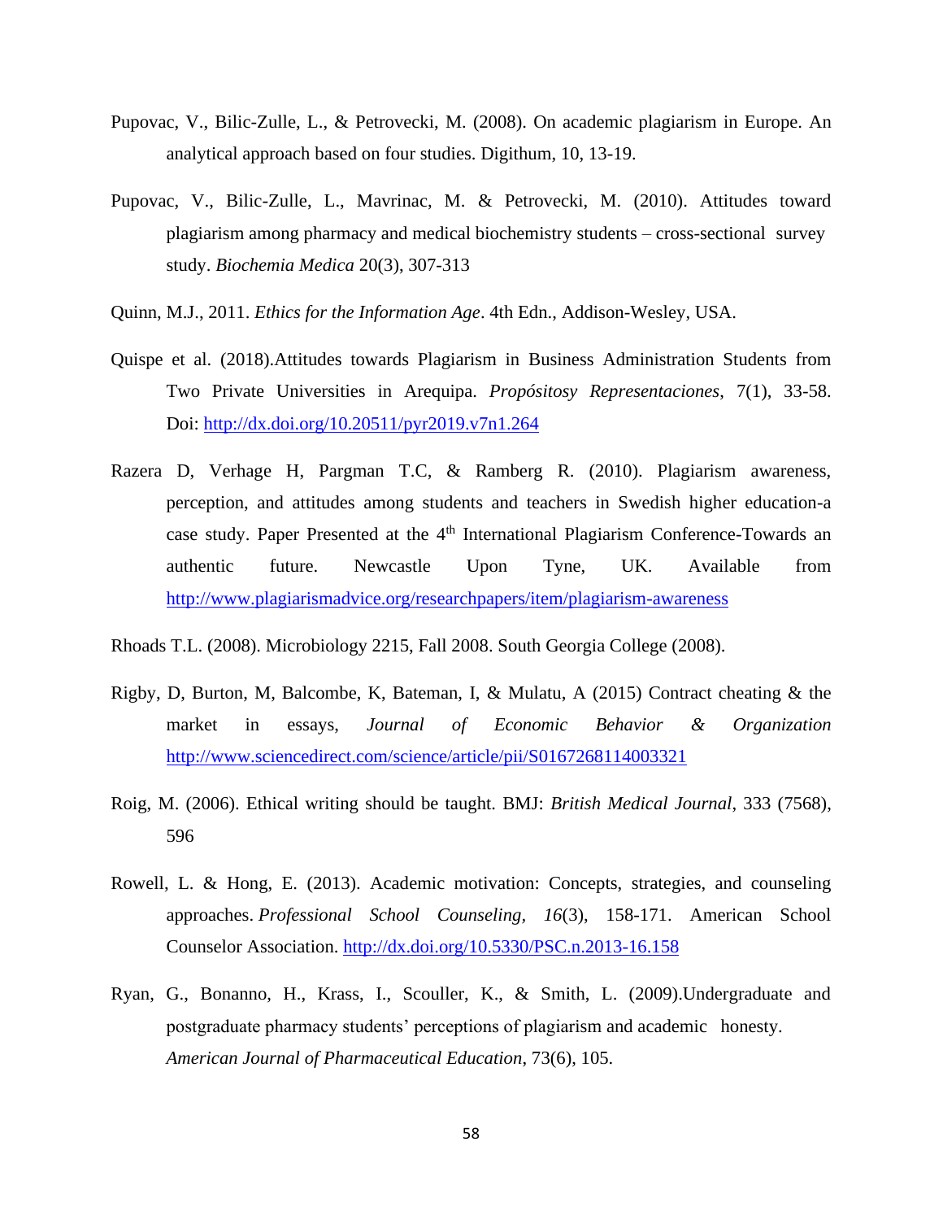Pupovac, V., Bilic-Zulle, L., & Petrovecki, M. (2008). On academic plagiarism in Europe. An analytical approach based on four studies. Digithum, 10, 13-19.

Pupovac, V., Bilic-Zulle, L., Mavrinac, M. & Petrovecki, M. (2010). Attitudes toward plagiarism among pharmacy and medical biochemistry students – cross-sectional survey study. *Biochemia Medica* 20(3), 307-313

Quinn, M.J., 2011. *Ethics for the Information Age*. 4th Edn., Addison-Wesley, USA.

Quispe et al. (2018).Attitudes towards Plagiarism in Business Administration Students from Two Private Universities in Arequipa. *Propósitosy Representaciones*, 7(1), 33-58. Doi: http://dx.doi.org/10.20511/pyr2019.v7n1.264

Razera D, Verhage H, Pargman T.C, & Ramberg R. (2010). Plagiarism awareness, perception, and attitudes among students and teachers in Swedish higher education-a case study. Paper Presented at the 4th International Plagiarism Conference-Towards an authentic future. Newcastle Upon Tyne, UK. Available from http://www.plagiarismadvice.org/researchpapers/item/plagiarism-awareness

Rhoads T.L. (2008). Microbiology 2215, Fall 2008. South Georgia College (2008).

Rigby, D, Burton, M, Balcombe, K, Bateman, I, & Mulatu, A (2015) Contract cheating & the market in essays, *Journal of Economic Behavior & Organization* http://www.sciencedirect.com/science/article/pii/S0167268114003321

Roig, M. (2006). Ethical writing should be taught. BMJ: *British Medical Journal*, 333 (7568), 596

Rowell, L. & Hong, E. (2013). Academic motivation: Concepts, strategies, and counseling approaches. *Professional School Counseling*, *16*(3), 158-171. American School Counselor Association. http://dx.doi.org/10.5330/PSC.n.2013-16.158

Ryan, G., Bonanno, H., Krass, I., Scouller, K., & Smith, L. (2009).Undergraduate and postgraduate pharmacy students' perceptions of plagiarism and academic honesty. *American Journal of Pharmaceutical Education*, 73(6), 105.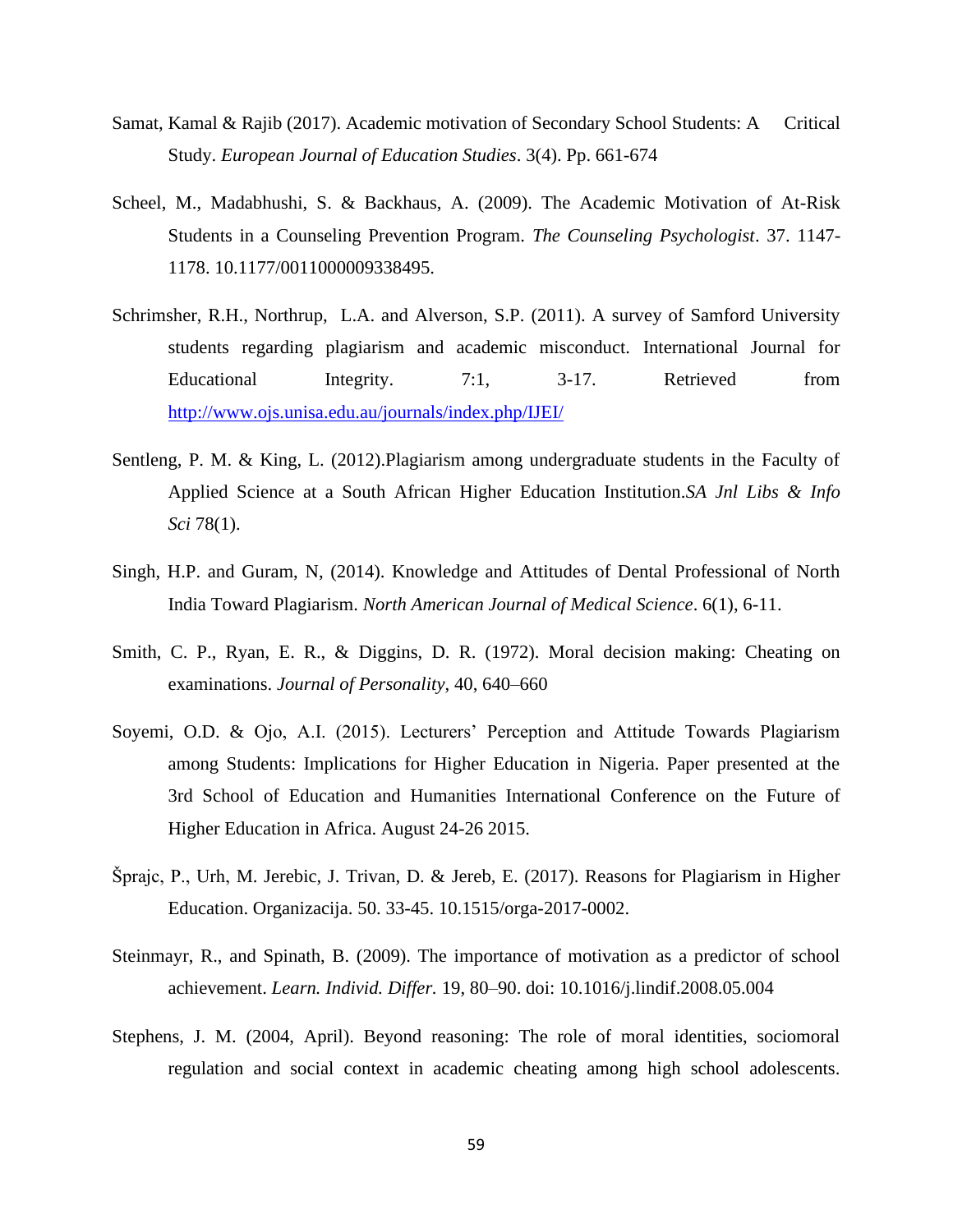Samat, Kamal & Rajib (2017). Academic motivation of Secondary School Students: A Critical Study. *European Journal of Education Studies*. 3(4). Pp. 661-674

Scheel, M., Madabhushi, S. & Backhaus, A. (2009). The Academic Motivation of At-Risk Students in a Counseling Prevention Program. *The Counseling Psychologist*. 37. 1147-1178. 10.1177/0011000009338495.

Schrimsher, R.H., Northrup, L.A. and Alverson, S.P. (2011). A survey of Samford University students regarding plagiarism and academic misconduct. International Journal for Educational Integrity. 7:1, 3-17. Retrieved from http://www.ojs.unisa.edu.au/journals/index.php/IJEI/

Sentleng, P. M. & King, L. (2012).Plagiarism among undergraduate students in the Faculty of Applied Science at a South African Higher Education Institution.*SA Jnl Libs & Info Sci* 78(1).

Singh, H.P. and Guram, N, (2014). Knowledge and Attitudes of Dental Professional of North India Toward Plagiarism. *North American Journal of Medical Science*. 6(1), 6-11.

Smith, C. P., Ryan, E. R., & Diggins, D. R. (1972). Moral decision making: Cheating on examinations. *Journal of Personality*, 40, 640–660

Soyemi, O.D. & Ojo, A.I. (2015). Lecturers' Perception and Attitude Towards Plagiarism among Students: Implications for Higher Education in Nigeria. Paper presented at the 3rd School of Education and Humanities International Conference on the Future of Higher Education in Africa. August 24-26 2015.

Šprajc, P., Urh, M. Jerebic, J. Trivan, D. & Jereb, E. (2017). Reasons for Plagiarism in Higher Education. Organizacija. 50. 33-45. 10.1515/orga-2017-0002.

Steinmayr, R., and Spinath, B. (2009). The importance of motivation as a predictor of school achievement. *Learn. Individ. Differ.* 19, 80–90. doi: 10.1016/j.lindif.2008.05.004

Stephens, J. M. (2004, April). Beyond reasoning: The role of moral identities, sociomoral regulation and social context in academic cheating among high school adolescents.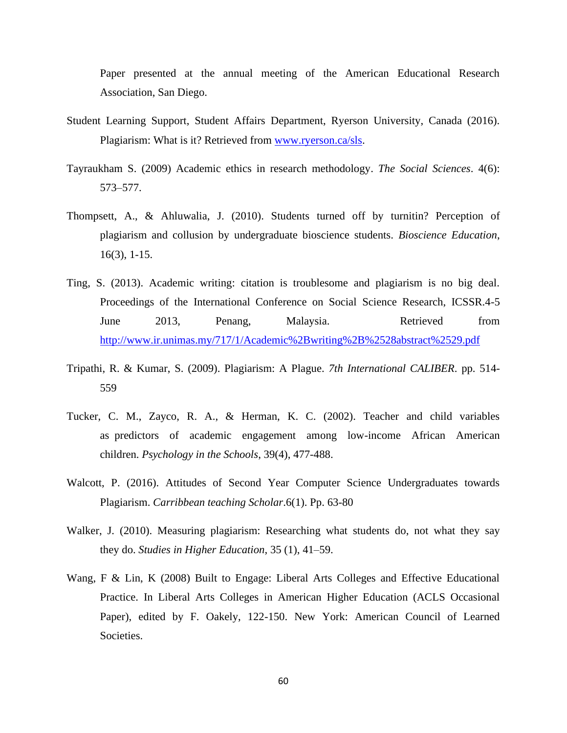Paper presented at the annual meeting of the American Educational Research Association, San Diego.

Student Learning Support, Student Affairs Department, Ryerson University, Canada (2016). Plagiarism: What is it? Retrieved from [www.ryerson.ca/sls](www.ryerson.ca/sls).

Tayraukham S. (2009) Academic ethics in research methodology. *The Social Sciences*. 4(6): 573–577.

Thompsett, A., & Ahluwalia, J. (2010). Students turned off by turnitin? Perception of plagiarism and collusion by undergraduate bioscience students. *Bioscience Education*, 16(3), 1-15.

Ting, S. (2013). Academic writing: citation is troublesome and plagiarism is no big deal. Proceedings of the International Conference on Social Science Research, ICSSR.4-5 June 2013, Penang, Malaysia. Retrieved from [http://www.ir.unimas.my/717/1/Academic%2Bwriting%2B%2528abstract%2529.pdf](http://www.ir.unimas.my/717/1/Academic%2Bwriting%2B%2528abstract%2529.pdf)

Tripathi, R. & Kumar, S. (2009). Plagiarism: A Plague. *7th International CALIBER*. pp. 514-559

Tucker, C. M., Zayco, R. A., & Herman, K. C. (2002). Teacher and child variables as predictors of academic engagement among low-income African American children. *Psychology in the Schools*, 39(4), 477-488.

Walcott, P. (2016). Attitudes of Second Year Computer Science Undergraduates towards Plagiarism. *Carribbean teaching Scholar*.6(1). Pp. 63-80

Walker, J. (2010). Measuring plagiarism: Researching what students do, not what they say they do. *Studies in Higher Education*, 35 (1), 41–59.

Wang, F & Lin, K (2008) Built to Engage: Liberal Arts Colleges and Effective Educational Practice. In Liberal Arts Colleges in American Higher Education (ACLS Occasional Paper), edited by F. Oakely, 122-150. New York: American Council of Learned Societies.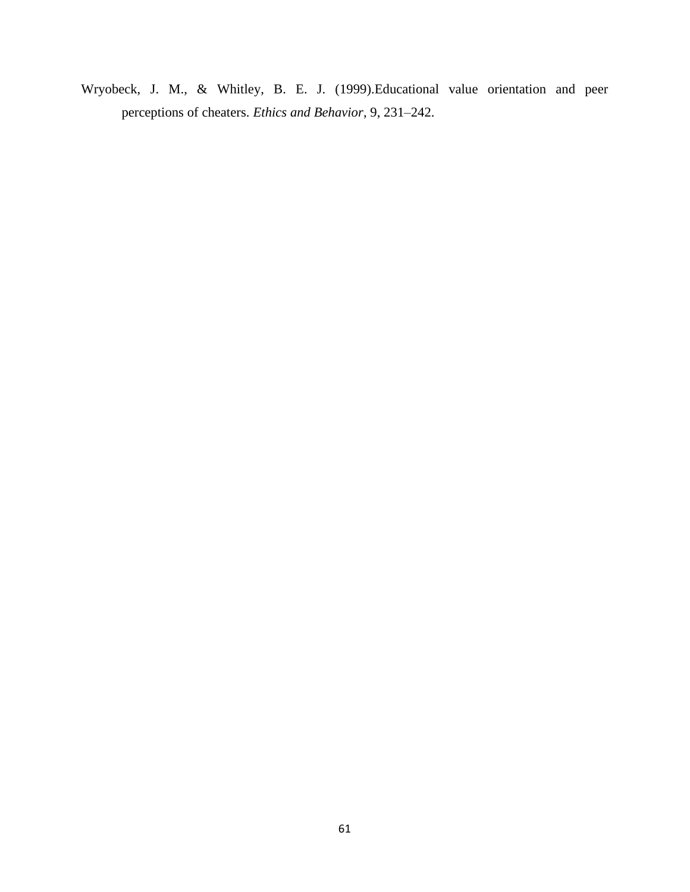Wryobeck, J. M., & Whitley, B. E. J. (1999).Educational value orientation and peer perceptions of cheaters. *Ethics and Behavior*, 9, 231–242.